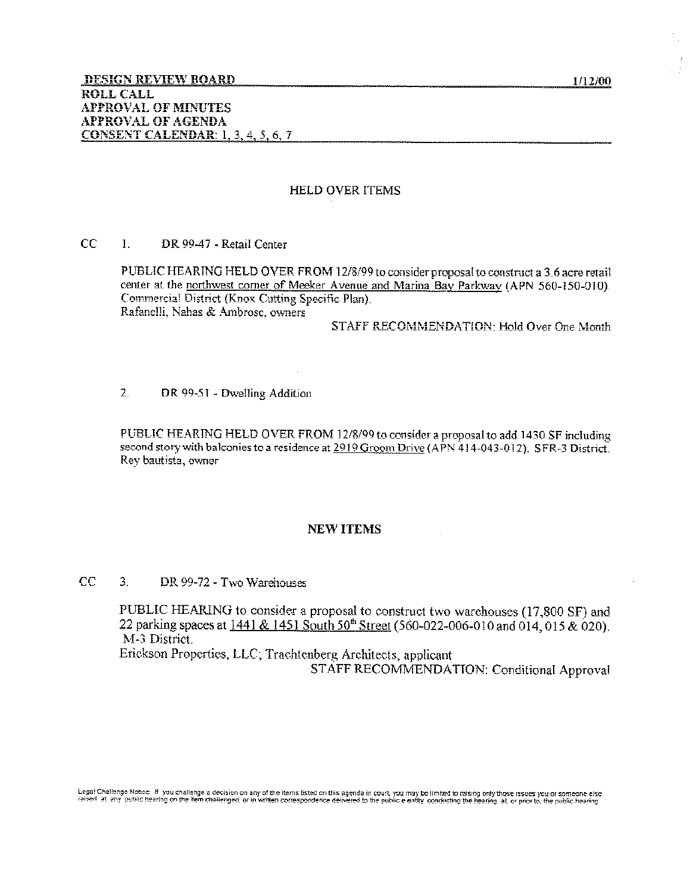**DESIGN REVIEW BOARD** 1/12/00

**ROLL CALL**

**APPROVAL OF MINUTES**

**APPROVAL OF AGENDA**

**CONSENT CALENDAR: 1, 3, 4, 5, 6, 7**

## HELD OVER ITEMS

CC 1. DR 99-47 - Retail Center

PUBLIC HEARING HELD OVER FROM 12/8/99 to consider proposal to construct a 3.6 acre retail center at the northwest corner of Meeker Avenue and Marina Bay Parkway (APN 560-150-010). Commercial District (Knox Cutting Specific Plan).
Rafanelli, Nahas & Ambrose, owners

STAFF RECOMMENDATION: Hold Over One Month

2. DR 99-51 - Dwelling Addition

PUBLIC HEARING HELD OVER FROM 12/8/99 to consider a proposal to add 1430 SF including second story with balconies to a residence at 2919 Groom Drive (APN 414-043-012). SFR-3 District.
Rey bautista, owner

## NEW ITEMS

CC 3. DR 99-72 - Two Warehouses

PUBLIC HEARING to consider a proposal to construct two warehouses (17,800 SF) and 22 parking spaces at 1441 & 1451 South 50th Street (560-022-006-010 and 014, 015 & 020). M-3 District.
Erickson Properties, LLC; Trachtenberg Architects, applicant

STAFF RECOMMENDATION: Conditional Approval

Legal Challenge Notice: If you challenge a decision on any of the items listed on this agenda in court, you may be limited to raising only those issues you or someone else raised at any public hearing on the item challenged, or in written correspondence delivered to the public entity conducting the hearing at, or prior to, the public hearing.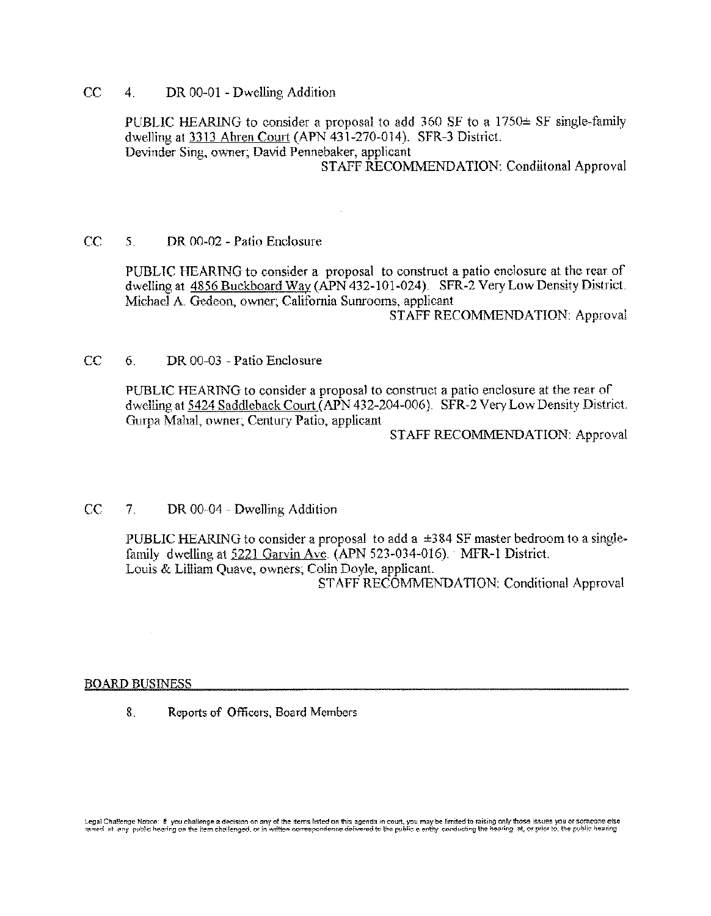CC 4. DR 00-01 - Dwelling Addition

PUBLIC HEARING to consider a proposal to add 360 SF to a 1750± SF single-family dwelling at 3313 Ahren Court (APN 431-270-014). SFR-3 District.
Devinder Sing, owner; David Pennebaker, applicant

STAFF RECOMMENDATION: Condiitonal Approval

CC 5. DR 00-02 - Patio Enclosure

PUBLIC HEARING to consider a proposal to construct a patio enclosure at the rear of dwelling at 4856 Buckboard Way (APN 432-101-024). SFR-2 Very Low Density District.
Michael A. Gedeon, owner; California Sunrooms, applicant

STAFF RECOMMENDATION: Approval

CC 6. DR 00-03 - Patio Enclosure

PUBLIC HEARING to consider a proposal to construct a patio enclosure at the rear of dwelling at 5424 Saddleback Court (APN 432-204-006). SFR-2 Very Low Density District.
Gurpa Mahal, owner; Century Patio, applicant

STAFF RECOMMENDATION: Approval

CC 7. DR 00-04 - Dwelling Addition

PUBLIC HEARING to consider a proposal to add a ±384 SF master bedroom to a single-family dwelling at 5221 Garvin Ave. (APN 523-034-016). MFR-1 District.
Louis & Lilliam Quave, owners; Colin Doyle, applicant.

STAFF RECOMMENDATION: Conditional Approval

## BOARD BUSINESS

8. Reports of Officers, Board Members

Legal Challenge Notice: If you challenge a decision on any of the items listed on this agenda in court, you may be limited to raising only those issues you or someone else raised at any public hearing on the item challenged, or in written correspondence delivered to the public entity conducting the hearing at, or prior to, the public hearing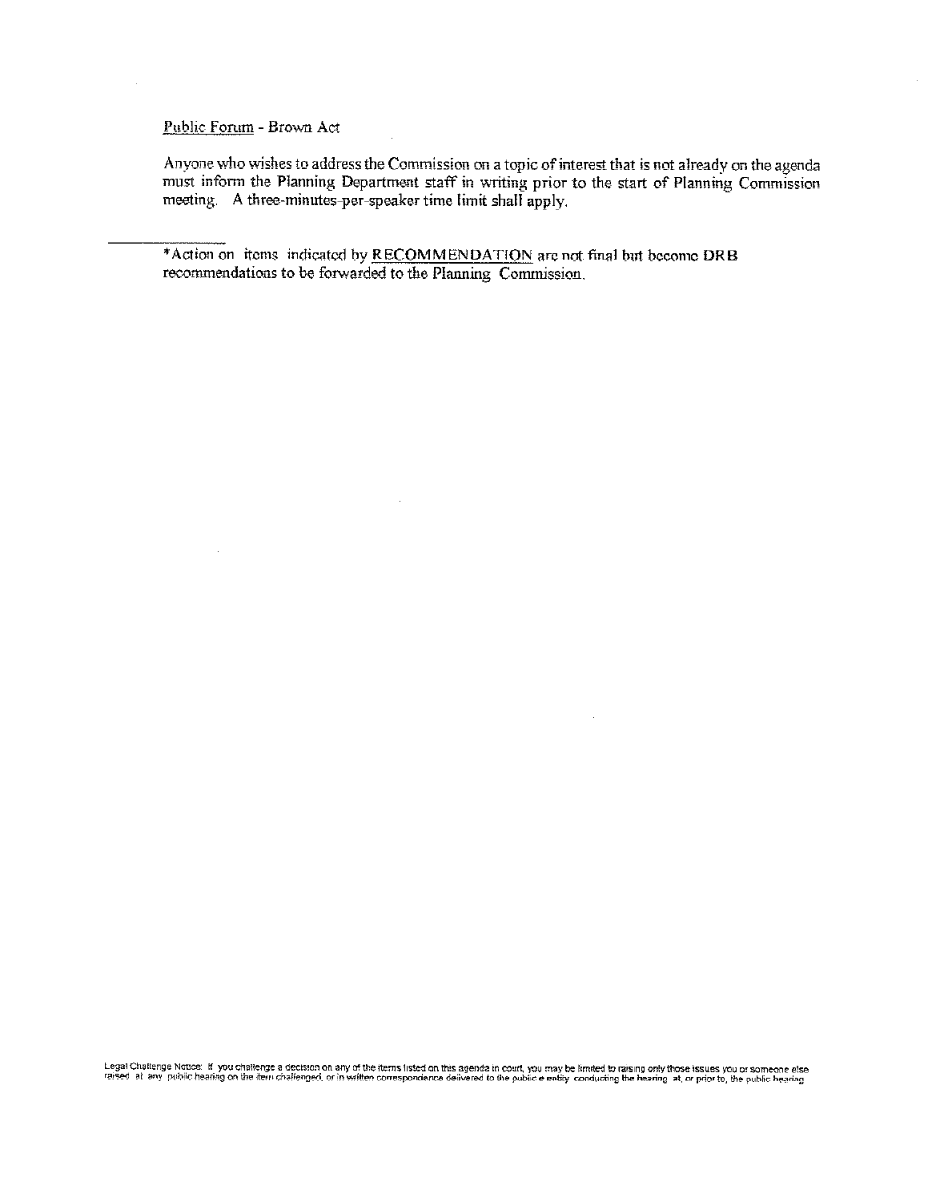Public Forum - Brown Act

Anyone who wishes to address the Commission on a topic of interest that is not already on the agenda must inform the Planning Department staff in writing prior to the start of Planning Commission meeting. A three-minutes-per-speaker time limit shall apply.

---

*Action on items indicated by RECOMMENDATION are not final but become DRB recommendations to be forwarded to the Planning Commission.

Legal Challenge Notice: If you challenge a decision on any of the items listed on this agenda in court, you may be limited to raising only those issues you or someone else raised at any public hearing on the item challenged, or in written correspondence delivered to the public entity conducting the hearing at, or prior to, the public hearing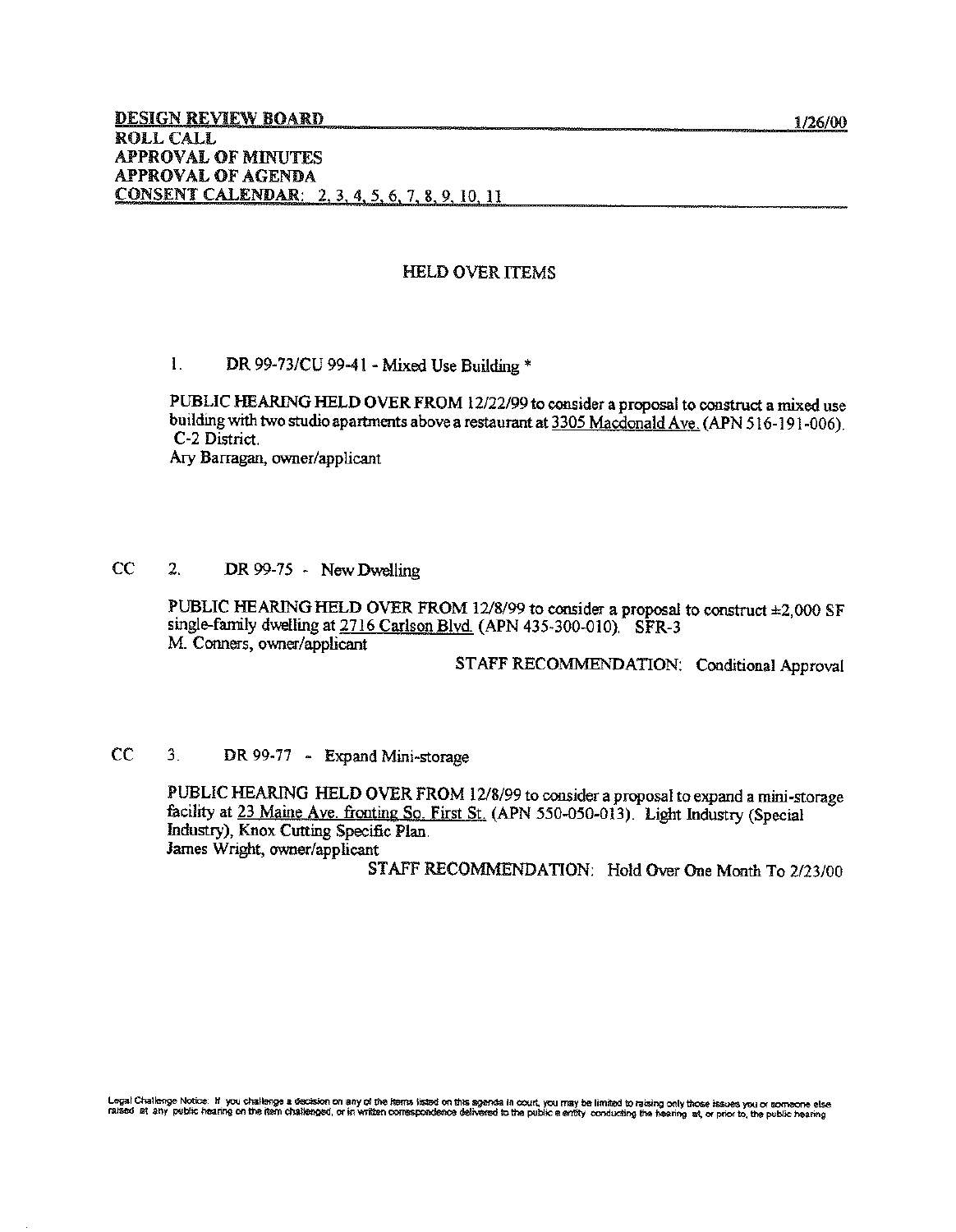**DESIGN REVIEW BOARD** 1/26/00

**ROLL CALL**

**APPROVAL OF MINUTES**

**APPROVAL OF AGENDA**

**CONSENT CALENDAR: 2, 3, 4, 5, 6, 7, 8, 9, 10, 11**

HELD OVER ITEMS

1. DR 99-73/CU 99-41 - Mixed Use Building *

PUBLIC HEARING HELD OVER FROM 12/22/99 to consider a proposal to construct a mixed use building with two studio apartments above a restaurant at 3305 Macdonald Ave. (APN 516-191-006). C-2 District.
Ary Barragan, owner/applicant

CC 2. DR 99-75 - New Dwelling

PUBLIC HEARING HELD OVER FROM 12/8/99 to consider a proposal to construct ±2,000 SF single-family dwelling at 2716 Carlson Blvd. (APN 435-300-010). SFR-3
M. Conners, owner/applicant

STAFF RECOMMENDATION: Conditional Approval

CC 3. DR 99-77 - Expand Mini-storage

PUBLIC HEARING HELD OVER FROM 12/8/99 to consider a proposal to expand a mini-storage facility at 23 Maine Ave. fronting So. First St. (APN 550-050-013). Light Industry (Special Industry), Knox Cutting Specific Plan.
James Wright, owner/applicant

STAFF RECOMMENDATION: Hold Over One Month To 2/23/00

Legal Challenge Notice: If you challenge a decision on any of the items listed on this agenda in court, you may be limited to raising only those issues you or someone else raised at any public hearing on the item challenged, or in written correspondence delivered to the public entity conducting the hearing at, or prior to, the public hearing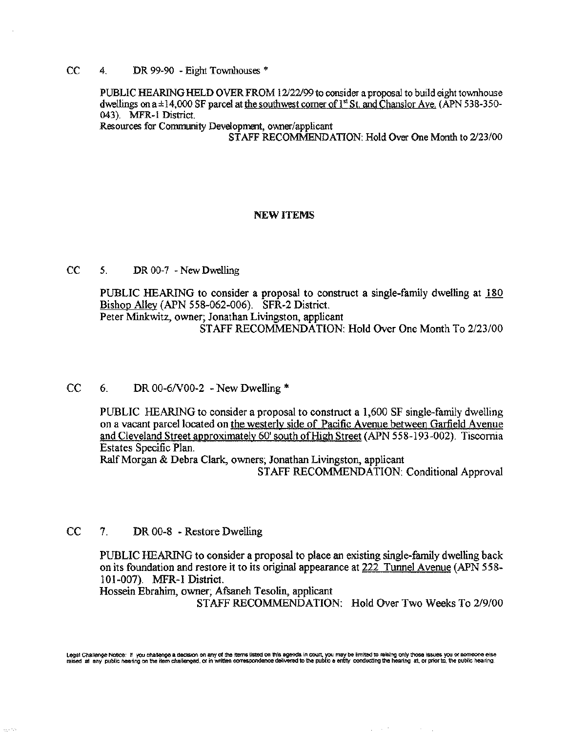CC 4. DR 99-90 - Eight Townhouses *

PUBLIC HEARING HELD OVER FROM 12/22/99 to consider a proposal to build eight townhouse dwellings on a ±14,000 SF parcel at the southwest corner of 1st St. and Chanslor Ave. (APN 538-350-043). MFR-1 District.
Resources for Community Development, owner/applicant

STAFF RECOMMENDATION: Hold Over One Month to 2/23/00

## NEW ITEMS

CC 5. DR 00-7 - New Dwelling

PUBLIC HEARING to consider a proposal to construct a single-family dwelling at 180 Bishop Alley (APN 558-062-006). SFR-2 District.
Peter Minkwitz, owner; Jonathan Livingston, applicant

STAFF RECOMMENDATION: Hold Over One Month To 2/23/00

CC 6. DR 00-6/V00-2 - New Dwelling *

PUBLIC HEARING to consider a proposal to construct a 1,600 SF single-family dwelling on a vacant parcel located on the westerly side of Pacific Avenue between Garfield Avenue and Cleveland Street approximately 60' south of High Street (APN 558-193-002). Tiscornia Estates Specific Plan.
Ralf Morgan & Debra Clark, owners; Jonathan Livingston, applicant

STAFF RECOMMENDATION: Conditional Approval

CC 7. DR 00-8 - Restore Dwelling

PUBLIC HEARING to consider a proposal to place an existing single-family dwelling back on its foundation and restore it to its original appearance at 222 Tunnel Avenue (APN 558-101-007). MFR-1 District.
Hossein Ebrahim, owner; Afsaneh Tesolin, applicant

STAFF RECOMMENDATION: Hold Over Two Weeks To 2/9/00

Legal Challenge Notice: If you challenge a decision on any of the items listed on this agenda in court, you may be limited to raising only those issues you or someone else raised at any public hearing on the item challenged, or in written correspondence delivered to the public entity conducting the hearing at, or prior to, the public hearing.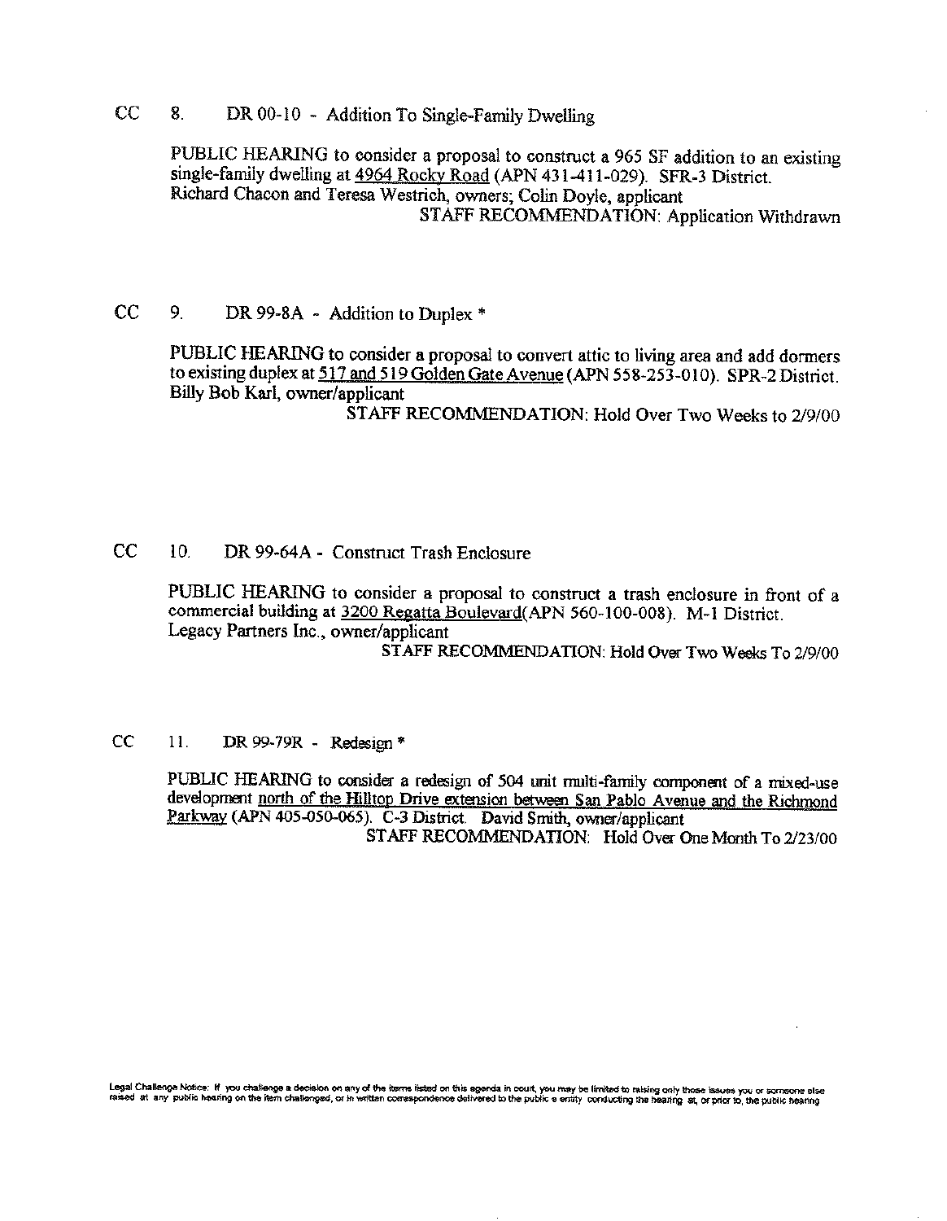CC 8. DR 00-10 - Addition To Single-Family Dwelling

PUBLIC HEARING to consider a proposal to construct a 965 SF addition to an existing single-family dwelling at 4964 Rocky Road (APN 431-411-029). SFR-3 District. Richard Chacon and Teresa Westrich, owners; Colin Doyle, applicant

STAFF RECOMMENDATION: Application Withdrawn

CC 9. DR 99-8A - Addition to Duplex *

PUBLIC HEARING to consider a proposal to convert attic to living area and add dormers to existing duplex at 517 and 519 Golden Gate Avenue (APN 558-253-010). SPR-2 District. Billy Bob Karl, owner/applicant

STAFF RECOMMENDATION: Hold Over Two Weeks to 2/9/00

CC 10. DR 99-64A - Construct Trash Enclosure

PUBLIC HEARING to consider a proposal to construct a trash enclosure in front of a commercial building at 3200 Regatta Boulevard(APN 560-100-008). M-1 District. Legacy Partners Inc., owner/applicant

STAFF RECOMMENDATION: Hold Over Two Weeks To 2/9/00

CC 11. DR 99-79R - Redesign *

PUBLIC HEARING to consider a redesign of 504 unit multi-family component of a mixed-use development north of the Hilltop Drive extension between San Pablo Avenue and the Richmond Parkway (APN 405-050-065). C-3 District. David Smith, owner/applicant

STAFF RECOMMENDATION: Hold Over One Month To 2/23/00

Legal Challenge Notice: If you challenge a decision on any of the items listed on this agenda in court, you may be limited to raising only those issues you or someone else raised at any public hearing on the item challenged, or in written correspondence delivered to the public e entity conducting the hearing at, or prior to, the public hearing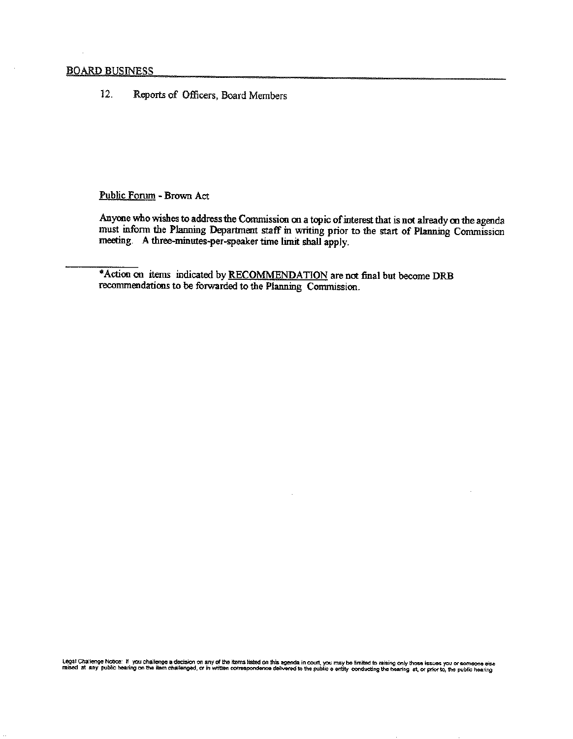## BOARD BUSINESS

12. Reports of Officers, Board Members

Public Forum - Brown Act

Anyone who wishes to address the Commission on a topic of interest that is not already on the agenda must inform the Planning Department staff in writing prior to the start of Planning Commission meeting. A three-minutes-per-speaker time limit shall apply.

---

*Action on items indicated by RECOMMENDATION are not final but become DRB recommendations to be forwarded to the Planning Commission.

Legal Challenge Notice: If you challenge a decision on any of the items listed on this agenda in court, you may be limited to raising only those issues you or someone else raised at any public hearing on the item challenged, or in written correspondence delivered to the public e entity conducting the hearing at, or prior to, the public hearing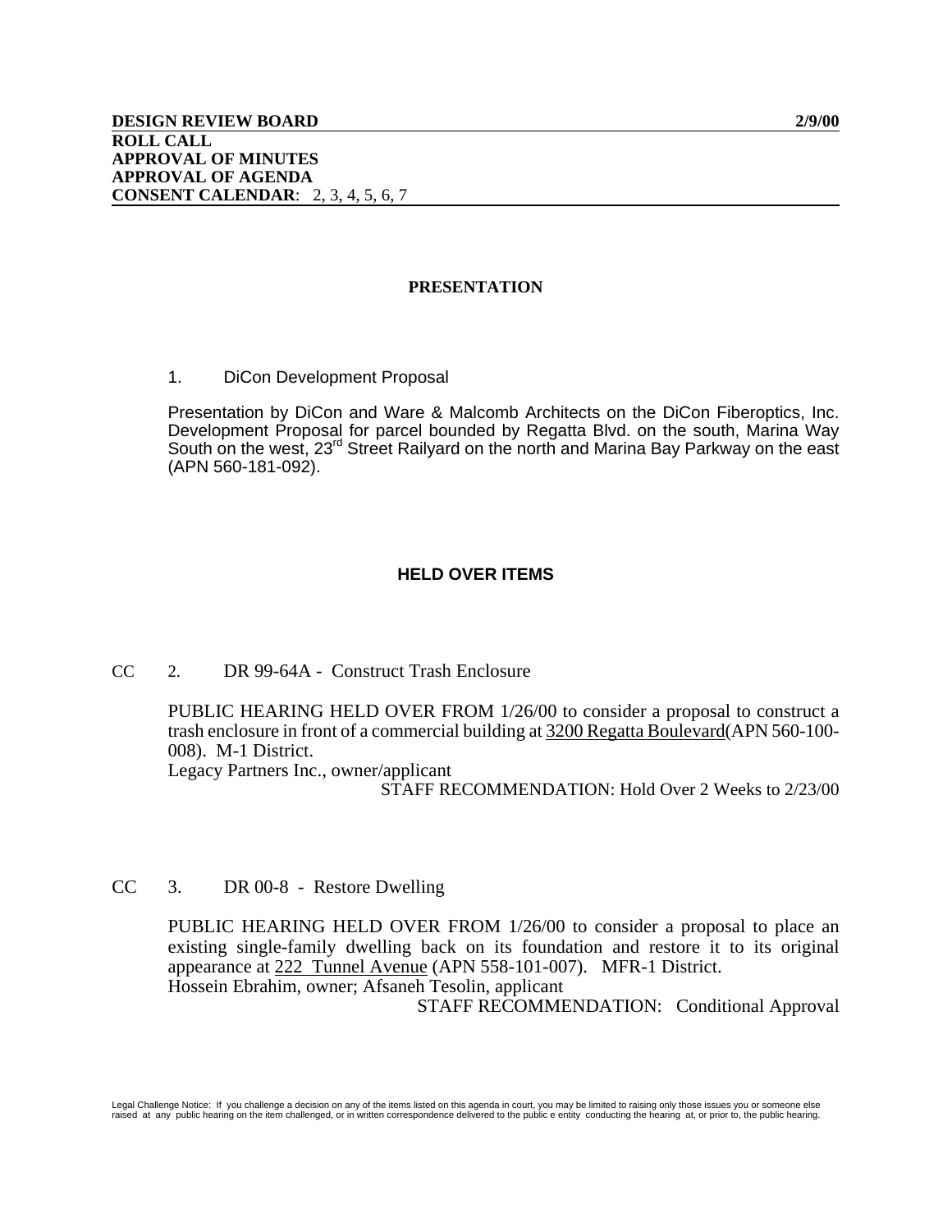**DESIGN REVIEW BOARD** **2/9/00**
**ROLL CALL**
**APPROVAL OF MINUTES**
**APPROVAL OF AGENDA**
**CONSENT CALENDAR**: 2, 3, 4, 5, 6, 7

## PRESENTATION

1. DiCon Development Proposal

Presentation by DiCon and Ware & Malcomb Architects on the DiCon Fiberoptics, Inc. Development Proposal for parcel bounded by Regatta Blvd. on the south, Marina Way South on the west, 23rd Street Railyard on the north and Marina Bay Parkway on the east (APN 560-181-092).

## HELD OVER ITEMS

CC 2. DR 99-64A - Construct Trash Enclosure

PUBLIC HEARING HELD OVER FROM 1/26/00 to consider a proposal to construct a trash enclosure in front of a commercial building at 3200 Regatta Boulevard(APN 560-100-008). M-1 District.
Legacy Partners Inc., owner/applicant

STAFF RECOMMENDATION: Hold Over 2 Weeks to 2/23/00

CC 3. DR 00-8 - Restore Dwelling

PUBLIC HEARING HELD OVER FROM 1/26/00 to consider a proposal to place an existing single-family dwelling back on its foundation and restore it to its original appearance at 222 Tunnel Avenue (APN 558-101-007). MFR-1 District.
Hossein Ebrahim, owner; Afsaneh Tesolin, applicant

STAFF RECOMMENDATION: Conditional Approval

Legal Challenge Notice: If you challenge a decision on any of the items listed on this agenda in court, you may be limited to raising only those issues you or someone else raised at any public hearing on the item challenged, or in written correspondence delivered to the public e entity conducting the hearing at, or prior to, the public hearing.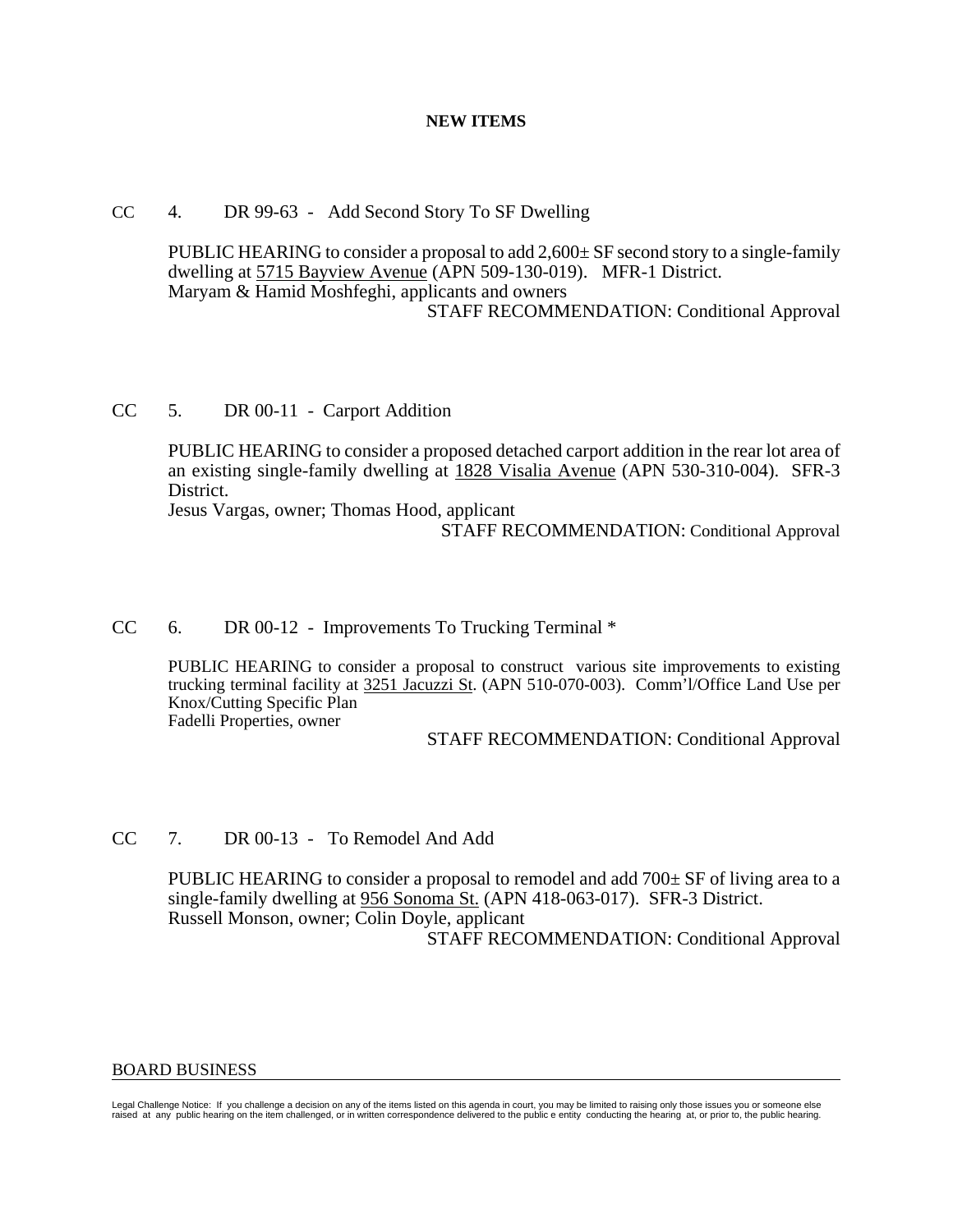**NEW ITEMS**

CC 4. DR 99-63 - Add Second Story To SF Dwelling

PUBLIC HEARING to consider a proposal to add 2,600± SF second story to a single-family dwelling at 5715 Bayview Avenue (APN 509-130-019). MFR-1 District.
Maryam & Hamid Moshfeghi, applicants and owners

STAFF RECOMMENDATION: Conditional Approval

CC 5. DR 00-11 - Carport Addition

PUBLIC HEARING to consider a proposed detached carport addition in the rear lot area of an existing single-family dwelling at 1828 Visalia Avenue (APN 530-310-004). SFR-3 District.
Jesus Vargas, owner; Thomas Hood, applicant

STAFF RECOMMENDATION: Conditional Approval

CC 6. DR 00-12 - Improvements To Trucking Terminal *

PUBLIC HEARING to consider a proposal to construct various site improvements to existing trucking terminal facility at 3251 Jacuzzi St. (APN 510-070-003). Comm'l/Office Land Use per Knox/Cutting Specific Plan
Fadelli Properties, owner

STAFF RECOMMENDATION: Conditional Approval

CC 7. DR 00-13 - To Remodel And Add

PUBLIC HEARING to consider a proposal to remodel and add 700± SF of living area to a single-family dwelling at 956 Sonoma St. (APN 418-063-017). SFR-3 District.
Russell Monson, owner; Colin Doyle, applicant

STAFF RECOMMENDATION: Conditional Approval

BOARD BUSINESS

Legal Challenge Notice: If you challenge a decision on any of the items listed on this agenda in court, you may be limited to raising only those issues you or someone else raised at any public hearing on the item challenged, or in written correspondence delivered to the public e entity conducting the hearing at, or prior to, the public hearing.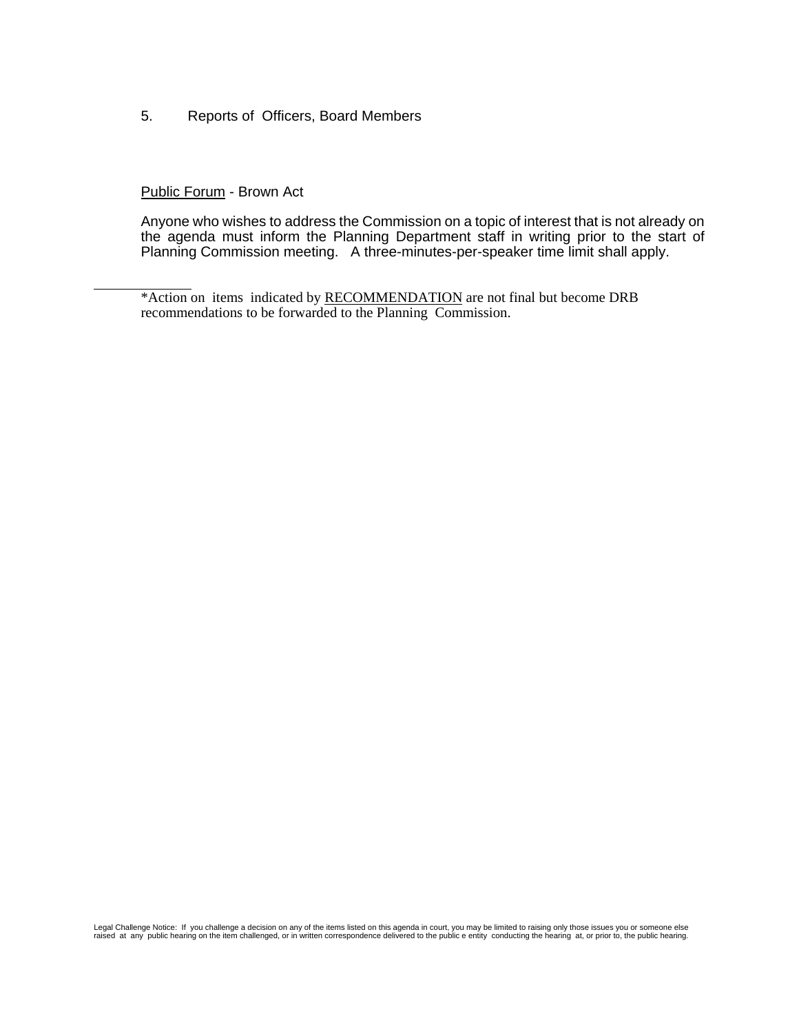5. Reports of Officers, Board Members

<u>Public Forum</u> - Brown Act

Anyone who wishes to address the Commission on a topic of interest that is not already on the agenda must inform the Planning Department staff in writing prior to the start of Planning Commission meeting. A three-minutes-per-speaker time limit shall apply.

---

*Action on items indicated by <u>RECOMMENDATION</u> are not final but become DRB recommendations to be forwarded to the Planning Commission.

Legal Challenge Notice: If you challenge a decision on any of the items listed on this agenda in court, you may be limited to raising only those issues you or someone else raised at any public hearing on the item challenged, or in written correspondence delivered to the public e entity conducting the hearing at, or prior to, the public hearing.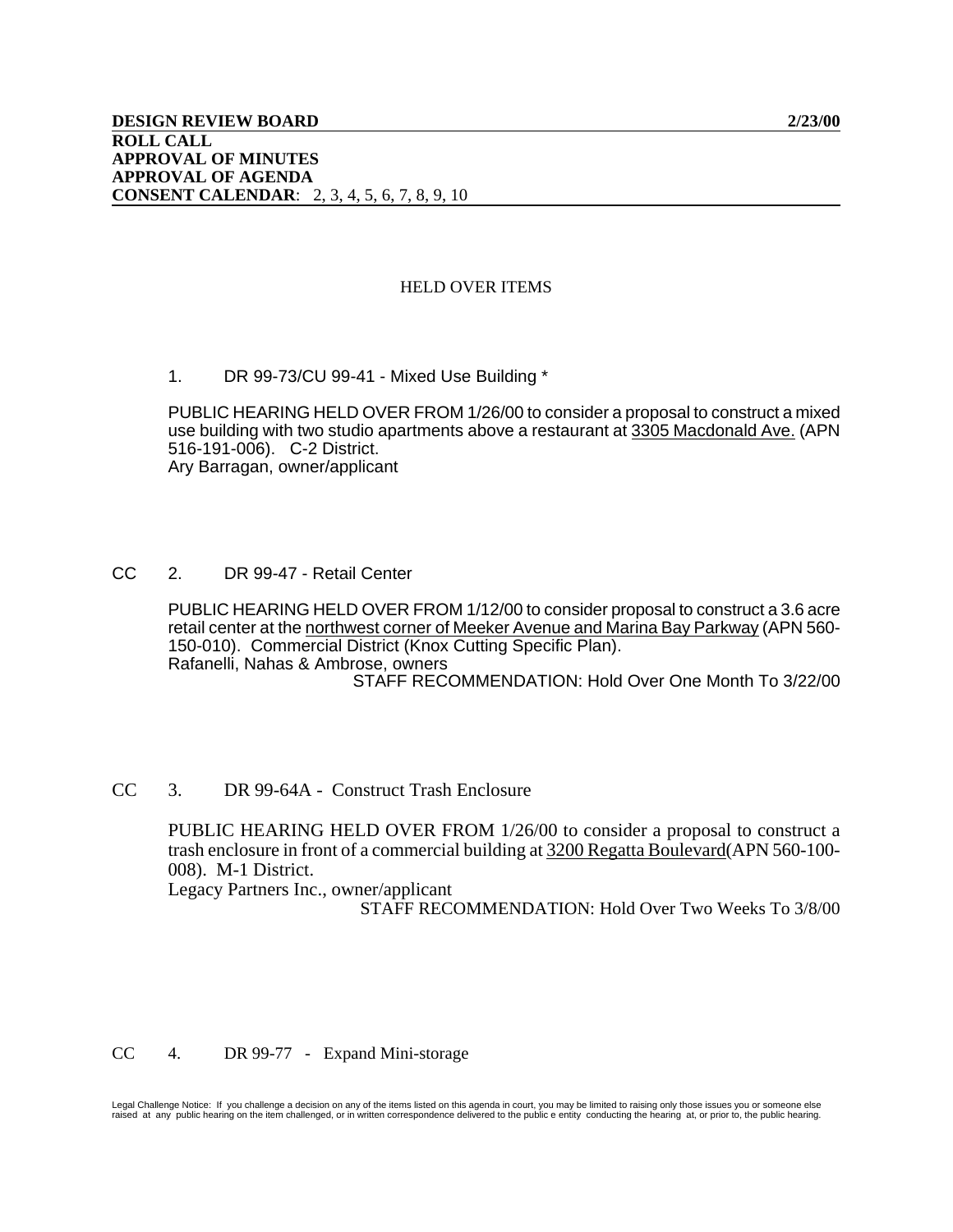**DESIGN REVIEW BOARD** **2/23/00**
**ROLL CALL**
**APPROVAL OF MINUTES**
**APPROVAL OF AGENDA**
**CONSENT CALENDAR**: 2, 3, 4, 5, 6, 7, 8, 9, 10

## HELD OVER ITEMS

1. DR 99-73/CU 99-41 - Mixed Use Building *

PUBLIC HEARING HELD OVER FROM 1/26/00 to consider a proposal to construct a mixed use building with two studio apartments above a restaurant at 3305 Macdonald Ave. (APN 516-191-006). C-2 District.
Ary Barragan, owner/applicant

CC 2. DR 99-47 - Retail Center

PUBLIC HEARING HELD OVER FROM 1/12/00 to consider proposal to construct a 3.6 acre retail center at the northwest corner of Meeker Avenue and Marina Bay Parkway (APN 560-150-010). Commercial District (Knox Cutting Specific Plan).
Rafanelli, Nahas & Ambrose, owners

STAFF RECOMMENDATION: Hold Over One Month To 3/22/00

CC 3. DR 99-64A - Construct Trash Enclosure

PUBLIC HEARING HELD OVER FROM 1/26/00 to consider a proposal to construct a trash enclosure in front of a commercial building at 3200 Regatta Boulevard(APN 560-100-008). M-1 District.
Legacy Partners Inc., owner/applicant

STAFF RECOMMENDATION: Hold Over Two Weeks To 3/8/00

CC 4. DR 99-77 - Expand Mini-storage

Legal Challenge Notice: If you challenge a decision on any of the items listed on this agenda in court, you may be limited to raising only those issues you or someone else raised at any public hearing on the item challenged, or in written correspondence delivered to the public e entity conducting the hearing at, or prior to, the public hearing.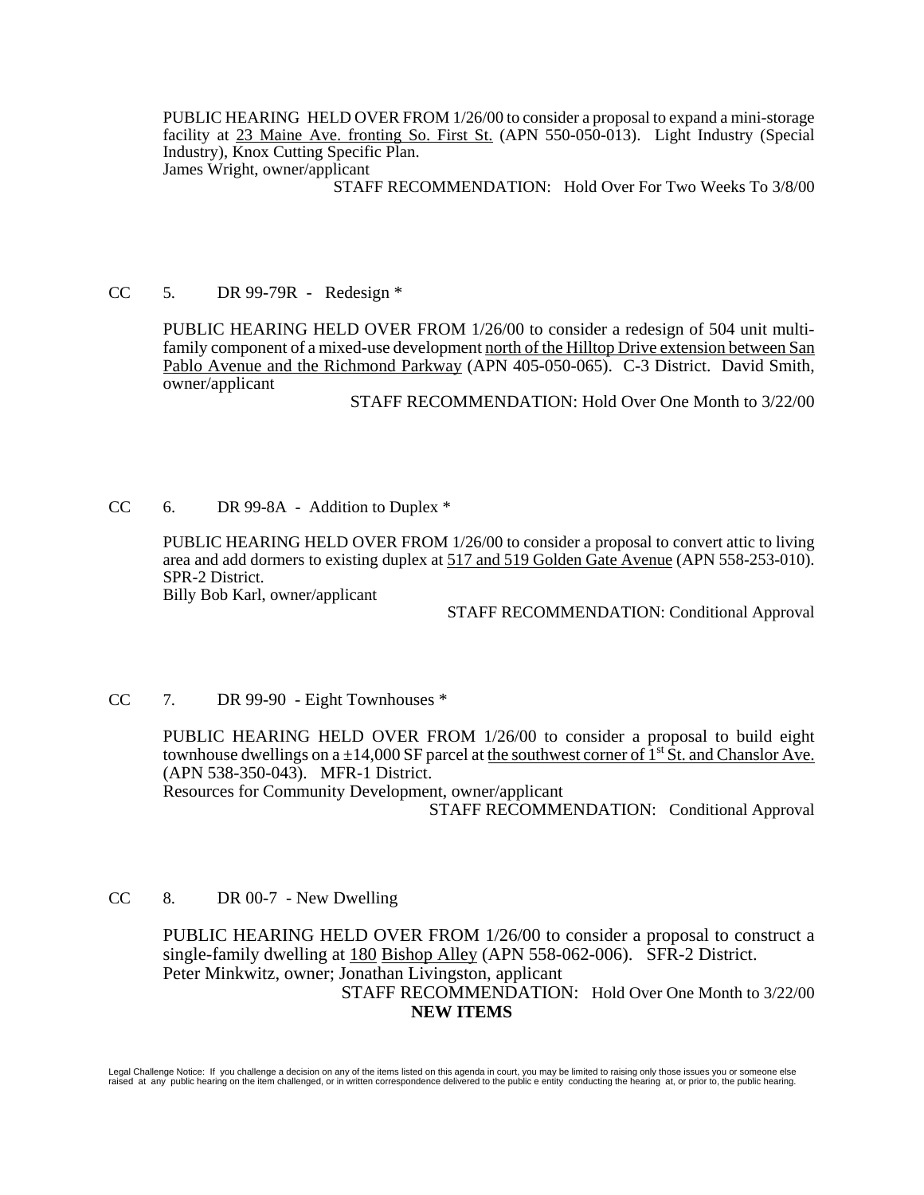PUBLIC HEARING HELD OVER FROM 1/26/00 to consider a proposal to expand a mini-storage facility at 23 Maine Ave. fronting So. First St. (APN 550-050-013). Light Industry (Special Industry), Knox Cutting Specific Plan.
James Wright, owner/applicant

STAFF RECOMMENDATION: Hold Over For Two Weeks To 3/8/00

CC 5. DR 99-79R - Redesign *

PUBLIC HEARING HELD OVER FROM 1/26/00 to consider a redesign of 504 unit multi-family component of a mixed-use development north of the Hilltop Drive extension between San Pablo Avenue and the Richmond Parkway (APN 405-050-065). C-3 District. David Smith, owner/applicant

STAFF RECOMMENDATION: Hold Over One Month to 3/22/00

CC 6. DR 99-8A - Addition to Duplex *

PUBLIC HEARING HELD OVER FROM 1/26/00 to consider a proposal to convert attic to living area and add dormers to existing duplex at 517 and 519 Golden Gate Avenue (APN 558-253-010). SPR-2 District.
Billy Bob Karl, owner/applicant

STAFF RECOMMENDATION: Conditional Approval

CC 7. DR 99-90 - Eight Townhouses *

PUBLIC HEARING HELD OVER FROM 1/26/00 to consider a proposal to build eight townhouse dwellings on a ±14,000 SF parcel at the southwest corner of 1st St. and Chanslor Ave. (APN 538-350-043). MFR-1 District.
Resources for Community Development, owner/applicant

STAFF RECOMMENDATION: Conditional Approval

CC 8. DR 00-7 - New Dwelling

PUBLIC HEARING HELD OVER FROM 1/26/00 to consider a proposal to construct a single-family dwelling at 180 Bishop Alley (APN 558-062-006). SFR-2 District.
Peter Minkwitz, owner; Jonathan Livingston, applicant

STAFF RECOMMENDATION: Hold Over One Month to 3/22/00

**NEW ITEMS**

Legal Challenge Notice: If you challenge a decision on any of the items listed on this agenda in court, you may be limited to raising only those issues you or someone else raised at any public hearing on the item challenged, or in written correspondence delivered to the public e entity conducting the hearing at, or prior to, the public hearing.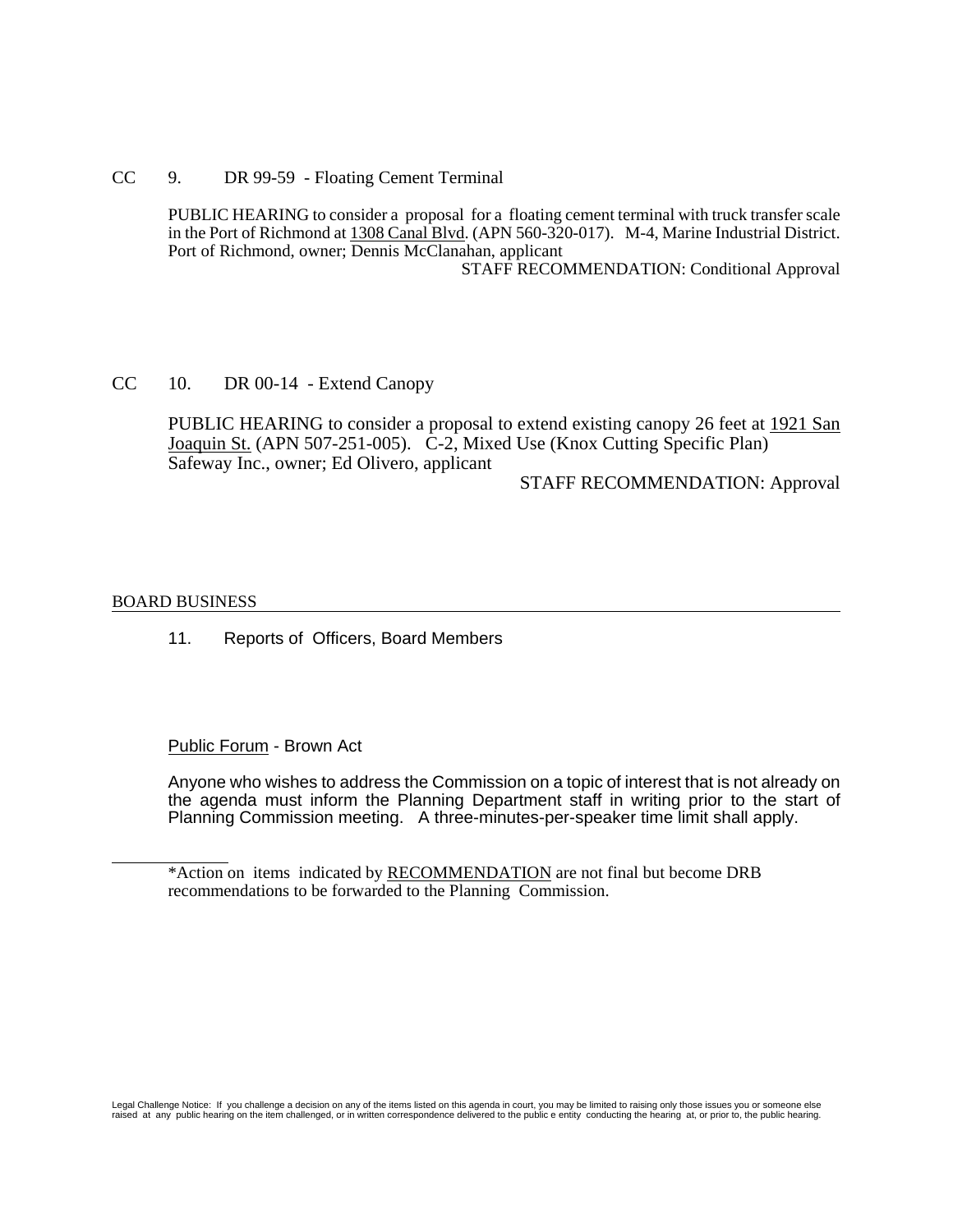CC 9. DR 99-59 - Floating Cement Terminal

PUBLIC HEARING to consider a proposal for a floating cement terminal with truck transfer scale in the Port of Richmond at 1308 Canal Blvd. (APN 560-320-017). M-4, Marine Industrial District. Port of Richmond, owner; Dennis McClanahan, applicant

STAFF RECOMMENDATION: Conditional Approval

CC 10. DR 00-14 - Extend Canopy

PUBLIC HEARING to consider a proposal to extend existing canopy 26 feet at 1921 San Joaquin St. (APN 507-251-005). C-2, Mixed Use (Knox Cutting Specific Plan) Safeway Inc., owner; Ed Olivero, applicant

STAFF RECOMMENDATION: Approval

## BOARD BUSINESS

11. Reports of Officers, Board Members

Public Forum - Brown Act

Anyone who wishes to address the Commission on a topic of interest that is not already on the agenda must inform the Planning Department staff in writing prior to the start of Planning Commission meeting. A three-minutes-per-speaker time limit shall apply.

---

*Action on items indicated by RECOMMENDATION are not final but become DRB recommendations to be forwarded to the Planning Commission.

Legal Challenge Notice: If you challenge a decision on any of the items listed on this agenda in court, you may be limited to raising only those issues you or someone else raised at any public hearing on the item challenged, or in written correspondence delivered to the public e entity conducting the hearing at, or prior to, the public hearing.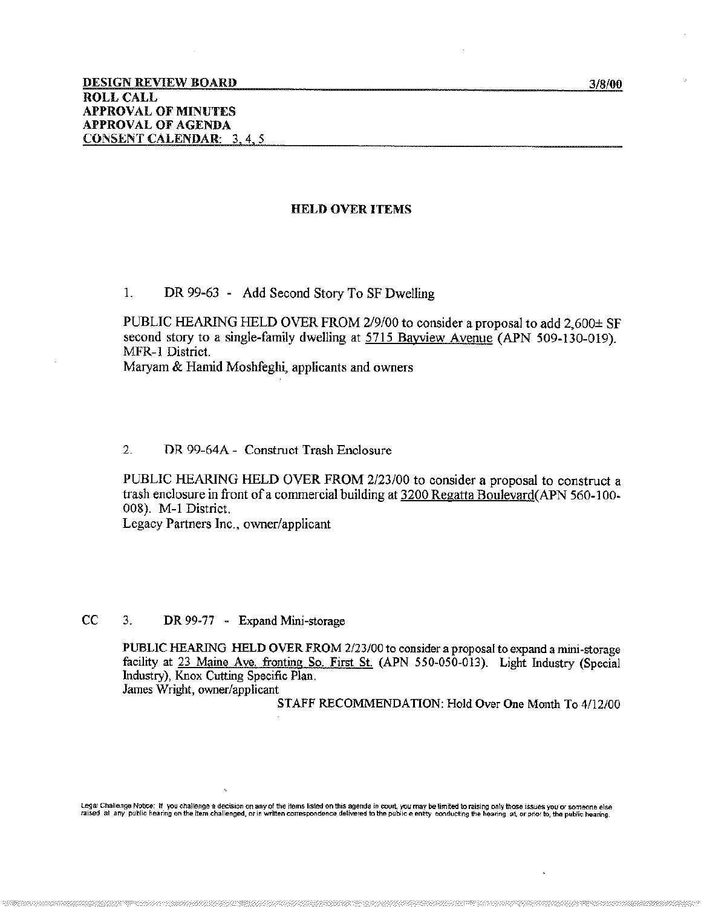**DESIGN REVIEW BOARD** **3/8/00**
**ROLL CALL**
**APPROVAL OF MINUTES**
**APPROVAL OF AGENDA**
**CONSENT CALENDAR: 3, 4, 5**

## HELD OVER ITEMS

1. DR 99-63 - Add Second Story To SF Dwelling

PUBLIC HEARING HELD OVER FROM 2/9/00 to consider a proposal to add 2,600± SF second story to a single-family dwelling at 5715 Bayview Avenue (APN 509-130-019). MFR-1 District.
Maryam & Hamid Moshfeghi, applicants and owners

2. DR 99-64A - Construct Trash Enclosure

PUBLIC HEARING HELD OVER FROM 2/23/00 to consider a proposal to construct a trash enclosure in front of a commercial building at 3200 Regatta Boulevard(APN 560-100-008). M-1 District.
Legacy Partners Inc., owner/applicant

CC 3. DR 99-77 - Expand Mini-storage

PUBLIC HEARING HELD OVER FROM 2/23/00 to consider a proposal to expand a mini-storage facility at 23 Maine Ave. fronting So. First St. (APN 550-050-013). Light Industry (Special Industry), Knox Cutting Specific Plan.
James Wright, owner/applicant

STAFF RECOMMENDATION: Hold Over One Month To 4/12/00

Legal Challenge Notice: If you challenge a decision on any of the items listed on this agenda in court, you may be limited to raising only those issues you or someone else raised at any public hearing on the item challenged, or in written correspondence delivered to the public entity conducting the hearing at, or prior to, the public hearing.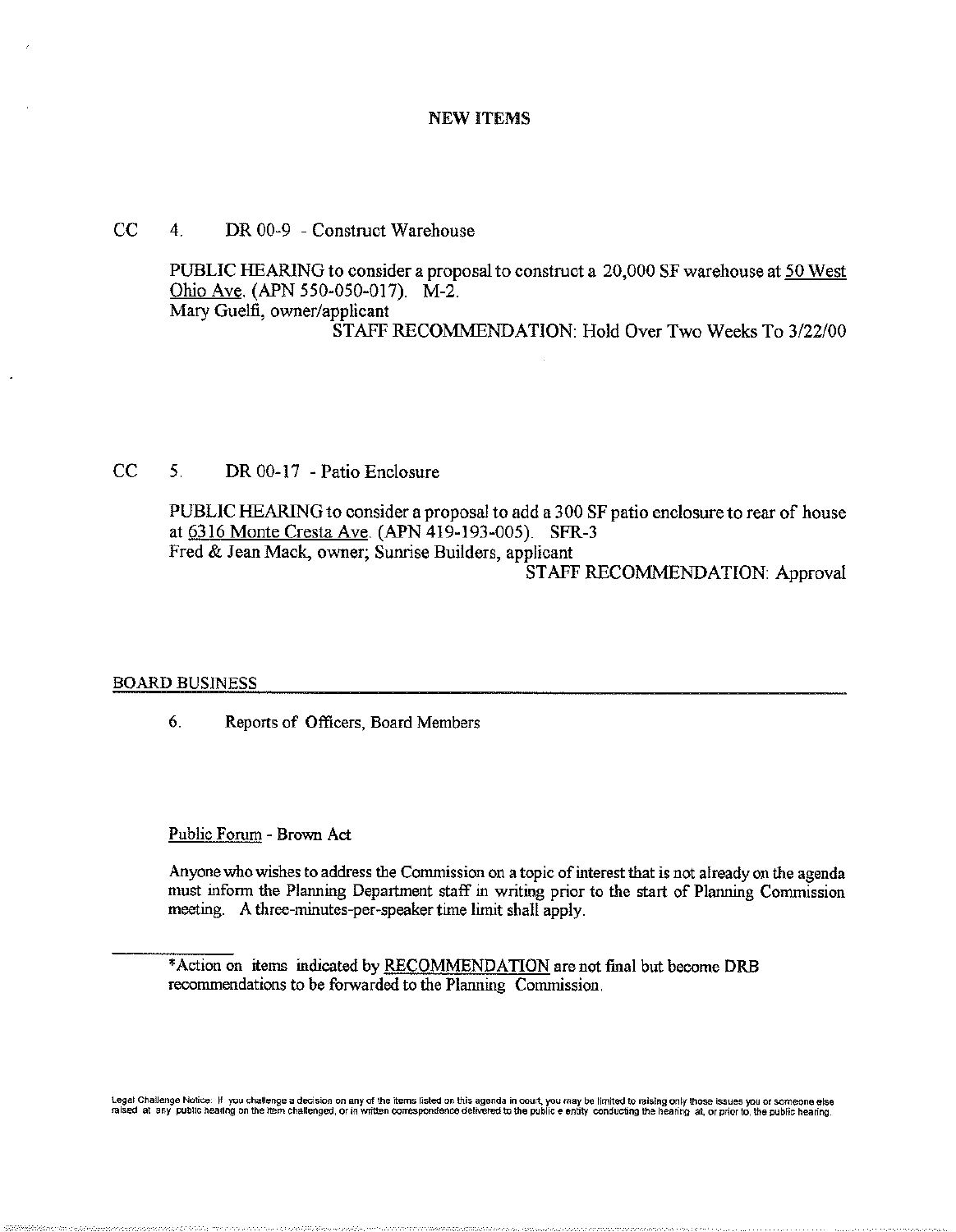## NEW ITEMS

CC 4. DR 00-9 - Construct Warehouse

PUBLIC HEARING to consider a proposal to construct a 20,000 SF warehouse at 50 West Ohio Ave. (APN 550-050-017). M-2.
Mary Guelfi, owner/applicant

STAFF RECOMMENDATION: Hold Over Two Weeks To 3/22/00

CC 5. DR 00-17 - Patio Enclosure

PUBLIC HEARING to consider a proposal to add a 300 SF patio enclosure to rear of house at 6316 Monte Cresta Ave. (APN 419-193-005). SFR-3
Fred & Jean Mack, owner; Sunrise Builders, applicant

STAFF RECOMMENDATION: Approval

## BOARD BUSINESS

6. Reports of Officers, Board Members

Public Forum - Brown Act

Anyone who wishes to address the Commission on a topic of interest that is not already on the agenda must inform the Planning Department staff in writing prior to the start of Planning Commission meeting. A three-minutes-per-speaker time limit shall apply.

---

*Action on items indicated by RECOMMENDATION are not final but become DRB recommendations to be forwarded to the Planning Commission.

Legal Challenge Notice: If you challenge a decision on any of the items listed on this agenda in court, you may be limited to raising only those issues you or someone else raised at any public hearing on the item challenged, or in written correspondence delivered to the public e entity conducting the hearing at, or prior to, the public hearing.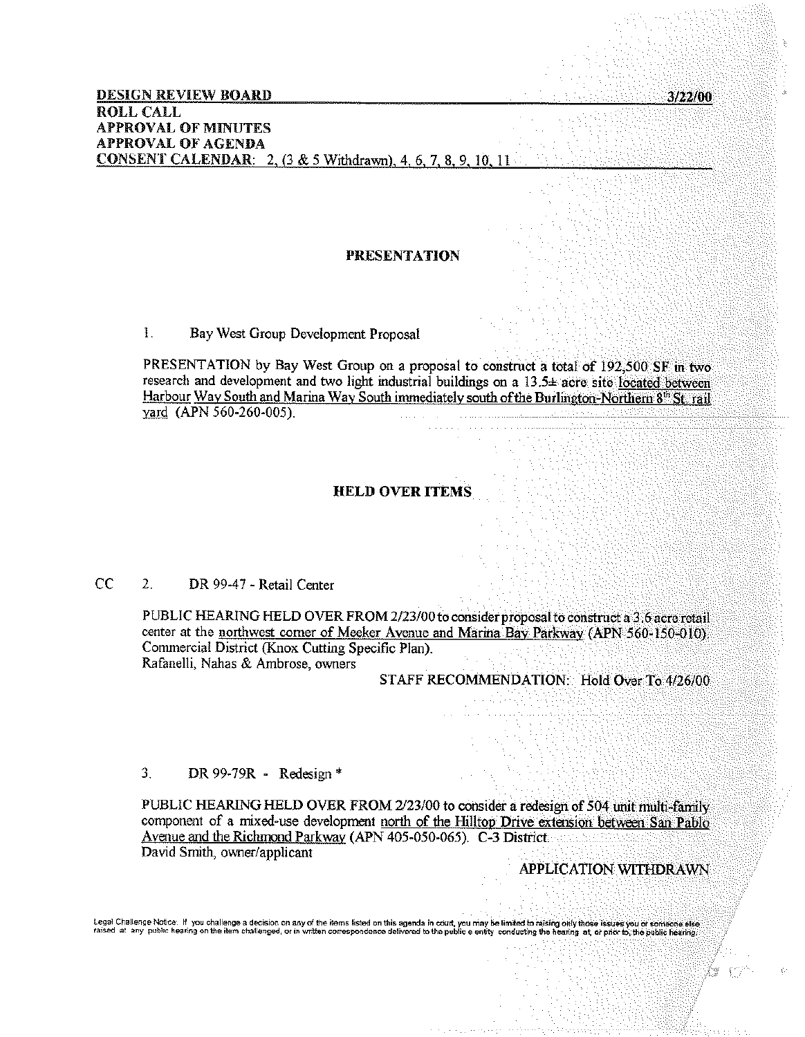**DESIGN REVIEW BOARD** **3/22/00**

**ROLL CALL**

**APPROVAL OF MINUTES**

**APPROVAL OF AGENDA**

**CONSENT CALENDAR:** 2, (3 & 5 Withdrawn), 4, 6, 7, 8, 9, 10, 11

## PRESENTATION

1. Bay West Group Development Proposal

PRESENTATION by Bay West Group on a proposal to construct a total of 192,500 SF in two research and development and two light industrial buildings on a 13.5± acre site located between Harbour Way South and Marina Way South immediately south of the Burlington-Northern 8th St. rail yard (APN 560-260-005).

## HELD OVER ITEMS

CC 2. DR 99-47 - Retail Center

PUBLIC HEARING HELD OVER FROM 2/23/00 to consider proposal to construct a 3.6 acre retail center at the northwest corner of Meeker Avenue and Marina Bay Parkway (APN 560-150-010). Commercial District (Knox Cutting Specific Plan).
Rafanelli, Nahas & Ambrose, owners

STAFF RECOMMENDATION: Hold Over To 4/26/00

3. DR 99-79R - Redesign *

PUBLIC HEARING HELD OVER FROM 2/23/00 to consider a redesign of 504 unit multi-family component of a mixed-use development north of the Hilltop Drive extension between San Pablo Avenue and the Richmond Parkway (APN 405-050-065). C-3 District.
David Smith, owner/applicant

APPLICATION WITHDRAWN

Legal Challenge Notice: If you challenge a decision on any of the items listed on this agenda in court, you may be limited to raising only those issues you or someone else raised at any public hearing on the item challenged, or in written correspondence delivered to the public entity conducting the hearing at, or prior to, the public hearing.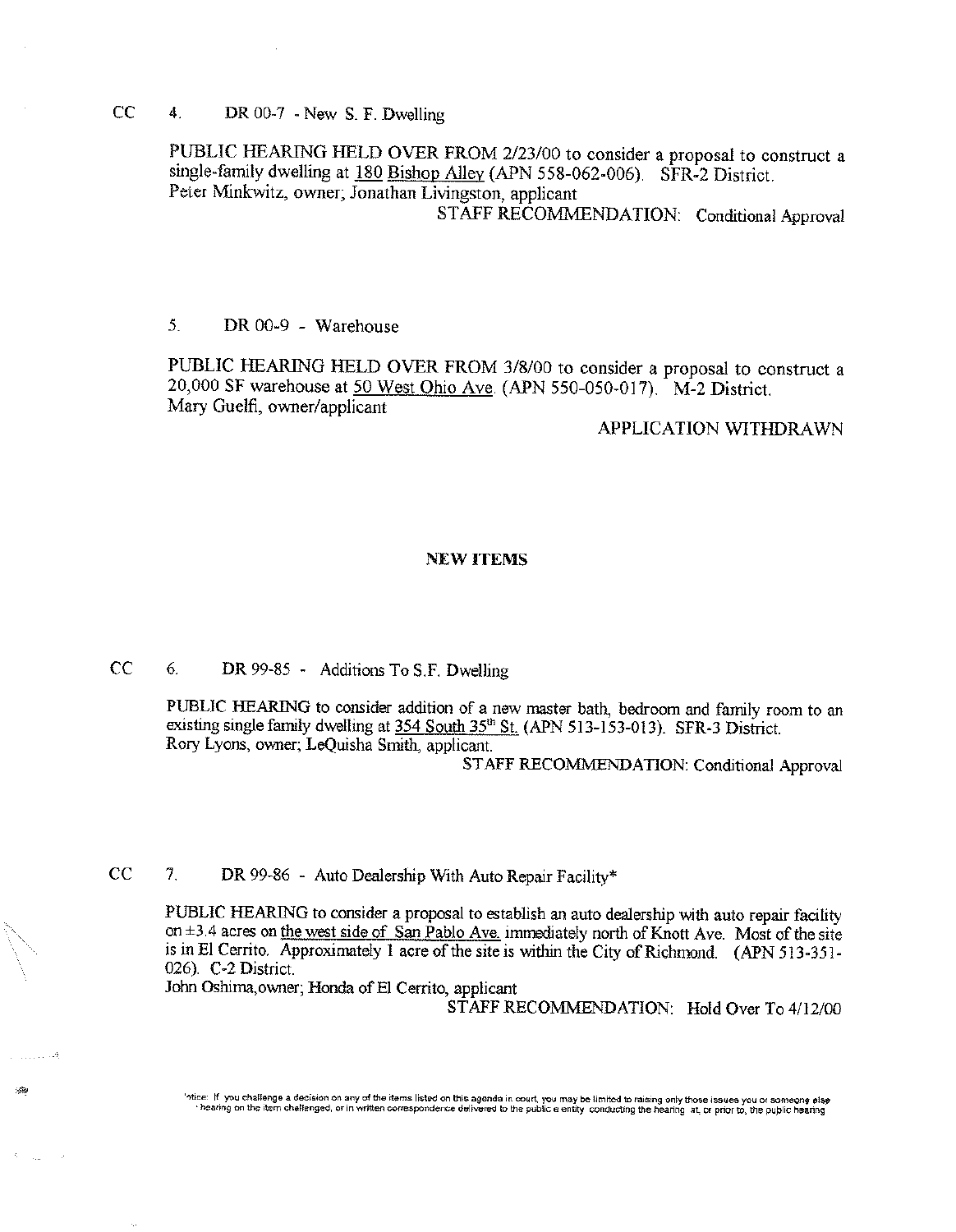CC 4. DR 00-7 - New S. F. Dwelling

PUBLIC HEARING HELD OVER FROM 2/23/00 to consider a proposal to construct a single-family dwelling at 180 Bishop Alley (APN 558-062-006). SFR-2 District.
Peter Minkwitz, owner; Jonathan Livingston, applicant

STAFF RECOMMENDATION: Conditional Approval

5. DR 00-9 - Warehouse

PUBLIC HEARING HELD OVER FROM 3/8/00 to consider a proposal to construct a 20,000 SF warehouse at 50 West Ohio Ave. (APN 550-050-017). M-2 District.
Mary Guelfi, owner/applicant

APPLICATION WITHDRAWN

**NEW ITEMS**

CC 6. DR 99-85 - Additions To S.F. Dwelling

PUBLIC HEARING to consider addition of a new master bath, bedroom and family room to an existing single family dwelling at 354 South 35th St. (APN 513-153-013). SFR-3 District.
Rory Lyons, owner; LeQuisha Smith, applicant.

STAFF RECOMMENDATION: Conditional Approval

CC 7. DR 99-86 - Auto Dealership With Auto Repair Facility*

PUBLIC HEARING to consider a proposal to establish an auto dealership with auto repair facility on ±3.4 acres on the west side of San Pablo Ave. immediately north of Knott Ave. Most of the site is in El Cerrito. Approximately 1 acre of the site is within the City of Richmond. (APN 513-351-026). C-2 District.
John Oshima, owner; Honda of El Cerrito, applicant

STAFF RECOMMENDATION: Hold Over To 4/12/00

Notice: If you challenge a decision on any of the items listed on this agenda in court, you may be limited to raising only those issues you or someone else ... hearing on the item challenged, or in written correspondence delivered to the public entity conducting the hearing at, or prior to, the public hearing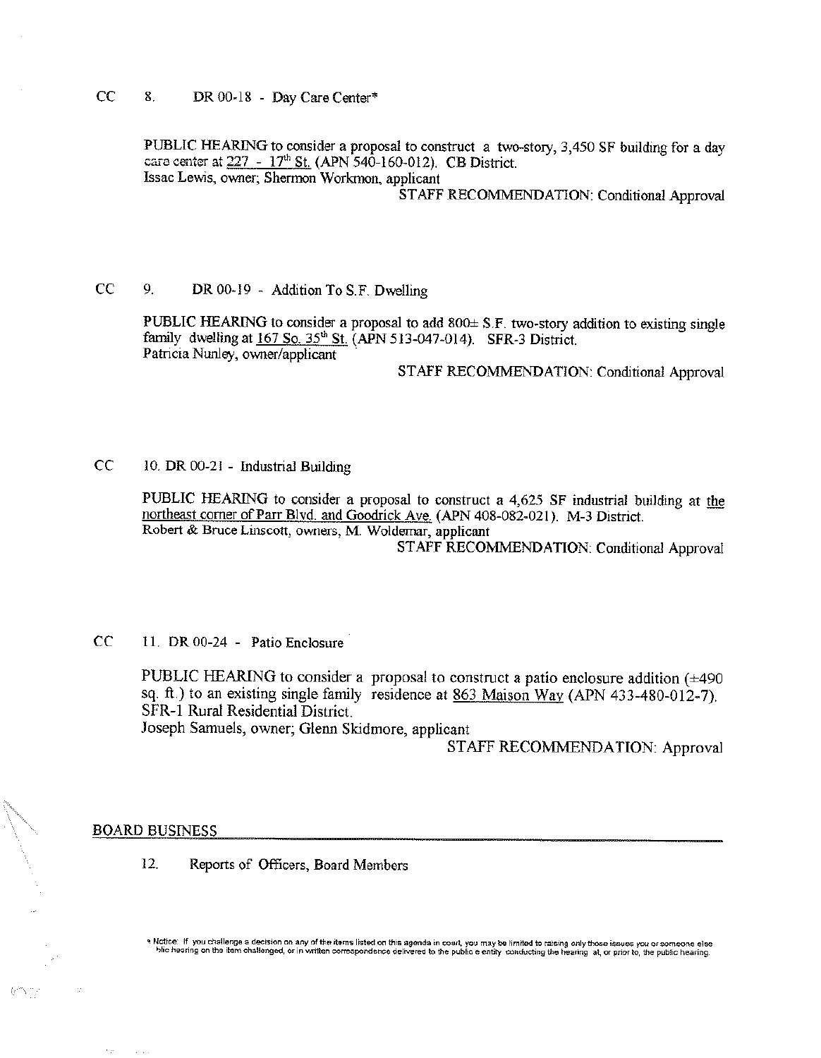CC 8. DR 00-18 - Day Care Center*

PUBLIC HEARING to consider a proposal to construct a two-story, 3,450 SF building for a day care center at 227 - 17th St. (APN 540-160-012). CB District.
Issac Lewis, owner; Shermon Workmon, applicant

STAFF RECOMMENDATION: Conditional Approval

CC 9. DR 00-19 - Addition To S.F. Dwelling

PUBLIC HEARING to consider a proposal to add 800± S.F. two-story addition to existing single family dwelling at 167 So. 35th St. (APN 513-047-014). SFR-3 District.
Patricia Nunley, owner/applicant

STAFF RECOMMENDATION: Conditional Approval

CC 10. DR 00-21 - Industrial Building

PUBLIC HEARING to consider a proposal to construct a 4,625 SF industrial building at the northeast corner of Parr Blvd. and Goodrick Ave. (APN 408-082-021). M-3 District.
Robert & Bruce Linscott, owners, M. Woldemar, applicant

STAFF RECOMMENDATION: Conditional Approval

CC 11. DR 00-24 - Patio Enclosure

PUBLIC HEARING to consider a proposal to construct a patio enclosure addition (±490 sq. ft.) to an existing single family residence at 863 Maison Way (APN 433-480-012-7). SFR-1 Rural Residential District.
Joseph Samuels, owner; Glenn Skidmore, applicant

STAFF RECOMMENDATION: Approval

## BOARD BUSINESS

12. Reports of Officers, Board Members

* Notice: If you challenge a decision on any of the items listed on this agenda in court, you may be limited to raising only those issues you or someone else ...blic hearing on the item challenged, or in written correspondence delivered to the public entity conducting the hearing at, or prior to, the public hearing.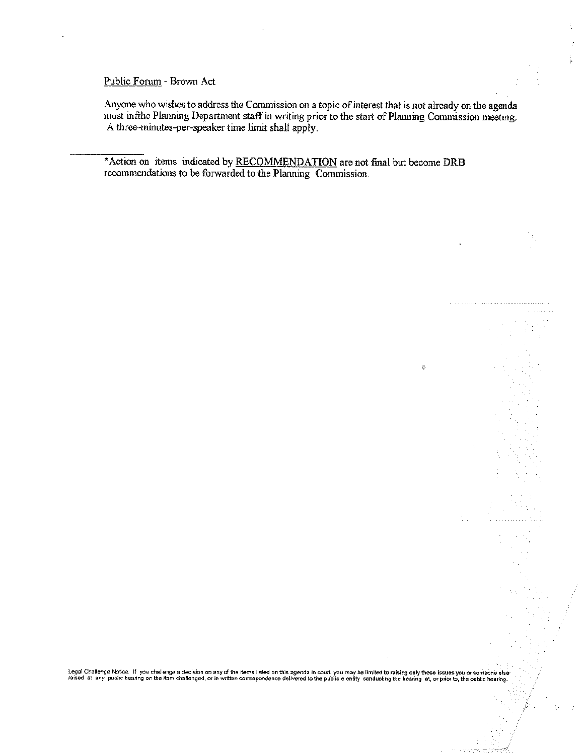Public Forum - Brown Act

Anyone who wishes to address the Commission on a topic of interest that is not already on the agenda must infthe Planning Department staff in writing prior to the start of Planning Commission meeting. A three-minutes-per-speaker time limit shall apply.

---

*Action on items indicated by RECOMMENDATION are not final but become DRB recommendations to be forwarded to the Planning Commission.

Legal Challenge Notice. If you challenge a decision on any of the items listed on this agenda in court, you may be limited to raising only those issues you or someone else raised at any public hearing on the item challenged, or in written correspondence delivered to the public e entity conducting the hearing at, or prior to, the public hearing.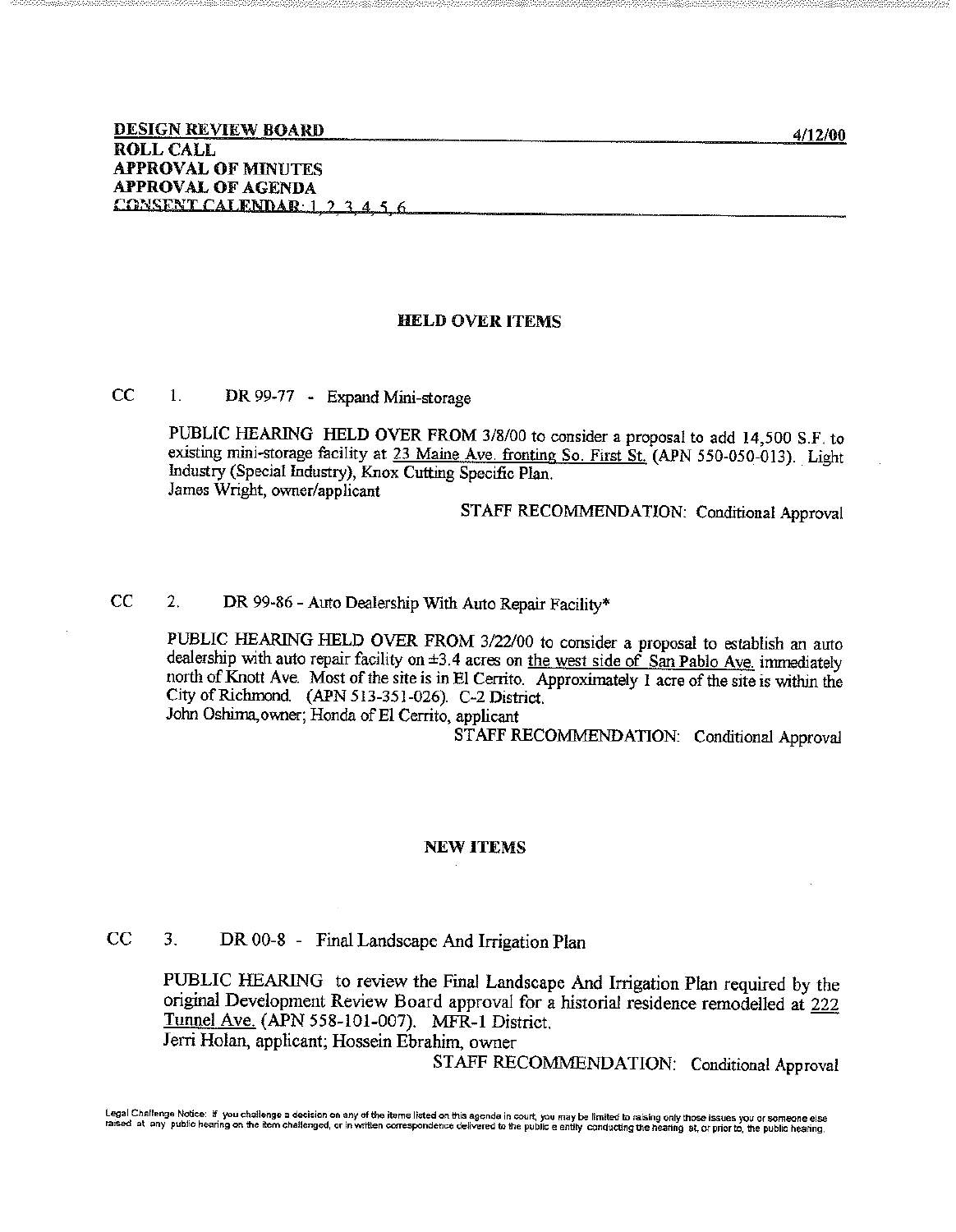**DESIGN REVIEW BOARD** **4/12/00**
**ROLL CALL**
**APPROVAL OF MINUTES**
**APPROVAL OF AGENDA**
**CONSENT CALENDAR: 1, 2, 3, 4, 5, 6**

## HELD OVER ITEMS

CC 1. DR 99-77 - Expand Mini-storage

PUBLIC HEARING HELD OVER FROM 3/8/00 to consider a proposal to add 14,500 S.F. to existing mini-storage facility at 23 Maine Ave. fronting So. First St. (APN 550-050-013). Light Industry (Special Industry), Knox Cutting Specific Plan.
James Wright, owner/applicant

STAFF RECOMMENDATION: Conditional Approval

CC 2. DR 99-86 - Auto Dealership With Auto Repair Facility*

PUBLIC HEARING HELD OVER FROM 3/22/00 to consider a proposal to establish an auto dealership with auto repair facility on ±3.4 acres on the west side of San Pablo Ave. immediately north of Knott Ave. Most of the site is in El Cerrito. Approximately 1 acre of the site is within the City of Richmond. (APN 513-351-026). C-2 District.
John Oshima, owner; Honda of El Cerrito, applicant

STAFF RECOMMENDATION: Conditional Approval

## NEW ITEMS

CC 3. DR 00-8 - Final Landscape And Irrigation Plan

PUBLIC HEARING to review the Final Landscape And Irrigation Plan required by the original Development Review Board approval for a historial residence remodelled at 222 Tunnel Ave. (APN 558-101-007). MFR-1 District.
Jerri Holan, applicant; Hossein Ebrahim, owner

STAFF RECOMMENDATION: Conditional Approval

Legal Challenge Notice: If you challenge a decision on any of the items listed on this agenda in court, you may be limited to raising only those issues you or someone else raised at any public hearing on the item challenged, or in written correspondence delivered to the public e entity conducting the hearing at, or prior to, the public hearing.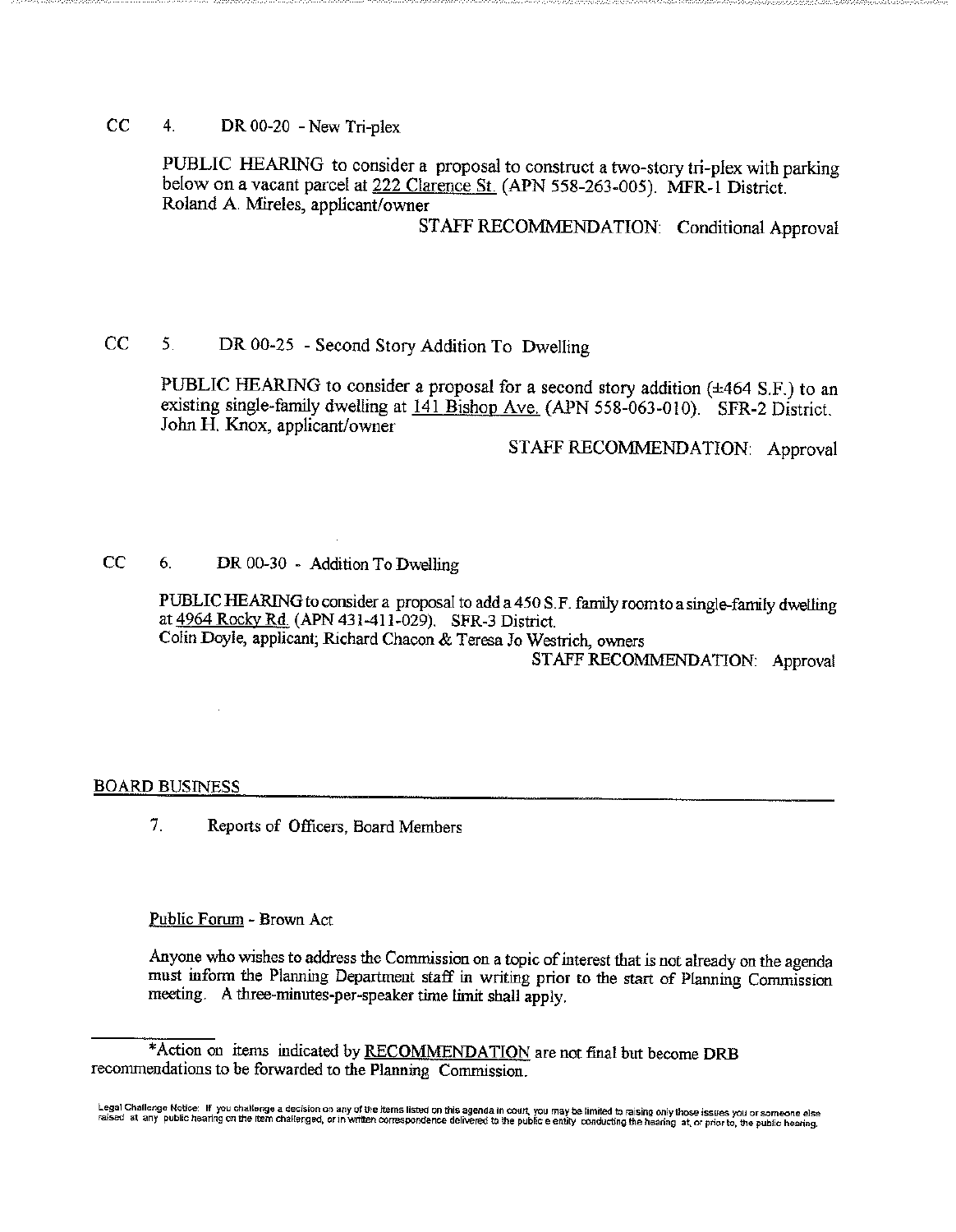CC 4. DR 00-20 - New Tri-plex

PUBLIC HEARING to consider a proposal to construct a two-story tri-plex with parking below on a vacant parcel at <u>222 Clarence St.</u> (APN 558-263-005). MFR-1 District.
Roland A. Mireles, applicant/owner

STAFF RECOMMENDATION: Conditional Approval

CC 5. DR 00-25 - Second Story Addition To Dwelling

PUBLIC HEARING to consider a proposal for a second story addition (±464 S.F.) to an existing single-family dwelling at <u>141 Bishop Ave.</u> (APN 558-063-010). SFR-2 District.
John H. Knox, applicant/owner

STAFF RECOMMENDATION: Approval

CC 6. DR 00-30 - Addition To Dwelling

PUBLIC HEARING to consider a proposal to add a 450 S.F. family room to a single-family dwelling at <u>4964 Rocky Rd.</u> (APN 431-411-029). SFR-3 District.
Colin Doyle, applicant; Richard Chacon & Teresa Jo Westrich, owners

STAFF RECOMMENDATION: Approval

## BOARD BUSINESS

7. Reports of Officers, Board Members

<u>Public Forum</u> - Brown Act

Anyone who wishes to address the Commission on a topic of interest that is not already on the agenda must inform the Planning Department staff in writing prior to the start of Planning Commission meeting. A three-minutes-per-speaker time limit shall apply.

---

*Action on items indicated by <u>RECOMMENDATION</u> are not final but become DRB recommendations to be forwarded to the Planning Commission.

Legal Challenge Notice: If you challenge a decision on any of the items listed on this agenda in court, you may be limited to raising only those issues you or someone else raised at any public hearing on the item challenged, or in written correspondence delivered to the public e entity conducting the hearing at, or prior to, the public hearing.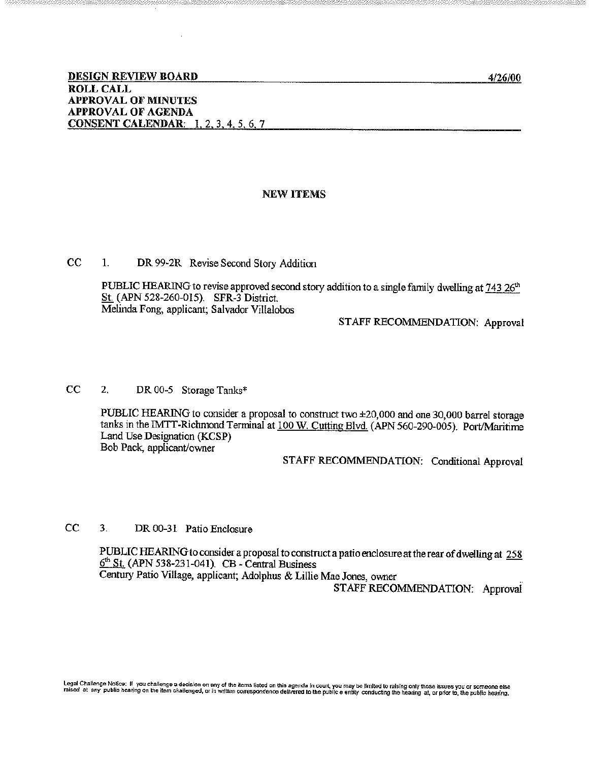**DESIGN REVIEW BOARD** 4/26/00

**ROLL CALL**

**APPROVAL OF MINUTES**

**APPROVAL OF AGENDA**

**CONSENT CALENDAR: 1, 2, 3, 4, 5, 6, 7**

## NEW ITEMS

CC 1. DR 99-2R Revise Second Story Addition

PUBLIC HEARING to revise approved second story addition to a single family dwelling at 743 26th St. (APN 528-260-015). SFR-3 District.
Melinda Fong, applicant; Salvador Villalobos

STAFF RECOMMENDATION: Approval

CC 2. DR 00-5 Storage Tanks*

PUBLIC HEARING to consider a proposal to construct two ±20,000 and one 30,000 barrel storage tanks in the IMTT-Richmond Terminal at 100 W. Cutting Blvd. (APN 560-290-005). Port/Maritime Land Use Designation (KCSP)
Bob Pack, applicant/owner

STAFF RECOMMENDATION: Conditional Approval

CC 3. DR 00-31 Patio Enclosure

PUBLIC HEARING to consider a proposal to construct a patio enclosure at the rear of dwelling at 258 6th St. (APN 538-231-041). CB - Central Business
Century Patio Village, applicant; Adolphus & Lillie Mae Jones, owner

STAFF RECOMMENDATION: Approval

Legal Challenge Notice: If you challenge a decision on any of the items listed on this agenda in court, you may be limited to raising only those issues you or someone else raised at any public hearing on the item challenged, or in written correspondence delivered to the public e entity conducting the hearing at, or prior to, the public hearing.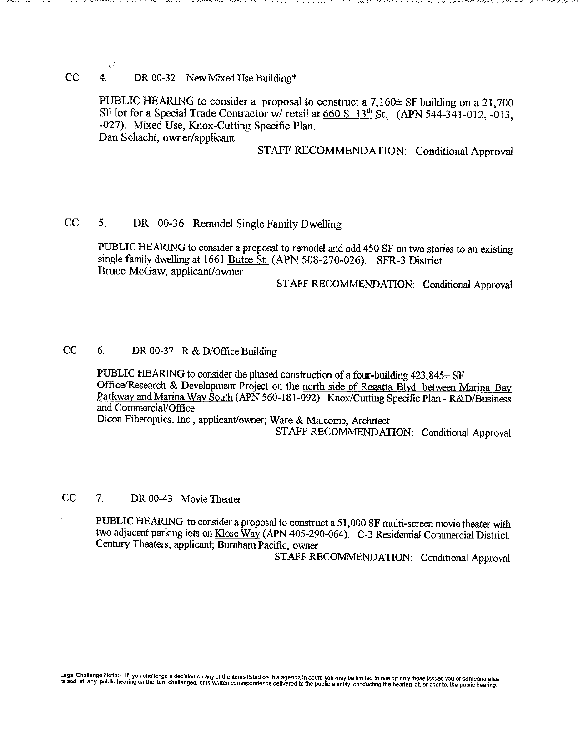CC 4. DR 00-32 New Mixed Use Building*

PUBLIC HEARING to consider a proposal to construct a 7,160± SF building on a 21,700 SF lot for a Special Trade Contractor w/ retail at 660 S. 13th St. (APN 544-341-012, -013, -027). Mixed Use, Knox-Cutting Specific Plan.
Dan Schacht, owner/applicant

STAFF RECOMMENDATION: Conditional Approval

CC 5. DR 00-36 Remodel Single Family Dwelling

PUBLIC HEARING to consider a proposal to remodel and add 450 SF on two stories to an existing single family dwelling at 1661 Butte St. (APN 508-270-026). SFR-3 District.
Bruce McGaw, applicant/owner

STAFF RECOMMENDATION: Conditional Approval

CC 6. DR 00-37 R & D/Office Building

PUBLIC HEARING to consider the phased construction of a four-building 423,845± SF Office/Research & Development Project on the north side of Regatta Blvd. between Marina Bay Parkway and Marina Way South (APN 560-181-092). Knox/Cutting Specific Plan - R&D/Business and Commercial/Office
Dicon Fiberoptics, Inc., applicant/owner; Ware & Malcomb, Architect

STAFF RECOMMENDATION: Conditional Approval

CC 7. DR 00-43 Movie Theater

PUBLIC HEARING to consider a proposal to construct a 51,000 SF multi-screen movie theater with two adjacent parking lots on Klose Way (APN 405-290-064). C-3 Residential Commercial District.
Century Theaters, applicant; Burnham Pacific, owner

STAFF RECOMMENDATION: Conditional Approval

Legal Challenge Notice: If you challenge a decision on any of the items listed on this agenda in court, you may be limited to raising only those issues you or someone else raised at any public hearing on the item challenged, or in written correspondence delivered to the public entity conducting the hearing at, or prior to, the public hearing.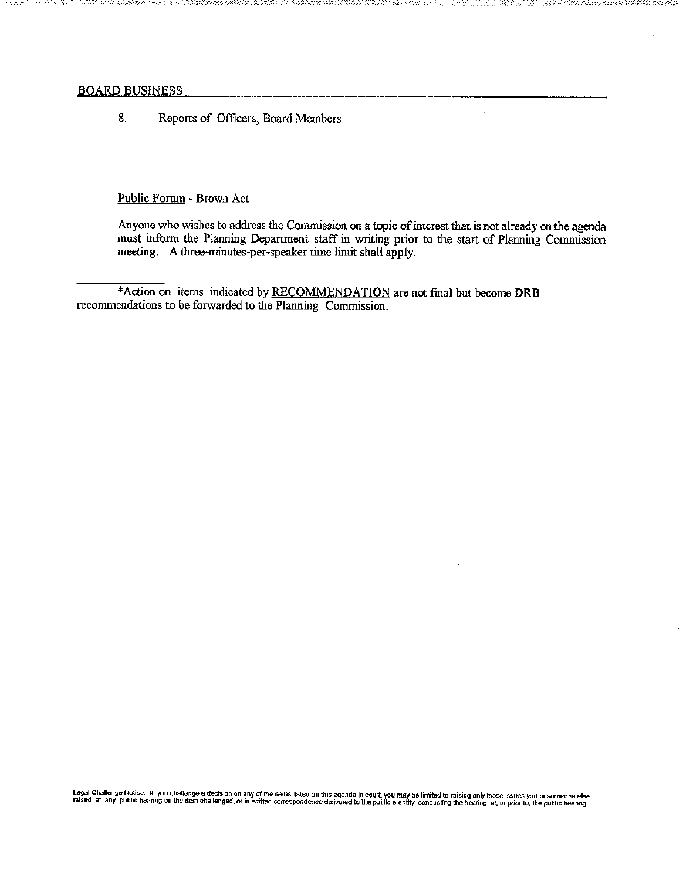<u>BOARD BUSINESS</u>

8. Reports of Officers, Board Members

<u>Public Forum</u> - Brown Act

Anyone who wishes to address the Commission on a topic of interest that is not already on the agenda must inform the Planning Department staff in writing prior to the start of Planning Commission meeting. A three-minutes-per-speaker time limit shall apply.

---

*Action on items indicated by <u>RECOMMENDATION</u> are not final but become DRB recommendations to be forwarded to the Planning Commission.

Legal Challenge Notice: If you challenge a decision on any of the items listed on this agenda in court, you may be limited to raising only those issues you or someone else raised at any public hearing on the item challenged, or in written correspondence delivered to the public e entity conducting the hearing at, or prior to, the public hearing.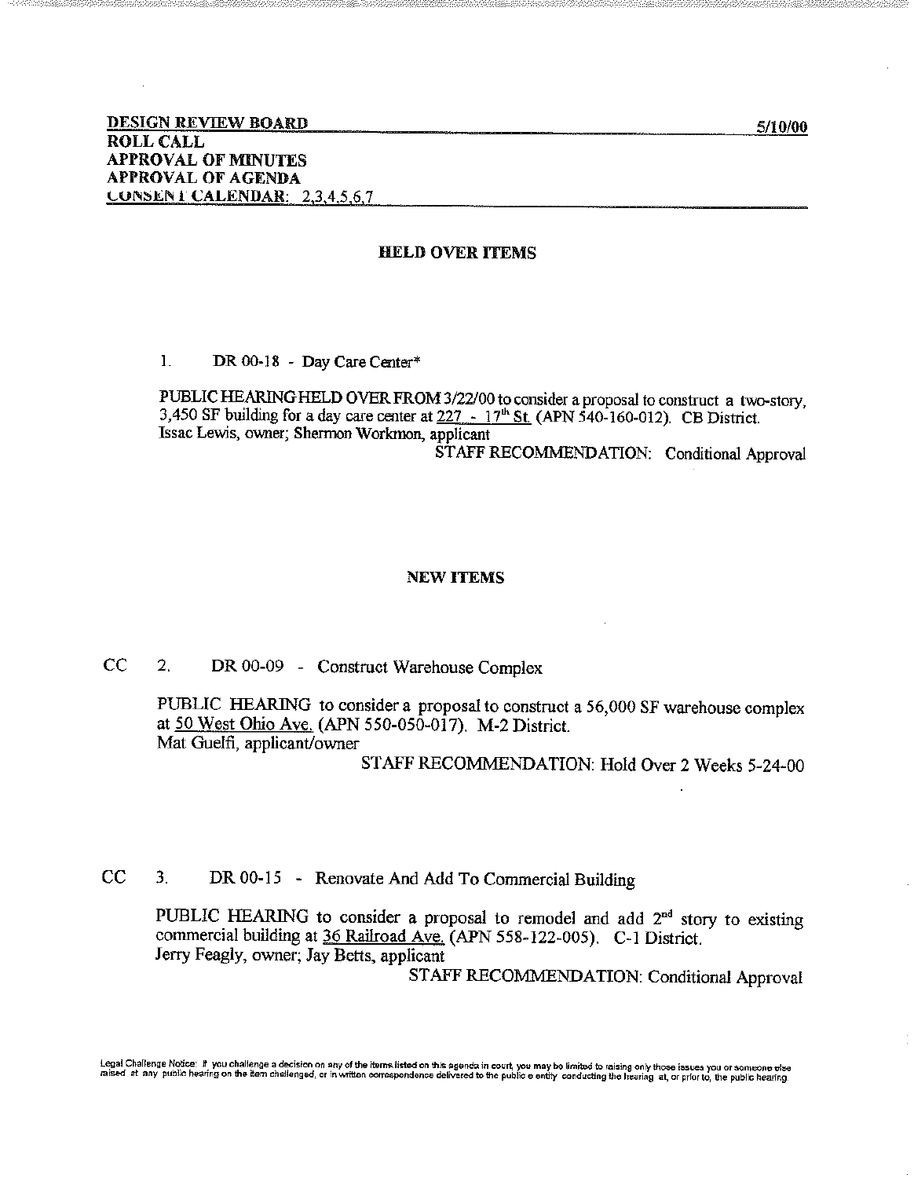**DESIGN REVIEW BOARD** 5/10/00
**ROLL CALL**
**APPROVAL OF MINUTES**
**APPROVAL OF AGENDA**
**CONSENT CALENDAR:** 2,3,4,5,6,7

## HELD OVER ITEMS

1. DR 00-18 - Day Care Center*

PUBLIC HEARING HELD OVER FROM 3/22/00 to consider a proposal to construct a two-story, 3,450 SF building for a day care center at 227 - 17th St. (APN 540-160-012). CB District.
Issac Lewis, owner; Shermon Workmon, applicant

STAFF RECOMMENDATION: Conditional Approval

## NEW ITEMS

CC 2. DR 00-09 - Construct Warehouse Complex

PUBLIC HEARING to consider a proposal to construct a 56,000 SF warehouse complex at 50 West Ohio Ave. (APN 550-050-017). M-2 District.
Mat Guelfi, applicant/owner

STAFF RECOMMENDATION: Hold Over 2 Weeks 5-24-00

CC 3. DR 00-15 - Renovate And Add To Commercial Building

PUBLIC HEARING to consider a proposal to remodel and add 2nd story to existing commercial building at 36 Railroad Ave. (APN 558-122-005). C-1 District.
Jerry Feagly, owner; Jay Betts, applicant

STAFF RECOMMENDATION: Conditional Approval

Legal Challenge Notice: If you challenge a decision on any of the items listed on this agenda in court, you may be limited to raising only those issues you or someone else raised at any public hearing on the item challenged, or in written correspondence delivered to the public entity conducting the hearing at, or prior to, the public hearing.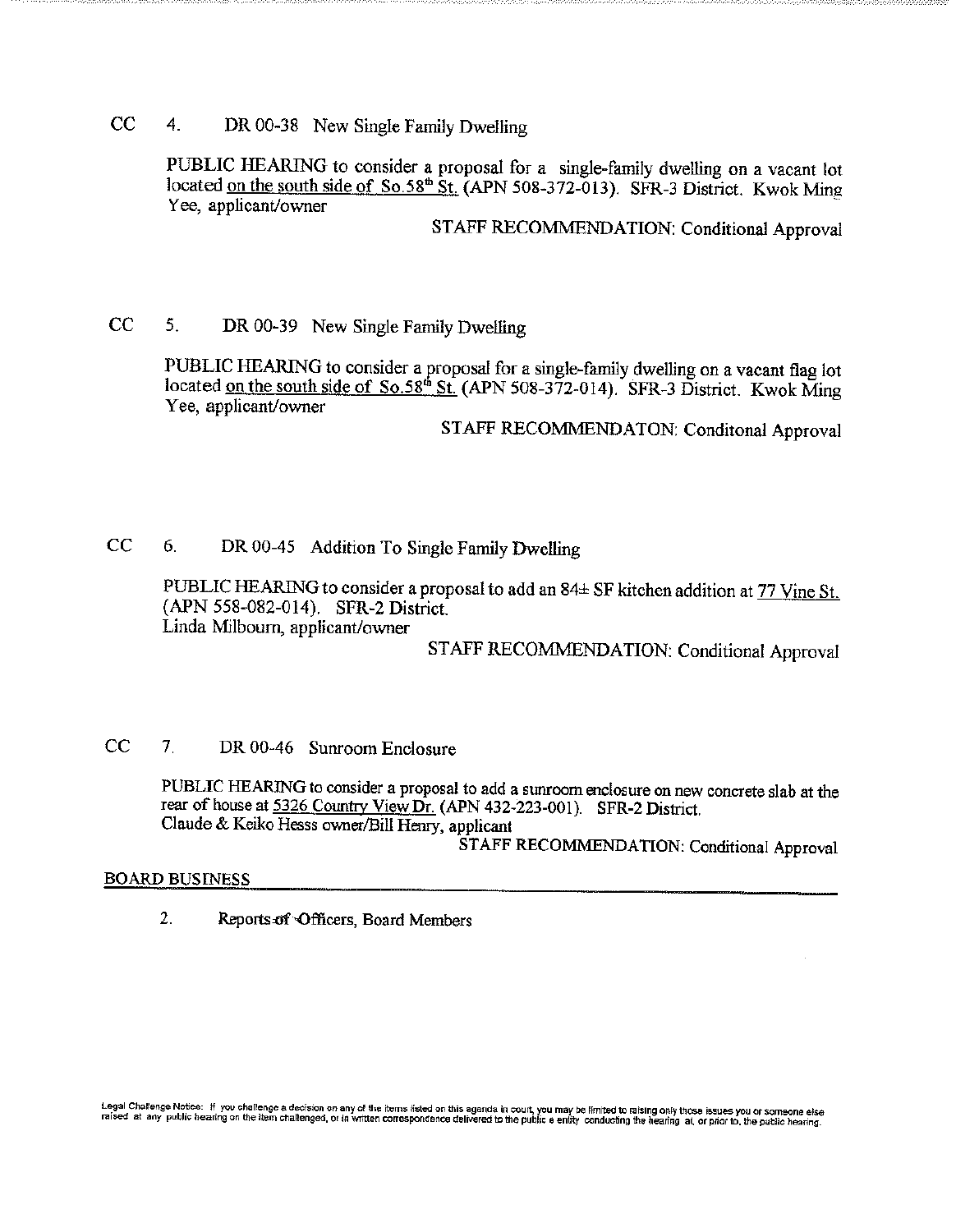CC 4. DR 00-38 New Single Family Dwelling

PUBLIC HEARING to consider a proposal for a single-family dwelling on a vacant lot located on the south side of So.58th St. (APN 508-372-013). SFR-3 District. Kwok Ming Yee, applicant/owner

STAFF RECOMMENDATION: Conditional Approval

CC 5. DR 00-39 New Single Family Dwelling

PUBLIC HEARING to consider a proposal for a single-family dwelling on a vacant flag lot located on the south side of So.58th St. (APN 508-372-014). SFR-3 District. Kwok Ming Yee, applicant/owner

STAFF RECOMMENDATON: Conditonal Approval

CC 6. DR 00-45 Addition To Single Family Dwelling

PUBLIC HEARING to consider a proposal to add an 84± SF kitchen addition at 77 Vine St. (APN 558-082-014). SFR-2 District.
Linda Milbourn, applicant/owner

STAFF RECOMMENDATION: Conditional Approval

CC 7. DR 00-46 Sunroom Enclosure

PUBLIC HEARING to consider a proposal to add a sunroom enclosure on new concrete slab at the rear of house at 5326 Country View Dr. (APN 432-223-001). SFR-2 District.
Claude & Keiko Hesss owner/Bill Henry, applicant

STAFF RECOMMENDATION: Conditional Approval

## BOARD BUSINESS

2. Reports of Officers, Board Members

Legal Challenge Notice: If you challenge a decision on any of the items listed on this agenda in court, you may be limited to raising only those issues you or someone else raised at any public hearing on the item challenged, or in written correspondence delivered to the public entity conducting the hearing at, or prior to, the public hearing.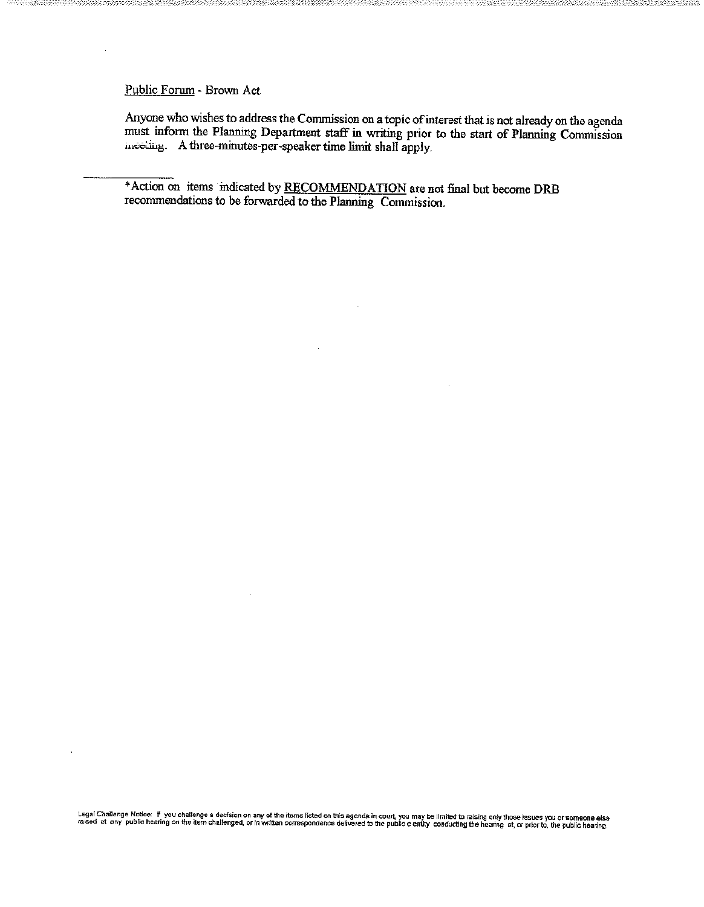Public Forum - Brown Act

Anyone who wishes to address the Commission on a topic of interest that is not already on the agenda must inform the Planning Department staff in writing prior to the start of Planning Commission meeting. A three-minutes-per-speaker time limit shall apply.

---

*Action on items indicated by RECOMMENDATION are not final but become DRB recommendations to be forwarded to the Planning Commission.

Legal Challenge Notice: If you challenge a decision on any of the items listed on this agenda in court, you may be limited to raising only those issues you or someone else raised at any public hearing on the item challenged, or in written correspondence delivered to the public entity conducting the hearing at, or prior to, the public hearing.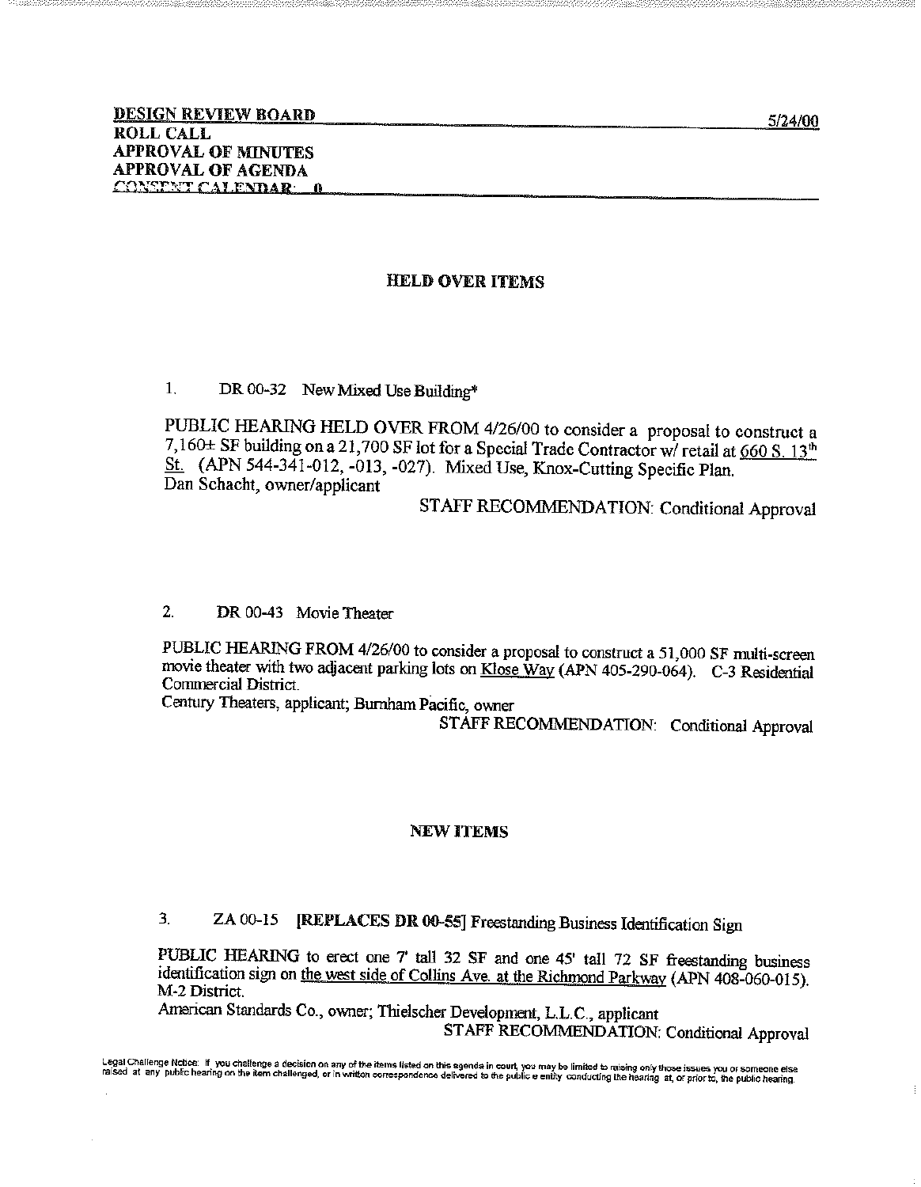**DESIGN REVIEW BOARD** 5/24/00

**ROLL CALL**

**APPROVAL OF MINUTES**

**APPROVAL OF AGENDA**

**CONSENT CALENDAR: 0**

## HELD OVER ITEMS

1. DR 00-32 New Mixed Use Building*

PUBLIC HEARING HELD OVER FROM 4/26/00 to consider a proposal to construct a 7,160± SF building on a 21,700 SF lot for a Special Trade Contractor w/ retail at 660 S. 13th St. (APN 544-341-012, -013, -027). Mixed Use, Knox-Cutting Specific Plan.
Dan Schacht, owner/applicant

STAFF RECOMMENDATION: Conditional Approval

2. DR 00-43 Movie Theater

PUBLIC HEARING FROM 4/26/00 to consider a proposal to construct a 51,000 SF multi-screen movie theater with two adjacent parking lots on Klose Way (APN 405-290-064). C-3 Residential Commercial District.
Century Theaters, applicant; Burnham Pacific, owner

STAFF RECOMMENDATION: Conditional Approval

## NEW ITEMS

3. ZA 00-15 **[REPLACES DR 00-55]** Freestanding Business Identification Sign

PUBLIC HEARING to erect one 7' tall 32 SF and one 45' tall 72 SF freestanding business identification sign on the west side of Collins Ave. at the Richmond Parkway (APN 408-060-015). M-2 District.
American Standards Co., owner; Thielscher Development, L.L.C., applicant

STAFF RECOMMENDATION: Conditional Approval

Legal Challenge Notice: If you challenge a decision on any of the items listed on this agenda in court, you may be limited to raising only those issues you or someone else raised at any public hearing on the item challenged, or in written correspondence delivered to the public entity conducting the hearing at, or prior to, the public hearing.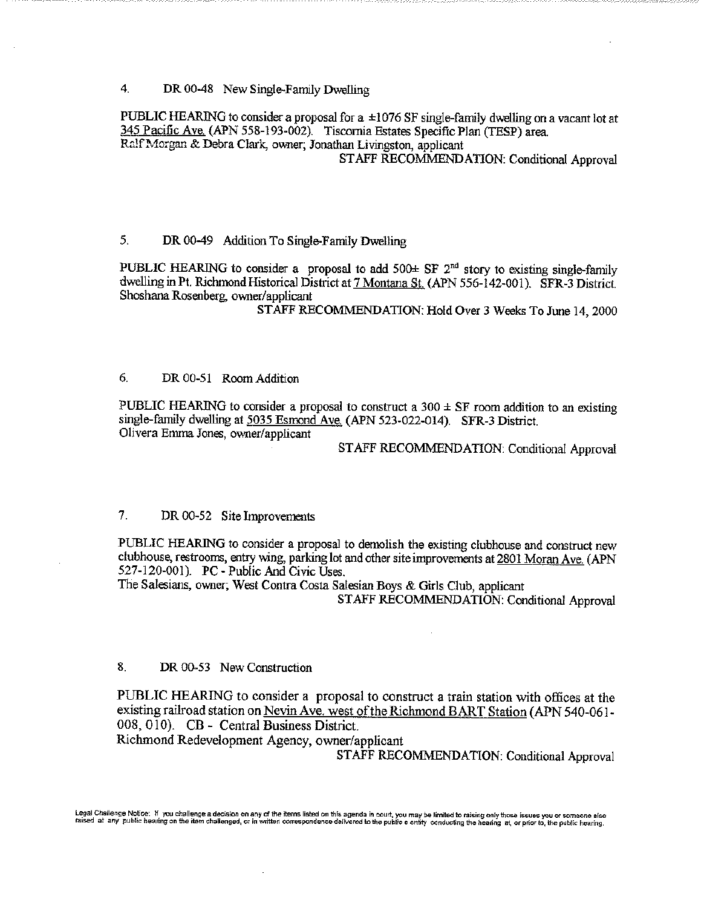4. DR 00-48 New Single-Family Dwelling

PUBLIC HEARING to consider a proposal for a ±1076 SF single-family dwelling on a vacant lot at <u>345 Pacific Ave.</u> (APN 558-193-002). Tiscornia Estates Specific Plan (TESP) area.
Ralf Morgan & Debra Clark, owner; Jonathan Livingston, applicant

STAFF RECOMMENDATION: Conditional Approval

5. DR 00-49 Addition To Single-Family Dwelling

PUBLIC HEARING to consider a proposal to add 500± SF 2nd story to existing single-family dwelling in Pt. Richmond Historical District at <u>7 Montana St.</u> (APN 556-142-001). SFR-3 District.
Shoshana Rosenberg, owner/applicant

STAFF RECOMMENDATION: Hold Over 3 Weeks To June 14, 2000

6. DR 00-51 Room Addition

PUBLIC HEARING to consider a proposal to construct a 300 ± SF room addition to an existing single-family dwelling at <u>5035 Esmond Ave.</u> (APN 523-022-014). SFR-3 District.
Olivera Emma Jones, owner/applicant

STAFF RECOMMENDATION: Conditional Approval

7. DR 00-52 Site Improvements

PUBLIC HEARING to consider a proposal to demolish the existing clubhouse and construct new clubhouse, restrooms, entry wing, parking lot and other site improvements at <u>2801 Moran Ave.</u> (APN 527-120-001). PC - Public And Civic Uses.
The Salesians, owner; West Contra Costa Salesian Boys & Girls Club, applicant

STAFF RECOMMENDATION: Conditional Approval

8. DR 00-53 New Construction

PUBLIC HEARING to consider a proposal to construct a train station with offices at the existing railroad station on <u>Nevin Ave. west of the Richmond BART Station</u> (APN 540-061-008, 010). CB - Central Business District.
Richmond Redevelopment Agency, owner/applicant

STAFF RECOMMENDATION: Conditional Approval

Legal Challenge Notice: If you challenge a decision on any of the items listed on this agenda in court, you may be limited to raising only those issues you or someone else raised at any public hearing on the item challenged, or in written correspondence delivered to the public entity conducting the hearing at, or prior to, the public hearing.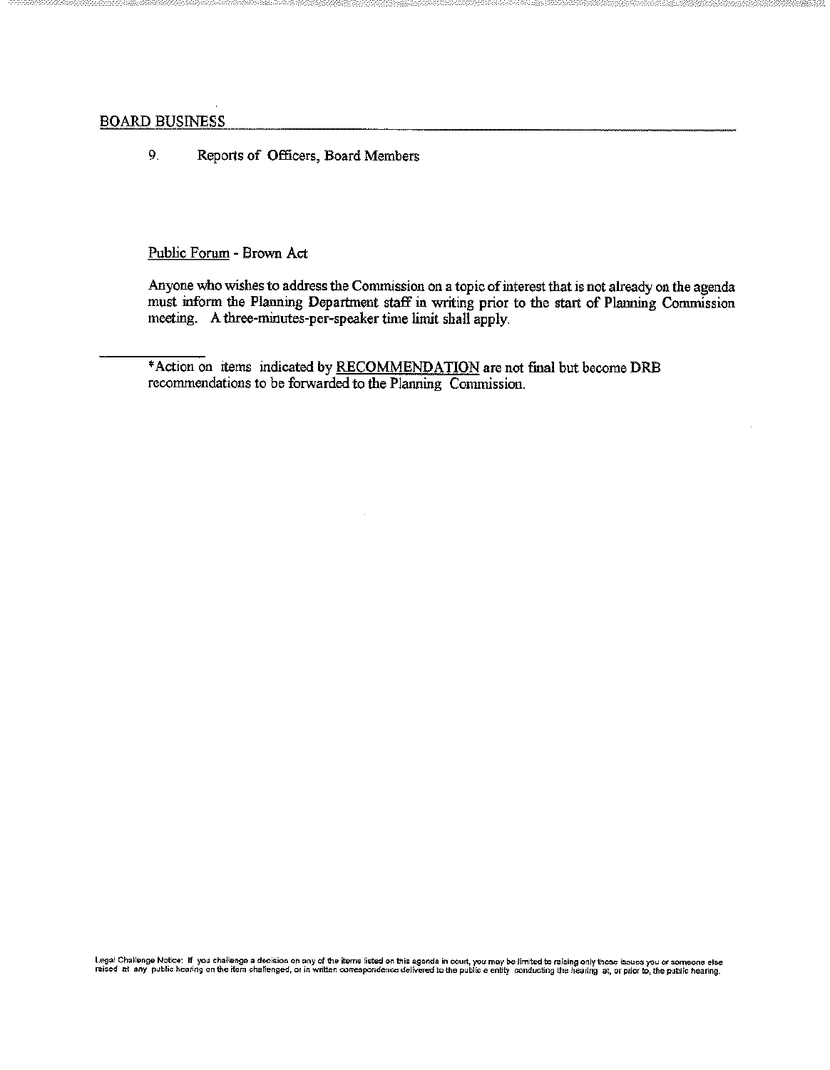## BOARD BUSINESS

9. Reports of Officers, Board Members

Public Forum - Brown Act

Anyone who wishes to address the Commission on a topic of interest that is not already on the agenda must inform the Planning Department staff in writing prior to the start of Planning Commission meeting. A three-minutes-per-speaker time limit shall apply.

---

*Action on items indicated by RECOMMENDATION are not final but become DRB recommendations to be forwarded to the Planning Commission.

Legal Challenge Notice: If you challenge a decision on any of the items listed on this agenda in court, you may be limited to raising only those issues you or someone else raised at any public hearing on the item challenged, or in written correspondence delivered to the public e entity conducting the hearing at, or prior to, the public hearing.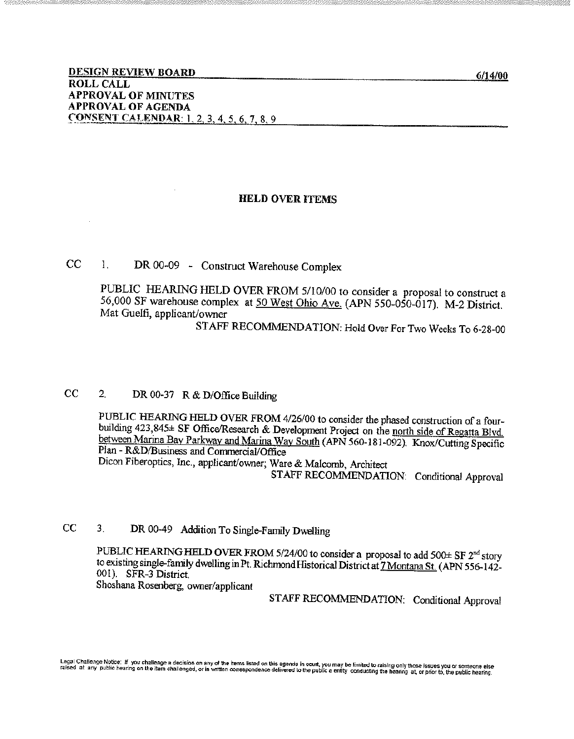**DESIGN REVIEW BOARD** **6/14/00**

**ROLL CALL**

**APPROVAL OF MINUTES**

**APPROVAL OF AGENDA**

**CONSENT CALENDAR**: 1, 2, 3, 4, 5, 6, 7, 8, 9

## HELD OVER ITEMS

CC 1. DR 00-09 - Construct Warehouse Complex

PUBLIC HEARING HELD OVER FROM 5/10/00 to consider a proposal to construct a 56,000 SF warehouse complex at 50 West Ohio Ave. (APN 550-050-017). M-2 District. Mat Guelfi, applicant/owner

STAFF RECOMMENDATION: Hold Over For Two Weeks To 6-28-00

CC 2. DR 00-37 R & D/Office Building

PUBLIC HEARING HELD OVER FROM 4/26/00 to consider the phased construction of a four-building 423,845± SF Office/Research & Development Project on the north side of Regatta Blvd. between Marina Bay Parkway and Marina Way South (APN 560-181-092). Knox/Cutting Specific Plan - R&D/Business and Commercial/Office

Dicon Fiberoptics, Inc., applicant/owner; Ware & Malcomb, Architect

STAFF RECOMMENDATION: Conditional Approval

CC 3. DR 00-49 Addition To Single-Family Dwelling

PUBLIC HEARING HELD OVER FROM 5/24/00 to consider a proposal to add 500± SF 2nd story to existing single-family dwelling in Pt. Richmond Historical District at 7 Montana St. (APN 556-142-001). SFR-3 District.

Shoshana Rosenberg, owner/applicant

STAFF RECOMMENDATION: Conditional Approval

Legal Challenge Notice: If you challenge a decision on any of the items listed on this agenda in court, you may be limited to raising only those issues you or someone else raised at any public hearing on the item challenged, or in written correspondence delivered to the public entity conducting the hearing at, or prior to, the public hearing.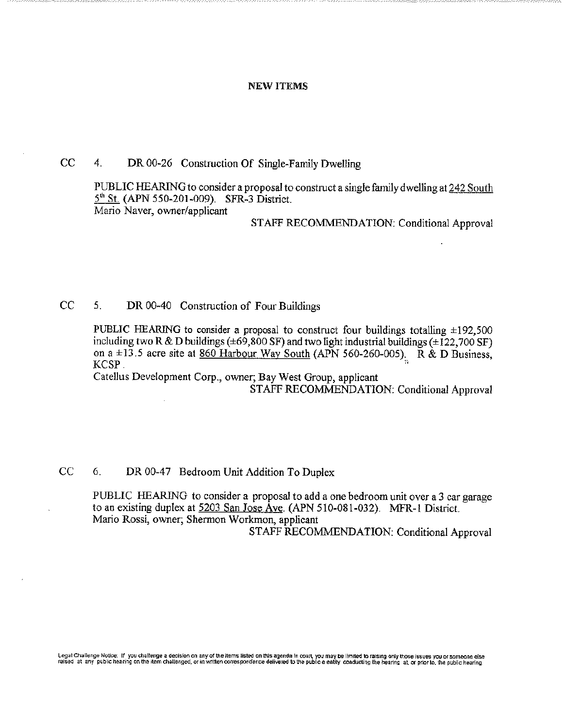## NEW ITEMS

CC 4. DR 00-26 Construction Of Single-Family Dwelling

PUBLIC HEARING to consider a proposal to construct a single family dwelling at 242 South 5th St. (APN 550-201-009). SFR-3 District.
Mario Naver, owner/applicant

STAFF RECOMMENDATION: Conditional Approval

CC 5. DR 00-40 Construction of Four Buildings

PUBLIC HEARING to consider a proposal to construct four buildings totalling ±192,500 including two R & D buildings (±69,800 SF) and two light industrial buildings (±122,700 SF) on a ±13.5 acre site at 860 Harbour Way South (APN 560-260-005). R & D Business, KCSP.
Catellus Development Corp., owner; Bay West Group, applicant

STAFF RECOMMENDATION: Conditional Approval

CC 6. DR 00-47 Bedroom Unit Addition To Duplex

PUBLIC HEARING to consider a proposal to add a one bedroom unit over a 3 car garage to an existing duplex at 5203 San Jose Ave. (APN 510-081-032). MFR-1 District.
Mario Rossi, owner; Shermon Workmon, applicant

STAFF RECOMMENDATION: Conditional Approval

Legal Challenge Notice: If you challenge a decision on any of the items listed on this agenda in court, you may be limited to raising only those issues you or someone else raised at any public hearing on the item challenged, or in written correspondence delivered to the public entity conducting the hearing at, or prior to, the public hearing.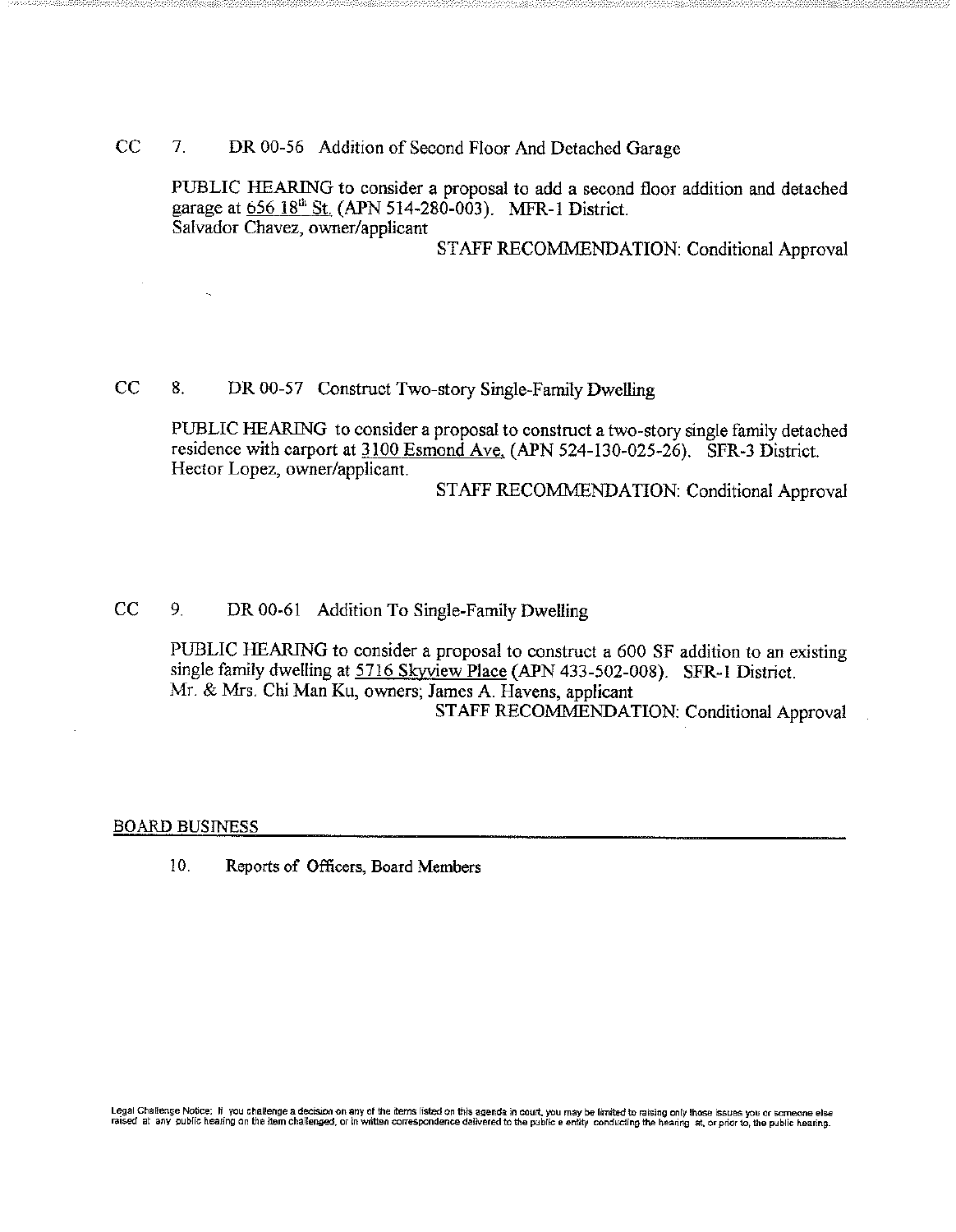CC 7. DR 00-56 Addition of Second Floor And Detached Garage

PUBLIC HEARING to consider a proposal to add a second floor addition and detached garage at 656 18th St. (APN 514-280-003). MFR-1 District.
Salvador Chavez, owner/applicant

STAFF RECOMMENDATION: Conditional Approval

CC 8. DR 00-57 Construct Two-story Single-Family Dwelling

PUBLIC HEARING to consider a proposal to construct a two-story single family detached residence with carport at 3100 Esmond Ave. (APN 524-130-025-26). SFR-3 District.
Hector Lopez, owner/applicant.

STAFF RECOMMENDATION: Conditional Approval

CC 9. DR 00-61 Addition To Single-Family Dwelling

PUBLIC HEARING to consider a proposal to construct a 600 SF addition to an existing single family dwelling at 5716 Skyview Place (APN 433-502-008). SFR-1 District.
Mr. & Mrs. Chi Man Ku, owners; James A. Havens, applicant

STAFF RECOMMENDATION: Conditional Approval

## BOARD BUSINESS

10. Reports of Officers, Board Members

Legal Challenge Notice: If you challenge a decision on any of the items listed on this agenda in court, you may be limited to raising only those issues you or someone else raised at any public hearing on the item challenged, or in written correspondence delivered to the public e entity conducting the hearing at, or prior to, the public hearing.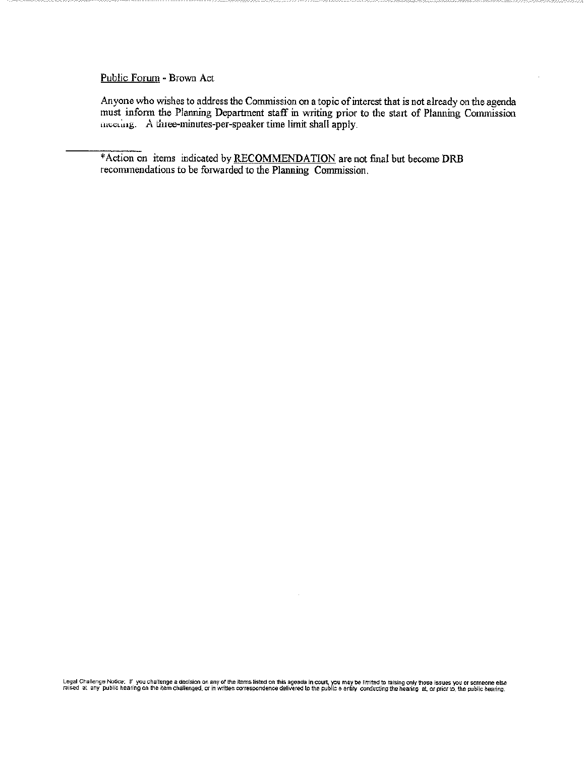<u>Public Forum</u> - Brown Act

Anyone who wishes to address the Commission on a topic of interest that is not already on the agenda must inform the Planning Department staff in writing prior to the start of Planning Commission meeting. A three-minutes-per-speaker time limit shall apply.

---

*Action on items indicated by <u>RECOMMENDATION</u> are not final but become DRB recommendations to be forwarded to the Planning Commission.

Legal Challenge Notice: If you challenge a decision on any of the items listed on this agenda in court, you may be limited to raising only those issues you or someone else raised at any public hearing on the item challenged, or in written correspondence delivered to the public entity conducting the hearing at, or prior to, the public hearing.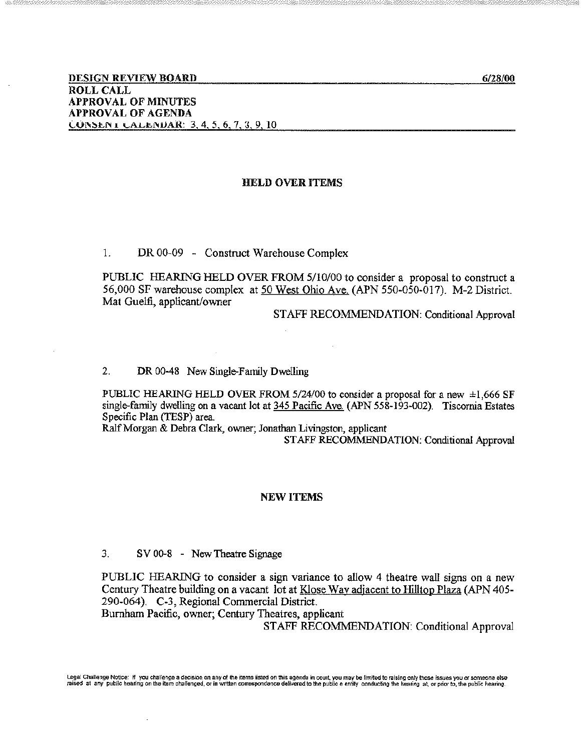**DESIGN REVIEW BOARD** 6/28/00

**ROLL CALL**

**APPROVAL OF MINUTES**

**APPROVAL OF AGENDA**

**CONSENT CALENDAR:** 3, 4, 5, 6, 7, 3, 9, 10

## HELD OVER ITEMS

1. DR 00-09 - Construct Warehouse Complex

PUBLIC HEARING HELD OVER FROM 5/10/00 to consider a proposal to construct a 56,000 SF warehouse complex at 50 West Ohio Ave. (APN 550-050-017). M-2 District.
Mat Guelfi, applicant/owner

STAFF RECOMMENDATION: Conditional Approval

2. DR 00-48 New Single-Family Dwelling

PUBLIC HEARING HELD OVER FROM 5/24/00 to consider a proposal for a new ±1,666 SF single-family dwelling on a vacant lot at 345 Pacific Ave. (APN 558-193-002). Tiscornia Estates Specific Plan (TESP) area.
Ralf Morgan & Debra Clark, owner; Jonathan Livingston, applicant

STAFF RECOMMENDATION: Conditional Approval

## NEW ITEMS

3. SV 00-8 - New Theatre Signage

PUBLIC HEARING to consider a sign variance to allow 4 theatre wall signs on a new Century Theatre building on a vacant lot at Klose Way adjacent to Hilltop Plaza (APN 405-290-064). C-3, Regional Commercial District.
Burnham Pacific, owner; Century Theatres, applicant

STAFF RECOMMENDATION: Conditional Approval

Legal Challenge Notice: If you challenge a decision on any of the items listed on this agenda in court, you may be limited to raising only those issues you or someone else raised at any public hearing on the item challenged, or in written correspondence delivered to the public entity conducting the hearing at, or prior to, the public hearing.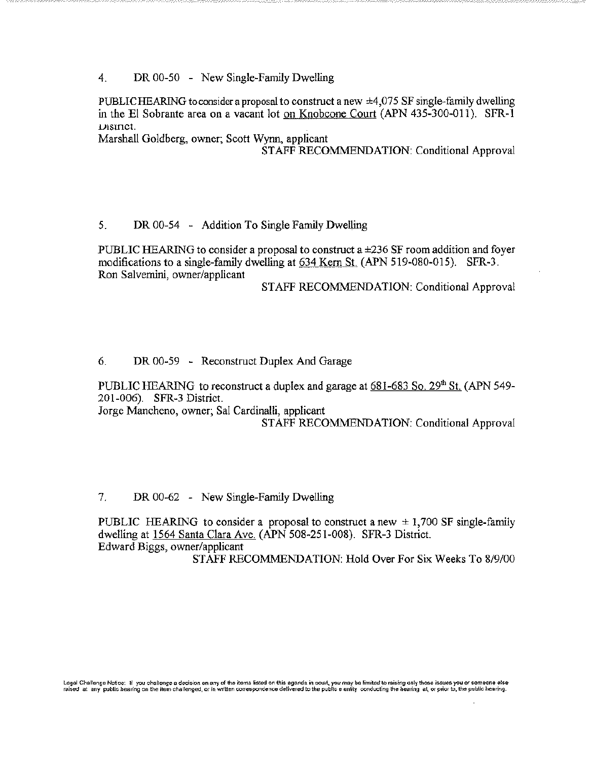4. DR 00-50 - New Single-Family Dwelling

PUBLIC HEARING to consider a proposal to construct a new ±4,075 SF single-family dwelling in the El Sobrante area on a vacant lot on Knobcone Court (APN 435-300-011). SFR-1 District.

Marshall Goldberg, owner; Scott Wynn, applicant

STAFF RECOMMENDATION: Conditional Approval

5. DR 00-54 - Addition To Single Family Dwelling

PUBLIC HEARING to consider a proposal to construct a ±236 SF room addition and foyer modifications to a single-family dwelling at 634 Kern St. (APN 519-080-015). SFR-3.

Ron Salvemini, owner/applicant

STAFF RECOMMENDATION: Conditional Approval

6. DR 00-59 - Reconstruct Duplex And Garage

PUBLIC HEARING to reconstruct a duplex and garage at 681-683 So. 29th St. (APN 549-201-006). SFR-3 District.

Jorge Mancheno, owner; Sal Cardinalli, applicant

STAFF RECOMMENDATION: Conditional Approval

7. DR 00-62 - New Single-Family Dwelling

PUBLIC HEARING to consider a proposal to construct a new ± 1,700 SF single-family dwelling at 1564 Santa Clara Ave. (APN 508-251-008). SFR-3 District.

Edward Biggs, owner/applicant

STAFF RECOMMENDATION: Hold Over For Six Weeks To 8/9/00

Legal Challenge Notice: If you challenge a decision on any of the items listed on this agenda in court, you may be limited to raising only those issues you or someone else raised at any public hearing on the item challenged, or in written correspondence delivered to the public e entity conducting the hearing at, or prior to, the public hearing.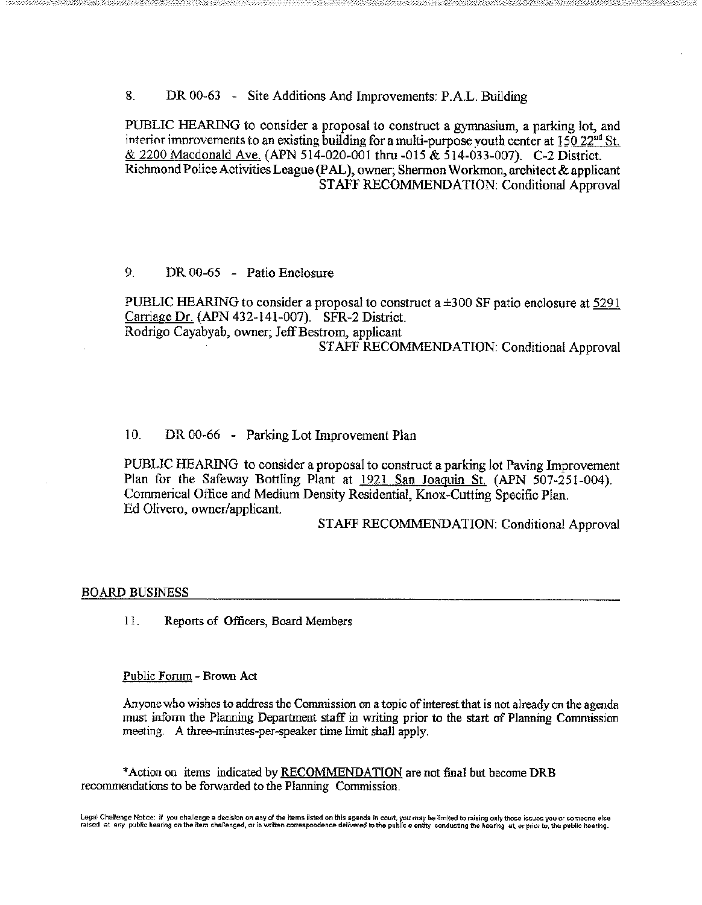8. DR 00-63 - Site Additions And Improvements: P.A.L. Building

PUBLIC HEARING to consider a proposal to construct a gymnasium, a parking lot, and interior improvements to an existing building for a multi-purpose youth center at 150 22[nd] St. & 2200 Macdonald Ave. (APN 514-020-001 thru -015 & 514-033-007). C-2 District.
Richmond Police Activities League (PAL), owner; Shermon Workmon, architect & applicant

STAFF RECOMMENDATION: Conditional Approval

9. DR 00-65 - Patio Enclosure

PUBLIC HEARING to consider a proposal to construct a ±300 SF patio enclosure at 5291 Carriage Dr. (APN 432-141-007). SFR-2 District.
Rodrigo Cayabyab, owner; Jeff Bestrom, applicant

STAFF RECOMMENDATION: Conditional Approval

10. DR 00-66 - Parking Lot Improvement Plan

PUBLIC HEARING to consider a proposal to construct a parking lot Paving Improvement Plan for the Safeway Bottling Plant at 1921 San Joaquin St. (APN 507-251-004). Commerical Office and Medium Density Residential, Knox-Cutting Specific Plan.
Ed Olivero, owner/applicant.

STAFF RECOMMENDATION: Conditional Approval

## BOARD BUSINESS

11. Reports of Officers, Board Members

Public Forum - Brown Act

Anyone who wishes to address the Commission on a topic of interest that is not already on the agenda must inform the Planning Department staff in writing prior to the start of Planning Commission meeting. A three-minutes-per-speaker time limit shall apply.

*Action on items indicated by RECOMMENDATION are not final but become DRB recommendations to be forwarded to the Planning Commission.

Legal Challenge Notice: If you challenge a decision on any of the items listed on this agenda in court, you may be limited to raising only those issues you or someone else raised at any public hearing on the item challenged, or in written correspondence delivered to the public entity conducting the hearing at, or prior to, the public hearing.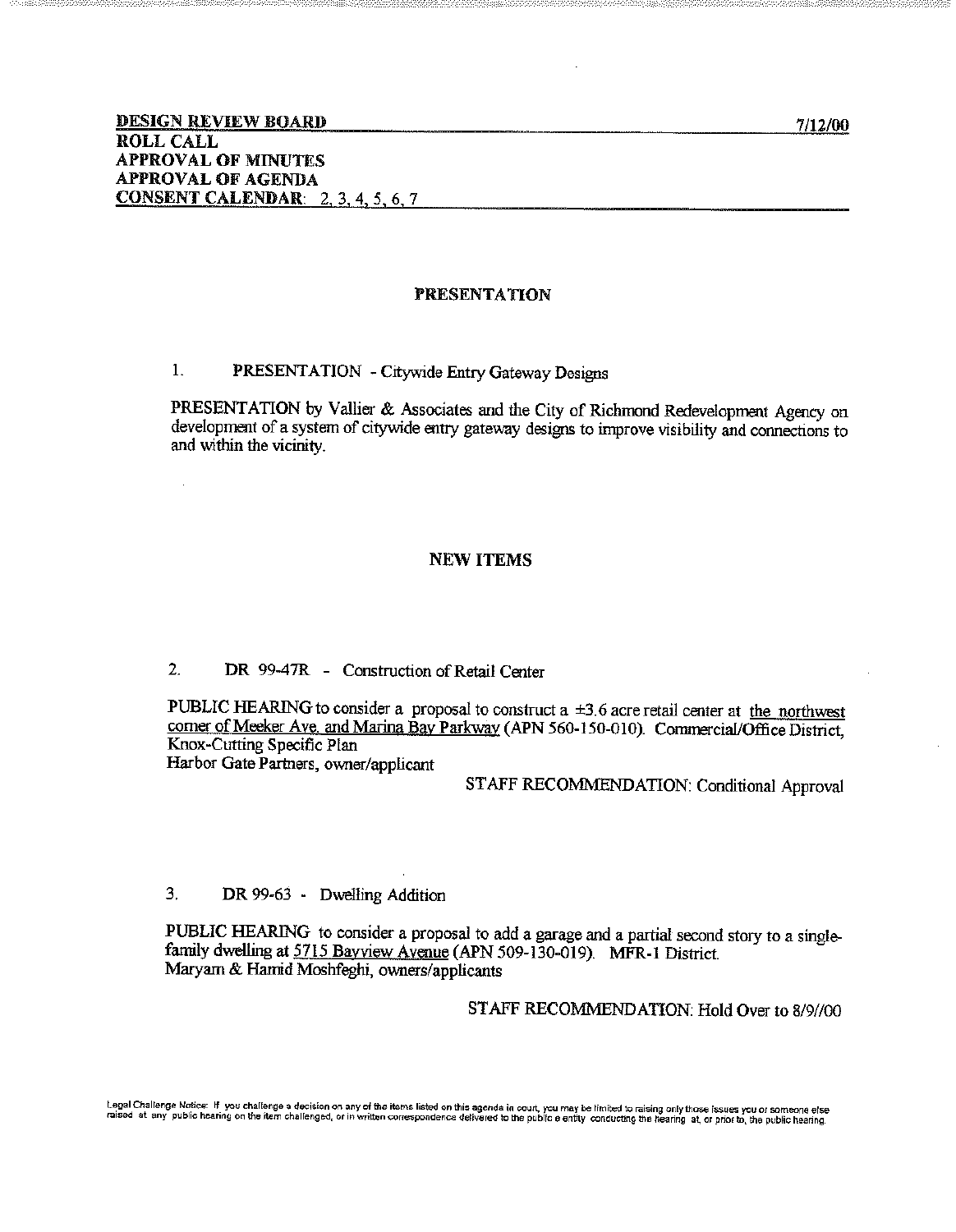**DESIGN REVIEW BOARD** **7/12/00**

**ROLL CALL**

**APPROVAL OF MINUTES**

**APPROVAL OF AGENDA**

**CONSENT CALENDAR**: 2, 3, 4, 5, 6, 7

## PRESENTATION

1. PRESENTATION - Citywide Entry Gateway Designs

PRESENTATION by Vallier & Associates and the City of Richmond Redevelopment Agency on development of a system of citywide entry gateway designs to improve visibility and connections to and within the vicinity.

## NEW ITEMS

2. DR 99-47R - Construction of Retail Center

PUBLIC HEARING to consider a proposal to construct a ±3.6 acre retail center at the northwest corner of Meeker Ave. and Marina Bay Parkway (APN 560-150-010). Commercial/Office District, Knox-Cutting Specific Plan
Harbor Gate Partners, owner/applicant

STAFF RECOMMENDATION: Conditional Approval

3. DR 99-63 - Dwelling Addition

PUBLIC HEARING to consider a proposal to add a garage and a partial second story to a single-family dwelling at 5715 Bayview Avenue (APN 509-130-019). MFR-1 District.
Maryam & Hamid Moshfeghi, owners/applicants

STAFF RECOMMENDATION: Hold Over to 8/9//00

Legal Challenge Notice: If you challenge a decision on any of the items listed on this agenda in court, you may be limited to raising only those issues you or someone else raised at any public hearing on the item challenged, or in written correspondence delivered to the public entity conducting the hearing at, or prior to, the public hearing.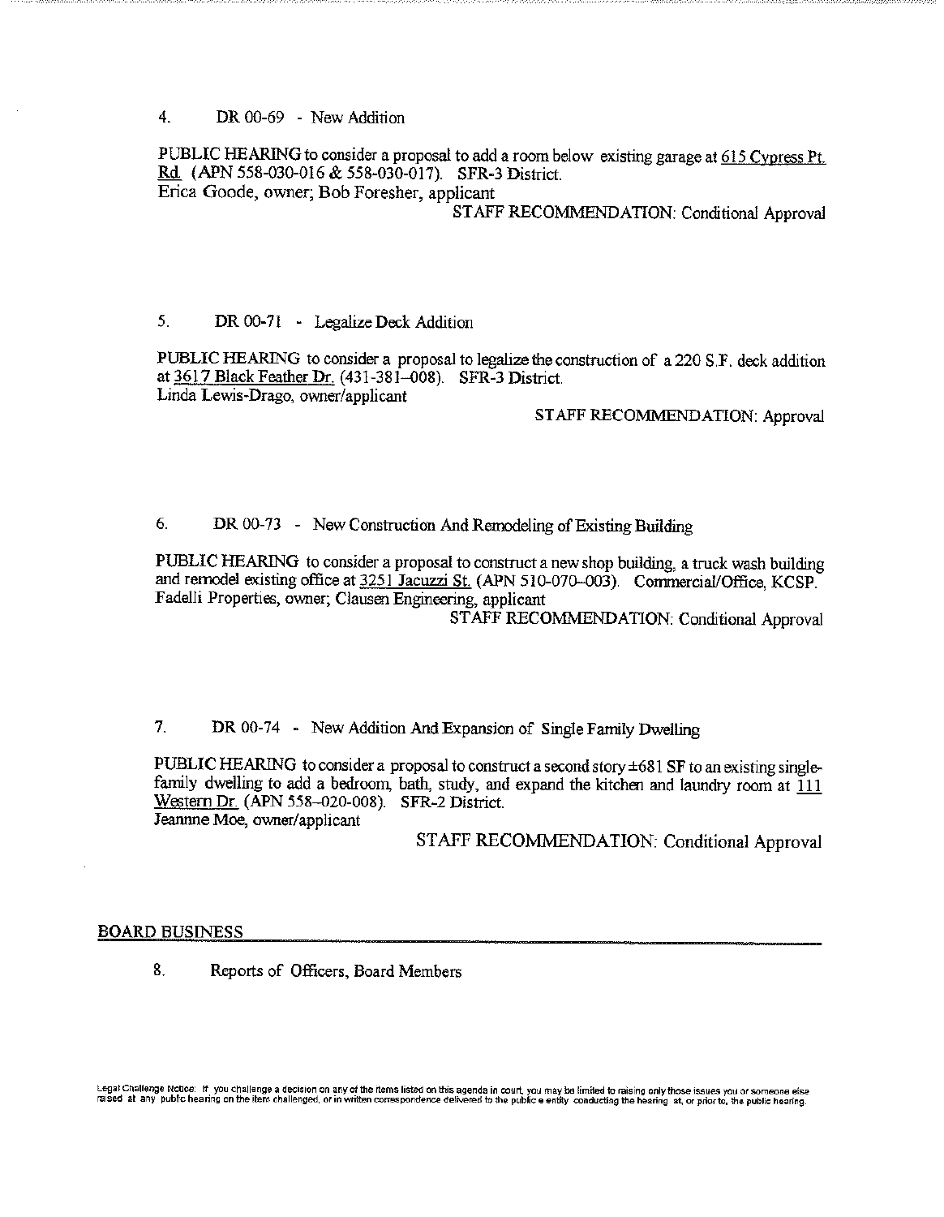4. DR 00-69 - New Addition

PUBLIC HEARING to consider a proposal to add a room below existing garage at 615 Cypress Pt. Rd. (APN 558-030-016 & 558-030-017). SFR-3 District.
Erica Goode, owner; Bob Foresher, applicant

STAFF RECOMMENDATION: Conditional Approval

5. DR 00-71 - Legalize Deck Addition

PUBLIC HEARING to consider a proposal to legalize the construction of a 220 S.F. deck addition at 3617 Black Feather Dr. (431-381-008). SFR-3 District.
Linda Lewis-Drago, owner/applicant

STAFF RECOMMENDATION: Approval

6. DR 00-73 - New Construction And Remodeling of Existing Building

PUBLIC HEARING to consider a proposal to construct a new shop building, a truck wash building and remodel existing office at 3251 Jacuzzi St. (APN 510-070-003). Commercial/Office, KCSP.
Fadelli Properties, owner; Clausen Engineering, applicant

STAFF RECOMMENDATION: Conditional Approval

7. DR 00-74 - New Addition And Expansion of Single Family Dwelling

PUBLIC HEARING to consider a proposal to construct a second story ±681 SF to an existing single-family dwelling to add a bedroom, bath, study, and expand the kitchen and laundry room at 111 Western Dr. (APN 558-020-008). SFR-2 District.
Jeannne Moe, owner/applicant

STAFF RECOMMENDATION: Conditional Approval

## BOARD BUSINESS

8. Reports of Officers, Board Members

Legal Challenge Notice: If you challenge a decision on any of the items listed on this agenda in court, you may be limited to raising only those issues you or someone else raised at any public hearing on the item challenged, or in written correspondence delivered to the public entity conducting the hearing at, or prior to, the public hearing.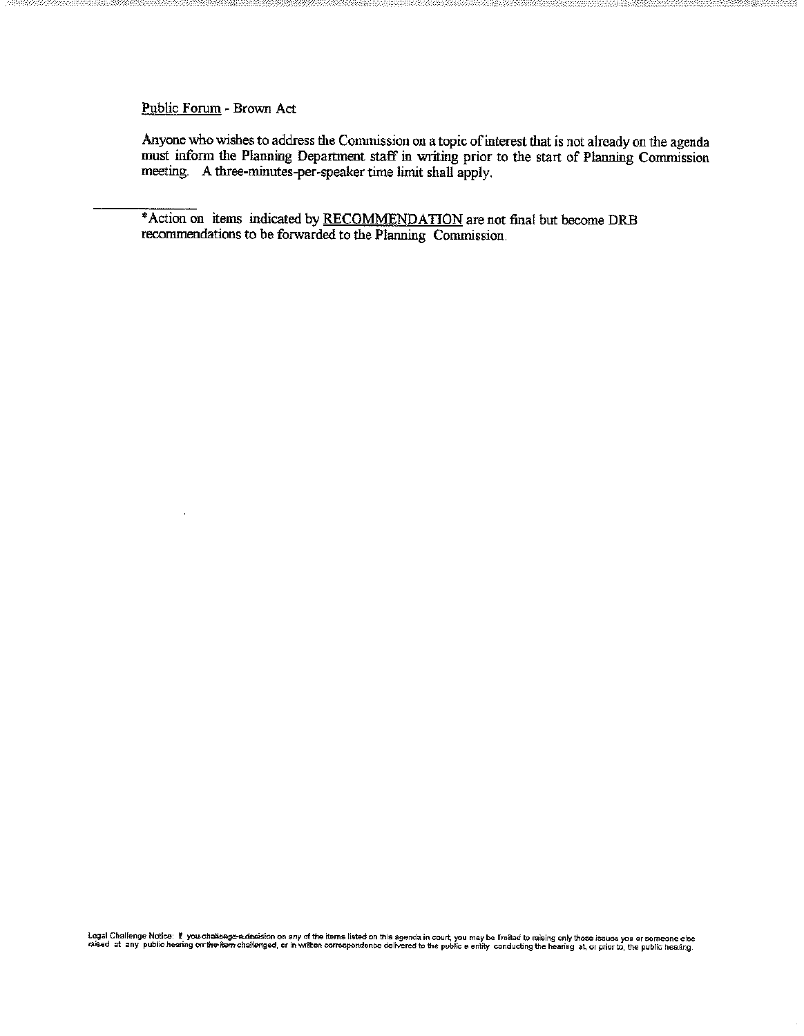Public Forum - Brown Act

Anyone who wishes to address the Commission on a topic of interest that is not already on the agenda must inform the Planning Department staff in writing prior to the start of Planning Commission meeting. A three-minutes-per-speaker time limit shall apply.

---

*Action on items indicated by RECOMMENDATION are not final but become DRB recommendations to be forwarded to the Planning Commission.

Legal Challenge Notice: If you challenge a decision on any of the items listed on this agenda in court, you may be limited to raising only those issues you or someone else raised at any public hearing on the item challenged, or in written correspondence delivered to the public e entity conducting the hearing at, or prior to, the public hearing.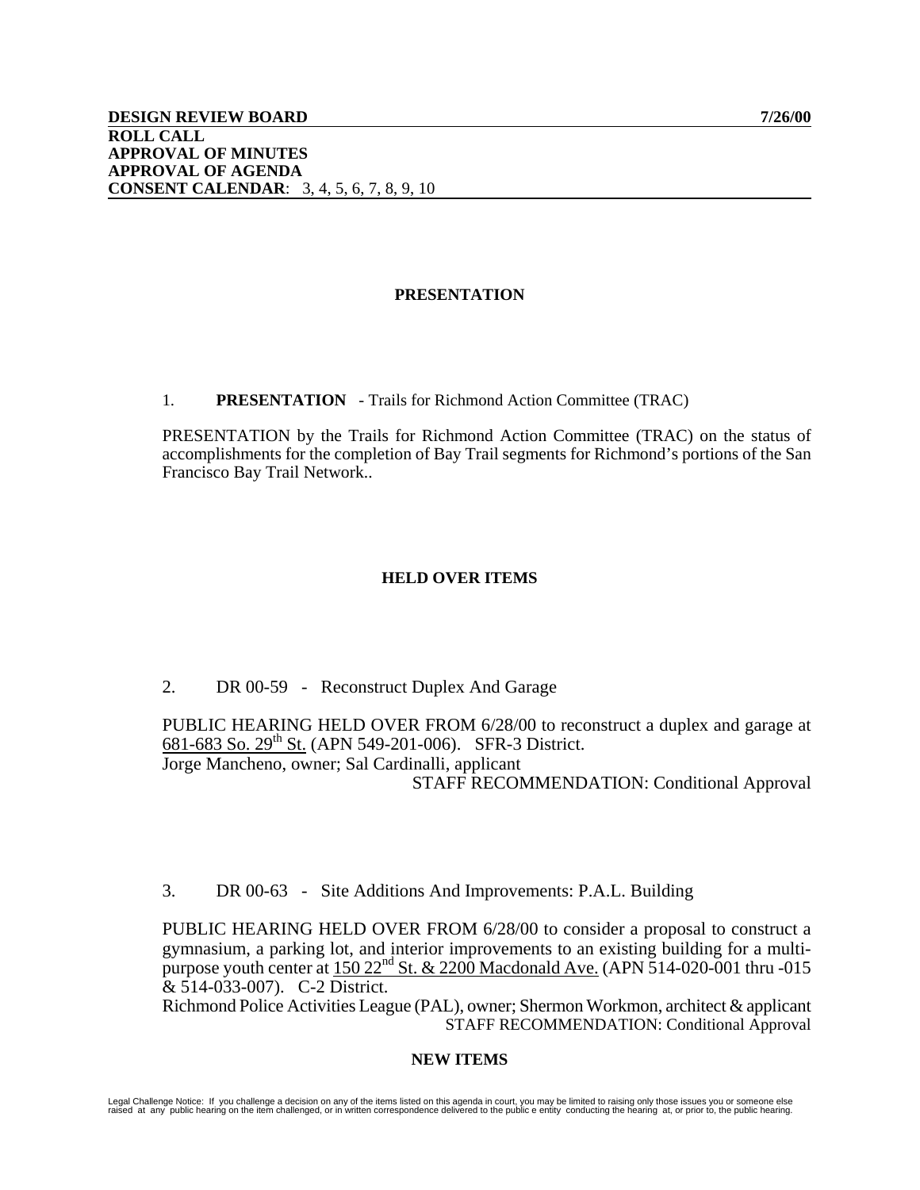**DESIGN REVIEW BOARD** **7/26/00**
**ROLL CALL**
**APPROVAL OF MINUTES**
**APPROVAL OF AGENDA**
**CONSENT CALENDAR**: 3, 4, 5, 6, 7, 8, 9, 10

## PRESENTATION

1. **PRESENTATION** - Trails for Richmond Action Committee (TRAC)

PRESENTATION by the Trails for Richmond Action Committee (TRAC) on the status of accomplishments for the completion of Bay Trail segments for Richmond's portions of the San Francisco Bay Trail Network..

## HELD OVER ITEMS

2. DR 00-59 - Reconstruct Duplex And Garage

PUBLIC HEARING HELD OVER FROM 6/28/00 to reconstruct a duplex and garage at 681-683 So. 29th St. (APN 549-201-006). SFR-3 District.
Jorge Mancheno, owner; Sal Cardinalli, applicant
STAFF RECOMMENDATION: Conditional Approval

3. DR 00-63 - Site Additions And Improvements: P.A.L. Building

PUBLIC HEARING HELD OVER FROM 6/28/00 to consider a proposal to construct a gymnasium, a parking lot, and interior improvements to an existing building for a multi-purpose youth center at 150 22nd St. & 2200 Macdonald Ave. (APN 514-020-001 thru -015 & 514-033-007). C-2 District.
Richmond Police Activities League (PAL), owner; Shermon Workmon, architect & applicant
STAFF RECOMMENDATION: Conditional Approval

## NEW ITEMS

Legal Challenge Notice: If you challenge a decision on any of the items listed on this agenda in court, you may be limited to raising only those issues you or someone else raised at any public hearing on the item challenged, or in written correspondence delivered to the public e entity conducting the hearing at, or prior to, the public hearing.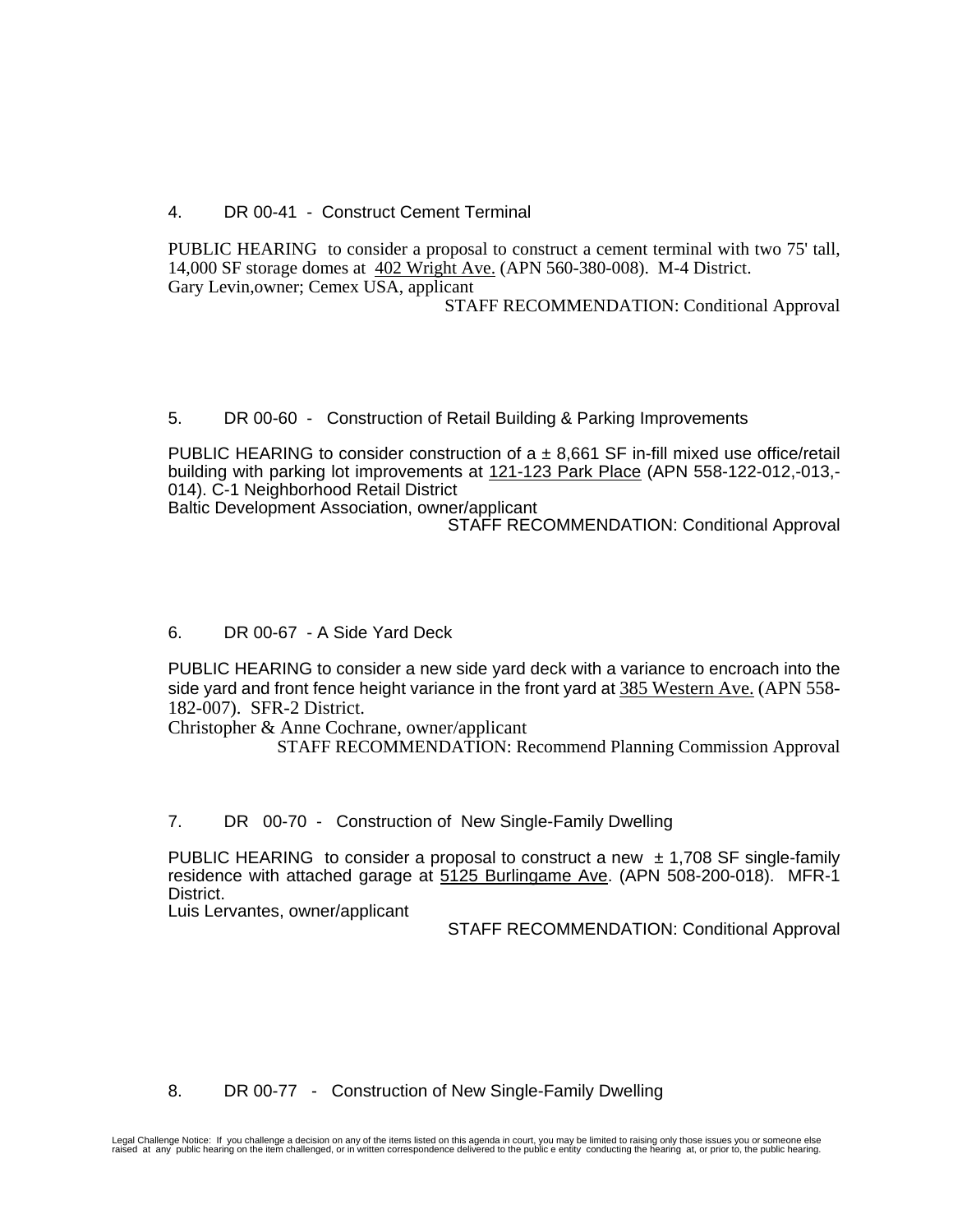4. DR 00-41 - Construct Cement Terminal

PUBLIC HEARING to consider a proposal to construct a cement terminal with two 75' tall, 14,000 SF storage domes at 402 Wright Ave. (APN 560-380-008). M-4 District.
Gary Levin,owner; Cemex USA, applicant

STAFF RECOMMENDATION: Conditional Approval

5. DR 00-60 - Construction of Retail Building & Parking Improvements

PUBLIC HEARING to consider construction of a ± 8,661 SF in-fill mixed use office/retail building with parking lot improvements at 121-123 Park Place (APN 558-122-012,-013,-014). C-1 Neighborhood Retail District
Baltic Development Association, owner/applicant

STAFF RECOMMENDATION: Conditional Approval

6. DR 00-67 - A Side Yard Deck

PUBLIC HEARING to consider a new side yard deck with a variance to encroach into the side yard and front fence height variance in the front yard at 385 Western Ave. (APN 558-182-007). SFR-2 District.
Christopher & Anne Cochrane, owner/applicant

STAFF RECOMMENDATION: Recommend Planning Commission Approval

7. DR 00-70 - Construction of New Single-Family Dwelling

PUBLIC HEARING to consider a proposal to construct a new ± 1,708 SF single-family residence with attached garage at 5125 Burlingame Ave. (APN 508-200-018). MFR-1 District.
Luis Lervantes, owner/applicant

STAFF RECOMMENDATION: Conditional Approval

8. DR 00-77 - Construction of New Single-Family Dwelling

Legal Challenge Notice: If you challenge a decision on any of the items listed on this agenda in court, you may be limited to raising only those issues you or someone else raised at any public hearing on the item challenged, or in written correspondence delivered to the public e entity conducting the hearing at, or prior to, the public hearing.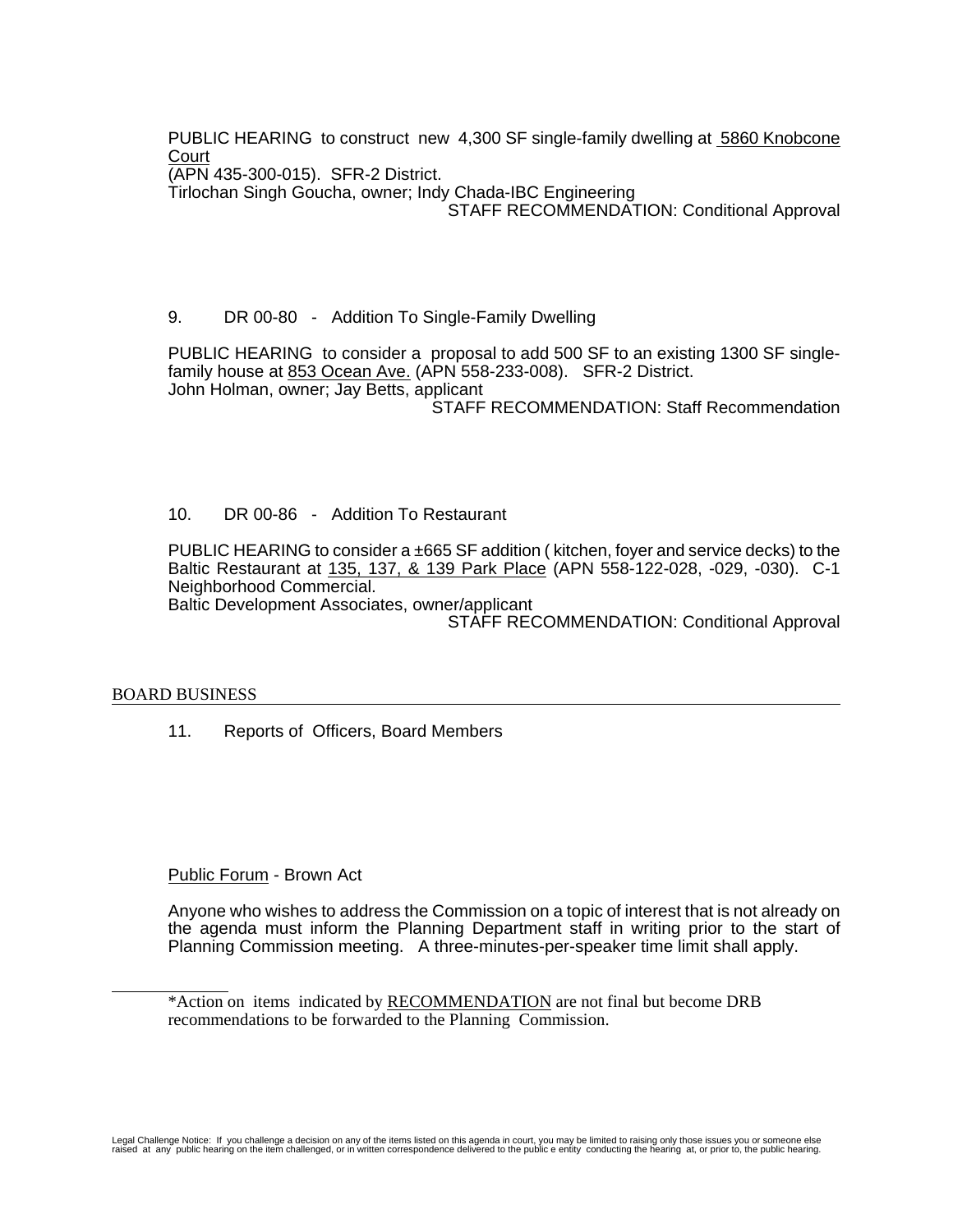PUBLIC HEARING to construct new 4,300 SF single-family dwelling at 5860 Knobcone Court
(APN 435-300-015). SFR-2 District.
Tirlochan Singh Goucha, owner; Indy Chada-IBC Engineering

STAFF RECOMMENDATION: Conditional Approval

9. DR 00-80 - Addition To Single-Family Dwelling

PUBLIC HEARING to consider a proposal to add 500 SF to an existing 1300 SF single-family house at 853 Ocean Ave. (APN 558-233-008). SFR-2 District.
John Holman, owner; Jay Betts, applicant

STAFF RECOMMENDATION: Staff Recommendation

10. DR 00-86 - Addition To Restaurant

PUBLIC HEARING to consider a ±665 SF addition ( kitchen, foyer and service decks) to the Baltic Restaurant at 135, 137, & 139 Park Place (APN 558-122-028, -029, -030). C-1 Neighborhood Commercial.
Baltic Development Associates, owner/applicant

STAFF RECOMMENDATION: Conditional Approval

## BOARD BUSINESS

11. Reports of Officers, Board Members

Public Forum - Brown Act

Anyone who wishes to address the Commission on a topic of interest that is not already on the agenda must inform the Planning Department staff in writing prior to the start of Planning Commission meeting. A three-minutes-per-speaker time limit shall apply.

---

*Action on items indicated by RECOMMENDATION are not final but become DRB recommendations to be forwarded to the Planning Commission.

Legal Challenge Notice: If you challenge a decision on any of the items listed on this agenda in court, you may be limited to raising only those issues you or someone else raised at any public hearing on the item challenged, or in written correspondence delivered to the public e entity conducting the hearing at, or prior to, the public hearing.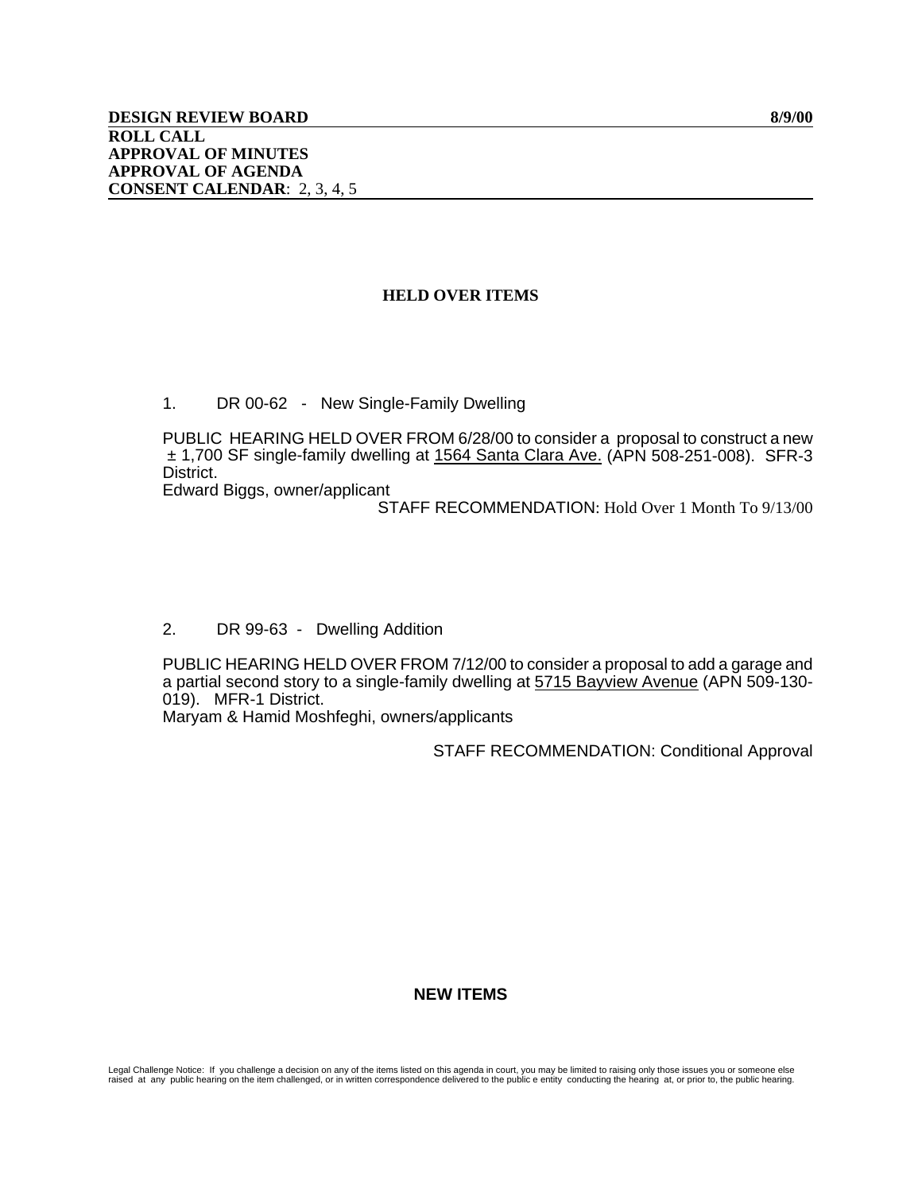**DESIGN REVIEW BOARD** **8/9/00**

**ROLL CALL**

**APPROVAL OF MINUTES**

**APPROVAL OF AGENDA**

**CONSENT CALENDAR**: 2, 3, 4, 5

## HELD OVER ITEMS

1. DR 00-62 - New Single-Family Dwelling

PUBLIC HEARING HELD OVER FROM 6/28/00 to consider a proposal to construct a new ± 1,700 SF single-family dwelling at 1564 Santa Clara Ave. (APN 508-251-008). SFR-3 District.
Edward Biggs, owner/applicant

STAFF RECOMMENDATION: Hold Over 1 Month To 9/13/00

2. DR 99-63 - Dwelling Addition

PUBLIC HEARING HELD OVER FROM 7/12/00 to consider a proposal to add a garage and a partial second story to a single-family dwelling at 5715 Bayview Avenue (APN 509-130-019). MFR-1 District.
Maryam & Hamid Moshfeghi, owners/applicants

STAFF RECOMMENDATION: Conditional Approval

## NEW ITEMS

Legal Challenge Notice: If you challenge a decision on any of the items listed on this agenda in court, you may be limited to raising only those issues you or someone else raised at any public hearing on the item challenged, or in written correspondence delivered to the public e entity conducting the hearing at, or prior to, the public hearing.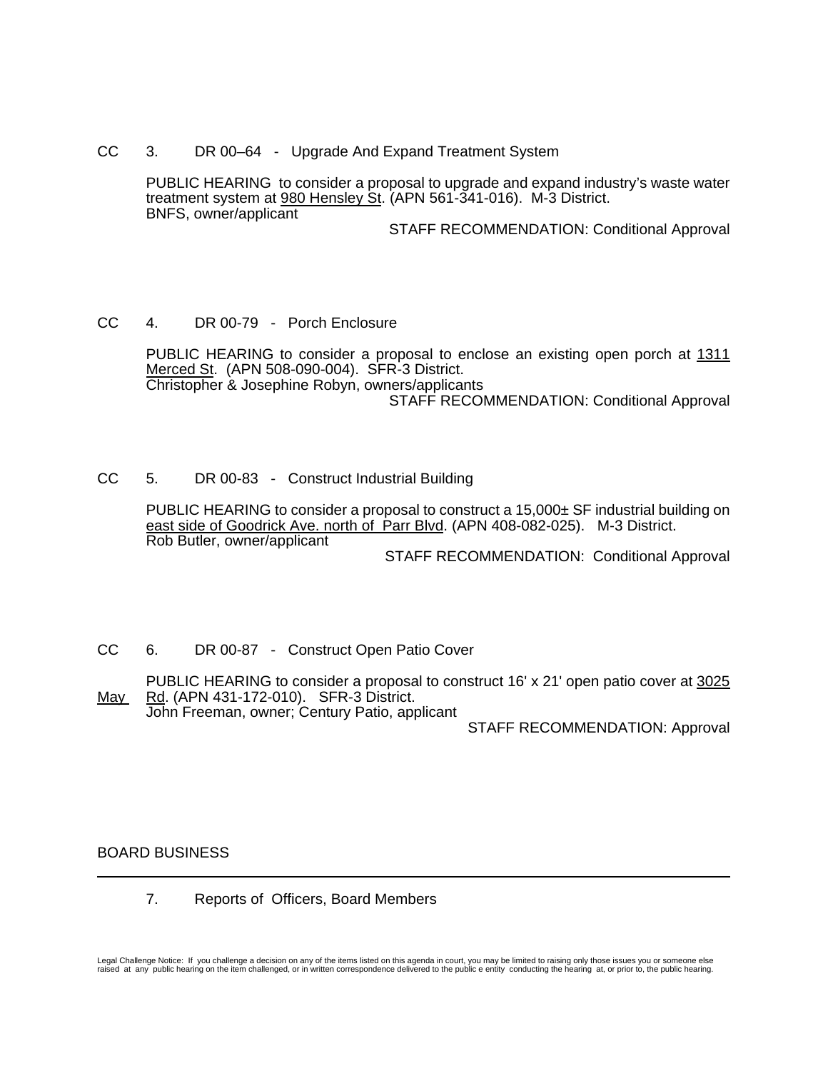CC 3. DR 00–64 - Upgrade And Expand Treatment System

PUBLIC HEARING to consider a proposal to upgrade and expand industry's waste water treatment system at 980 Hensley St. (APN 561-341-016). M-3 District.
BNFS, owner/applicant

STAFF RECOMMENDATION: Conditional Approval

CC 4. DR 00-79 - Porch Enclosure

PUBLIC HEARING to consider a proposal to enclose an existing open porch at 1311 Merced St. (APN 508-090-004). SFR-3 District.
Christopher & Josephine Robyn, owners/applicants

STAFF RECOMMENDATION: Conditional Approval

CC 5. DR 00-83 - Construct Industrial Building

PUBLIC HEARING to consider a proposal to construct a 15,000± SF industrial building on east side of Goodrick Ave. north of Parr Blvd. (APN 408-082-025). M-3 District.
Rob Butler, owner/applicant

STAFF RECOMMENDATION: Conditional Approval

CC 6. DR 00-87 - Construct Open Patio Cover

PUBLIC HEARING to consider a proposal to construct 16' x 21' open patio cover at 3025 May Rd. (APN 431-172-010). SFR-3 District.
John Freeman, owner; Century Patio, applicant

STAFF RECOMMENDATION: Approval

BOARD BUSINESS

---

7. Reports of Officers, Board Members

Legal Challenge Notice: If you challenge a decision on any of the items listed on this agenda in court, you may be limited to raising only those issues you or someone else raised at any public hearing on the item challenged, or in written correspondence delivered to the public e entity conducting the hearing at, or prior to, the public hearing.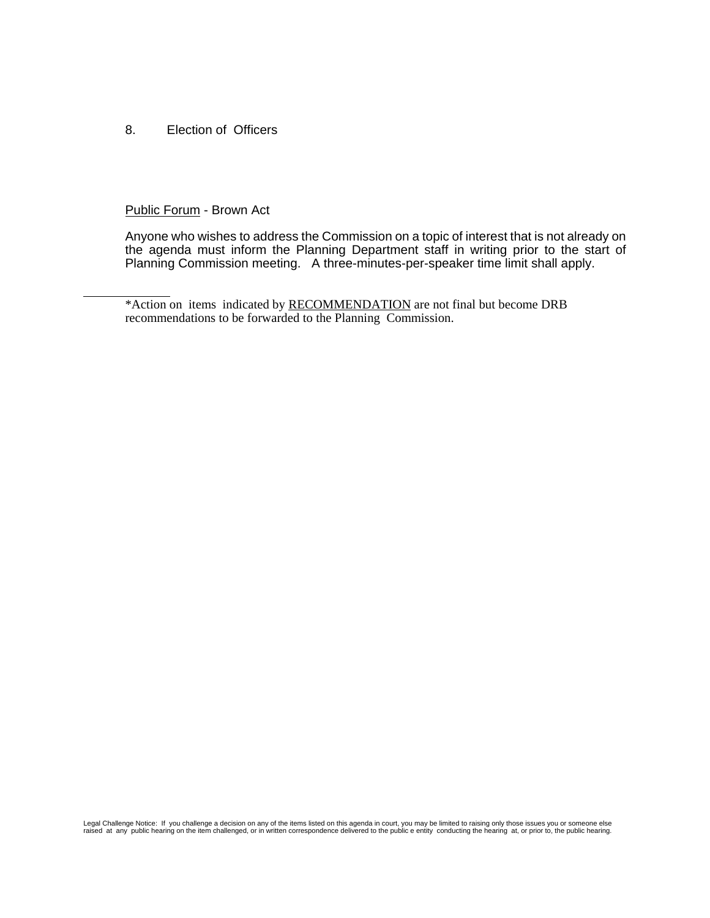8. Election of Officers

Public Forum - Brown Act

Anyone who wishes to address the Commission on a topic of interest that is not already on the agenda must inform the Planning Department staff in writing prior to the start of Planning Commission meeting. A three-minutes-per-speaker time limit shall apply.

---

*Action on items indicated by RECOMMENDATION are not final but become DRB recommendations to be forwarded to the Planning Commission.

Legal Challenge Notice: If you challenge a decision on any of the items listed on this agenda in court, you may be limited to raising only those issues you or someone else raised at any public hearing on the item challenged, or in written correspondence delivered to the public e entity conducting the hearing at, or prior to, the public hearing.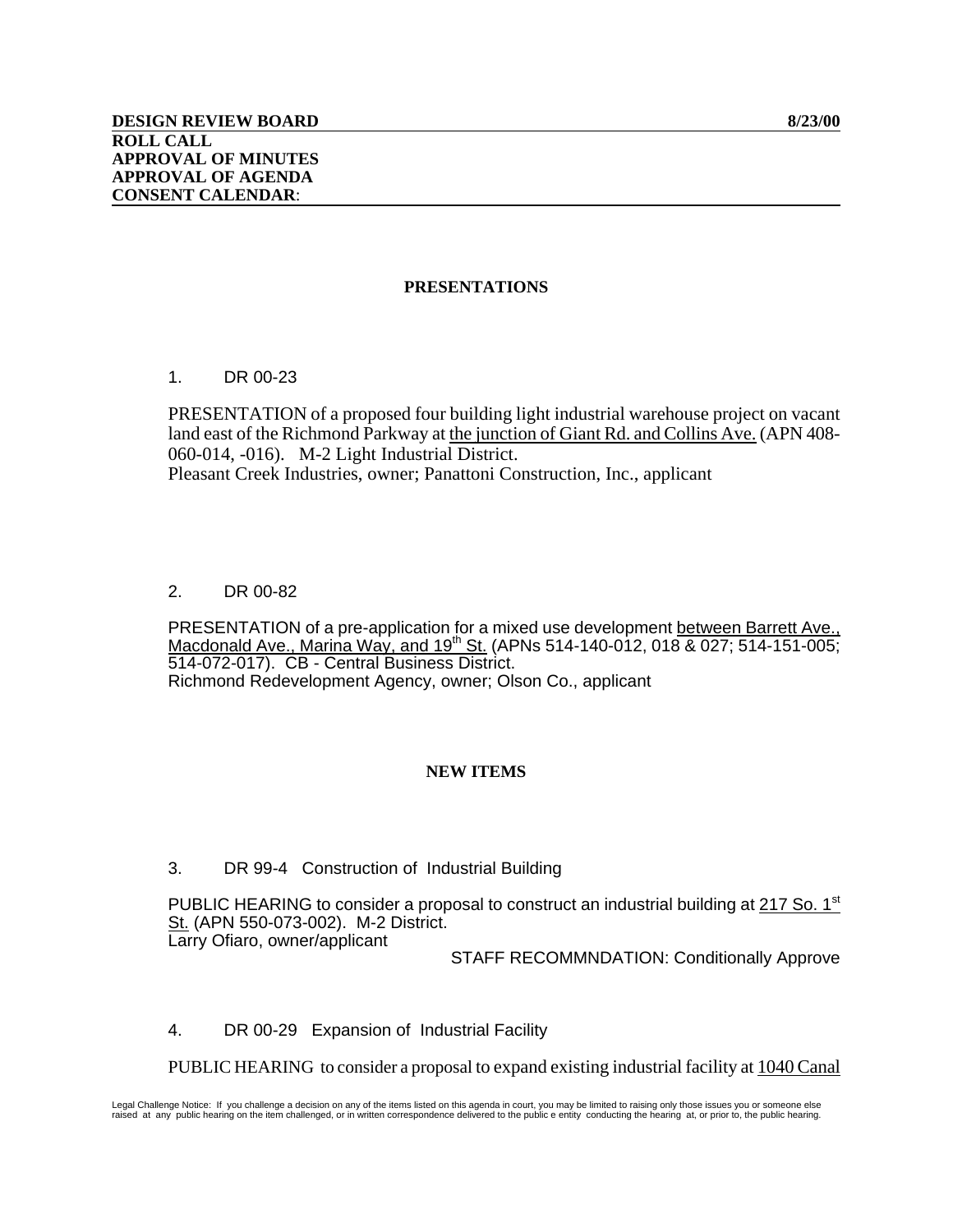**DESIGN REVIEW BOARD 8/23/00**

**ROLL CALL**

**APPROVAL OF MINUTES**

**APPROVAL OF AGENDA**

**CONSENT CALENDAR**:

## PRESENTATIONS

1. DR 00-23

PRESENTATION of a proposed four building light industrial warehouse project on vacant land east of the Richmond Parkway at the junction of Giant Rd. and Collins Ave. (APN 408-060-014, -016). M-2 Light Industrial District.
Pleasant Creek Industries, owner; Panattoni Construction, Inc., applicant

2. DR 00-82

PRESENTATION of a pre-application for a mixed use development between Barrett Ave., Macdonald Ave., Marina Way, and 19th St. (APNs 514-140-012, 018 & 027; 514-151-005; 514-072-017). CB - Central Business District.
Richmond Redevelopment Agency, owner; Olson Co., applicant

## NEW ITEMS

3. DR 99-4 Construction of Industrial Building

PUBLIC HEARING to consider a proposal to construct an industrial building at 217 So. 1st St. (APN 550-073-002). M-2 District.
Larry Ofiaro, owner/applicant

STAFF RECOMMNDATION: Conditionally Approve

4. DR 00-29 Expansion of Industrial Facility

PUBLIC HEARING to consider a proposal to expand existing industrial facility at 1040 Canal

Legal Challenge Notice: If you challenge a decision on any of the items listed on this agenda in court, you may be limited to raising only those issues you or someone else raised at any public hearing on the item challenged, or in written correspondence delivered to the public e entity conducting the hearing at, or prior to, the public hearing.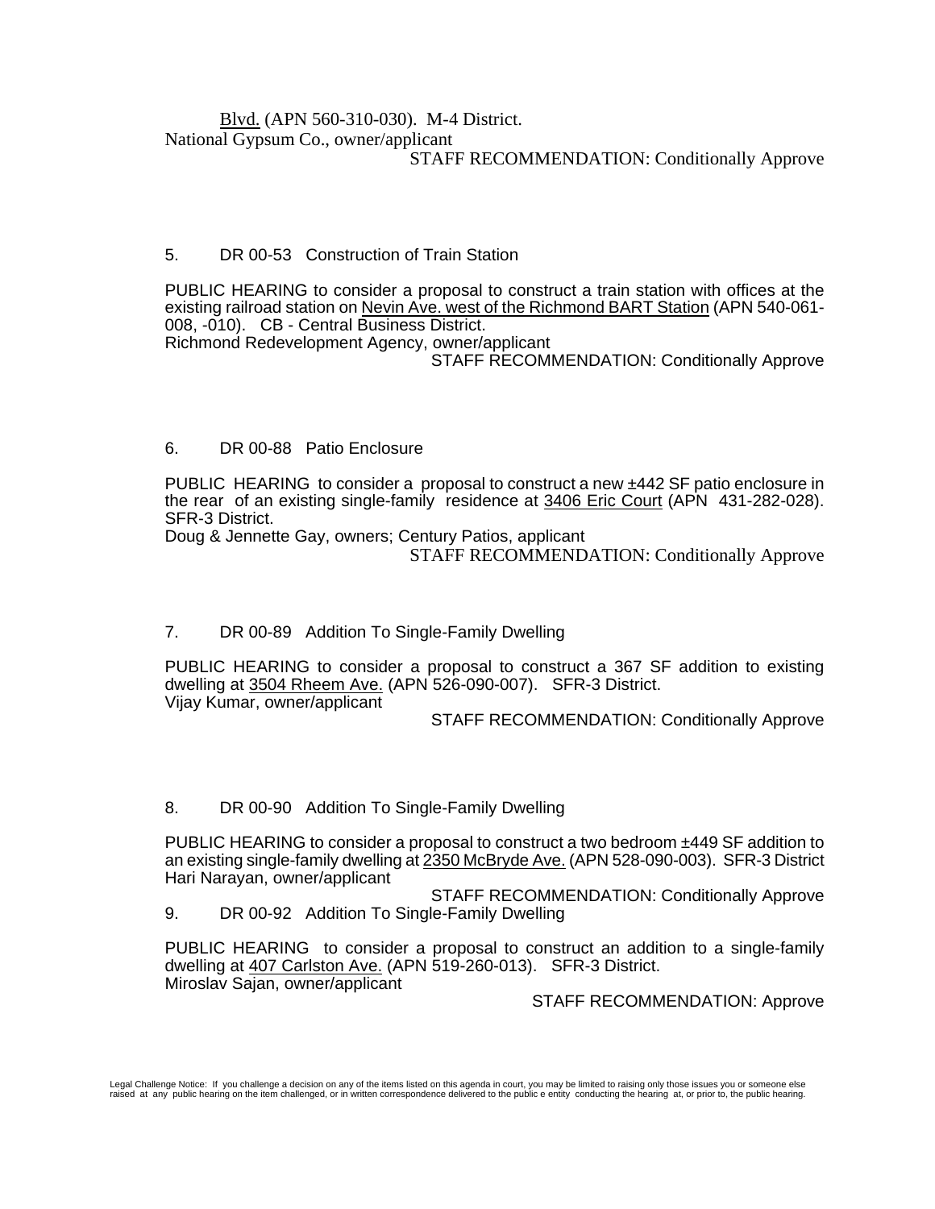Blvd. (APN 560-310-030). M-4 District.
National Gypsum Co., owner/applicant

STAFF RECOMMENDATION: Conditionally Approve

5. DR 00-53 Construction of Train Station

PUBLIC HEARING to consider a proposal to construct a train station with offices at the existing railroad station on Nevin Ave. west of the Richmond BART Station (APN 540-061-008, -010). CB - Central Business District.
Richmond Redevelopment Agency, owner/applicant

STAFF RECOMMENDATION: Conditionally Approve

6. DR 00-88 Patio Enclosure

PUBLIC HEARING to consider a proposal to construct a new ±442 SF patio enclosure in the rear of an existing single-family residence at 3406 Eric Court (APN 431-282-028). SFR-3 District.
Doug & Jennette Gay, owners; Century Patios, applicant

STAFF RECOMMENDATION: Conditionally Approve

7. DR 00-89 Addition To Single-Family Dwelling

PUBLIC HEARING to consider a proposal to construct a 367 SF addition to existing dwelling at 3504 Rheem Ave. (APN 526-090-007). SFR-3 District.
Vijay Kumar, owner/applicant

STAFF RECOMMENDATION: Conditionally Approve

8. DR 00-90 Addition To Single-Family Dwelling

PUBLIC HEARING to consider a proposal to construct a two bedroom ±449 SF addition to an existing single-family dwelling at 2350 McBryde Ave. (APN 528-090-003). SFR-3 District
Hari Narayan, owner/applicant

STAFF RECOMMENDATION: Conditionally Approve

9. DR 00-92 Addition To Single-Family Dwelling

PUBLIC HEARING to consider a proposal to construct an addition to a single-family dwelling at 407 Carlston Ave. (APN 519-260-013). SFR-3 District.
Miroslav Sajan, owner/applicant

STAFF RECOMMENDATION: Approve

Legal Challenge Notice: If you challenge a decision on any of the items listed on this agenda in court, you may be limited to raising only those issues you or someone else raised at any public hearing on the item challenged, or in written correspondence delivered to the public e entity conducting the hearing at, or prior to, the public hearing.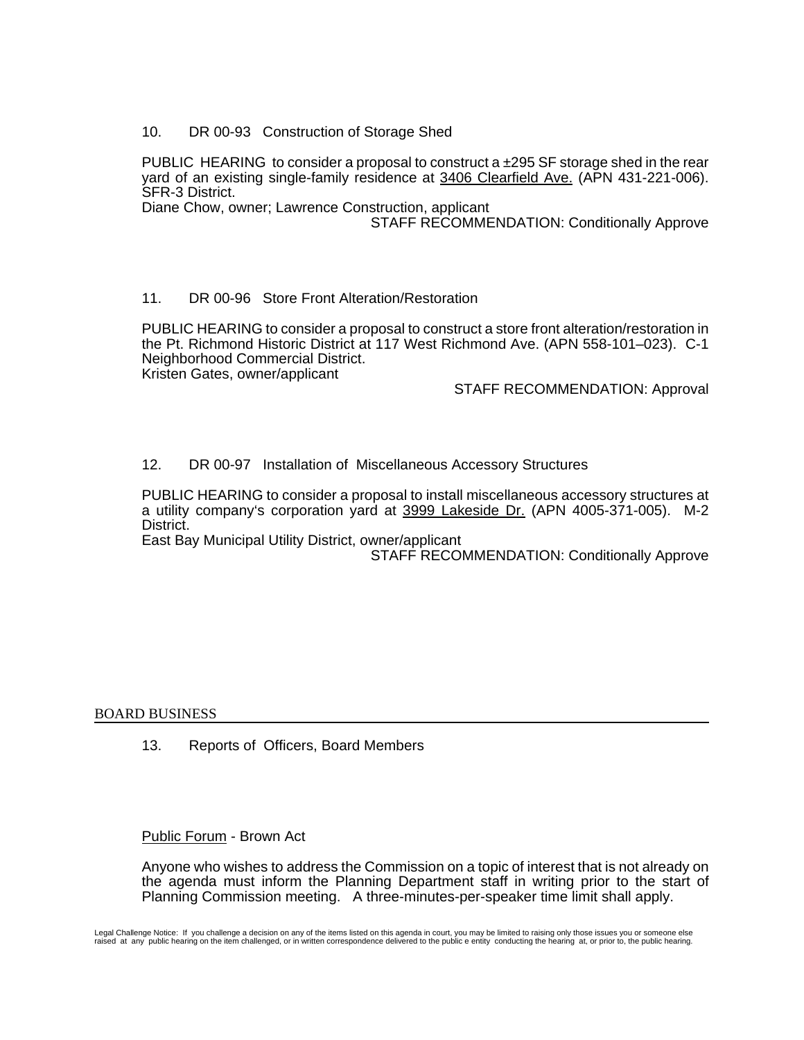10. DR 00-93 Construction of Storage Shed

PUBLIC HEARING to consider a proposal to construct a ±295 SF storage shed in the rear yard of an existing single-family residence at 3406 Clearfield Ave. (APN 431-221-006). SFR-3 District.
Diane Chow, owner; Lawrence Construction, applicant

STAFF RECOMMENDATION: Conditionally Approve

11. DR 00-96 Store Front Alteration/Restoration

PUBLIC HEARING to consider a proposal to construct a store front alteration/restoration in the Pt. Richmond Historic District at 117 West Richmond Ave. (APN 558-101–023). C-1 Neighborhood Commercial District.
Kristen Gates, owner/applicant

STAFF RECOMMENDATION: Approval

12. DR 00-97 Installation of Miscellaneous Accessory Structures

PUBLIC HEARING to consider a proposal to install miscellaneous accessory structures at a utility company's corporation yard at 3999 Lakeside Dr. (APN 4005-371-005). M-2 District.
East Bay Municipal Utility District, owner/applicant

STAFF RECOMMENDATION: Conditionally Approve

## BOARD BUSINESS

13. Reports of Officers, Board Members

Public Forum - Brown Act

Anyone who wishes to address the Commission on a topic of interest that is not already on the agenda must inform the Planning Department staff in writing prior to the start of Planning Commission meeting. A three-minutes-per-speaker time limit shall apply.

Legal Challenge Notice: If you challenge a decision on any of the items listed on this agenda in court, you may be limited to raising only those issues you or someone else raised at any public hearing on the item challenged, or in written correspondence delivered to the public e entity conducting the hearing at, or prior to, the public hearing.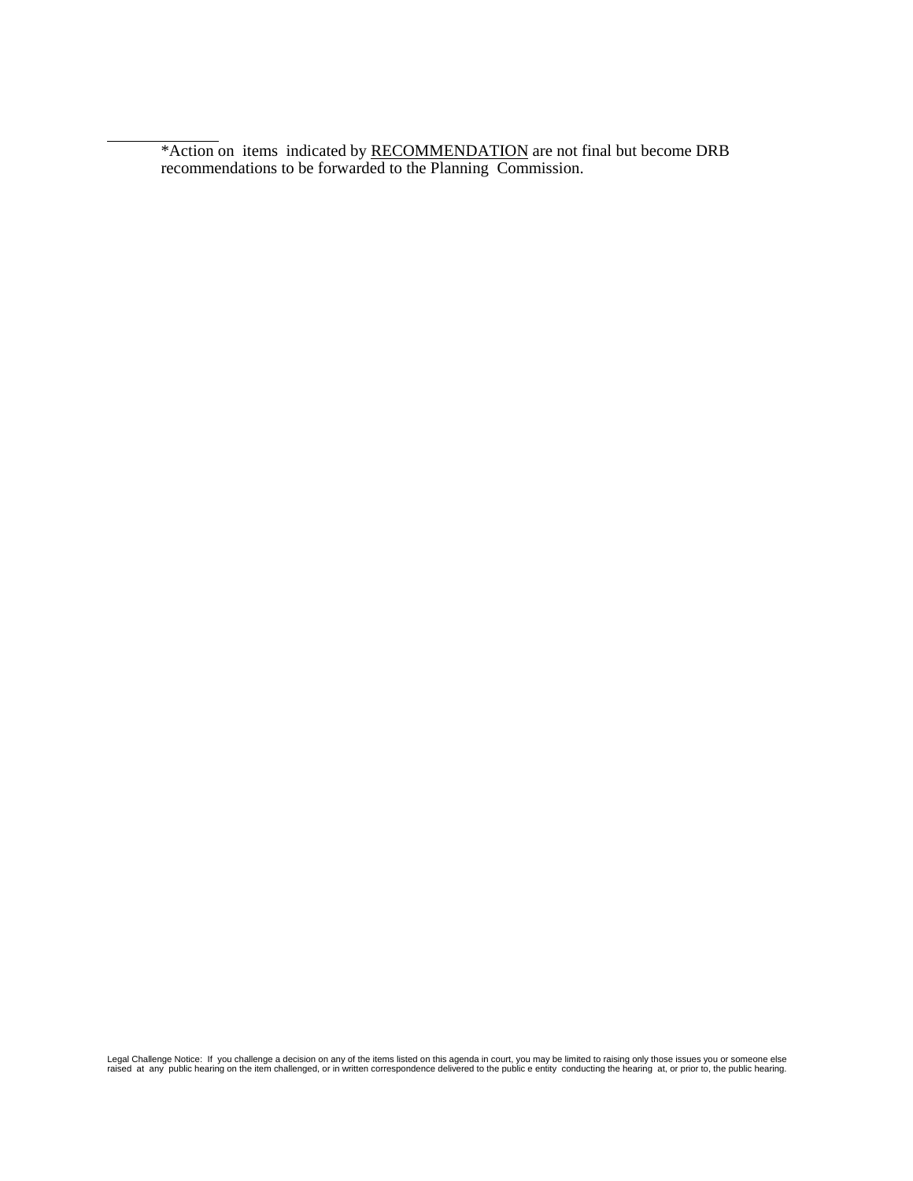*Action on items indicated by <u>RECOMMENDATION</u> are not final but become DRB recommendations to be forwarded to the Planning Commission.

Legal Challenge Notice: If you challenge a decision on any of the items listed on this agenda in court, you may be limited to raising only those issues you or someone else raised at any public hearing on the item challenged, or in written correspondence delivered to the public e entity conducting the hearing at, or prior to, the public hearing.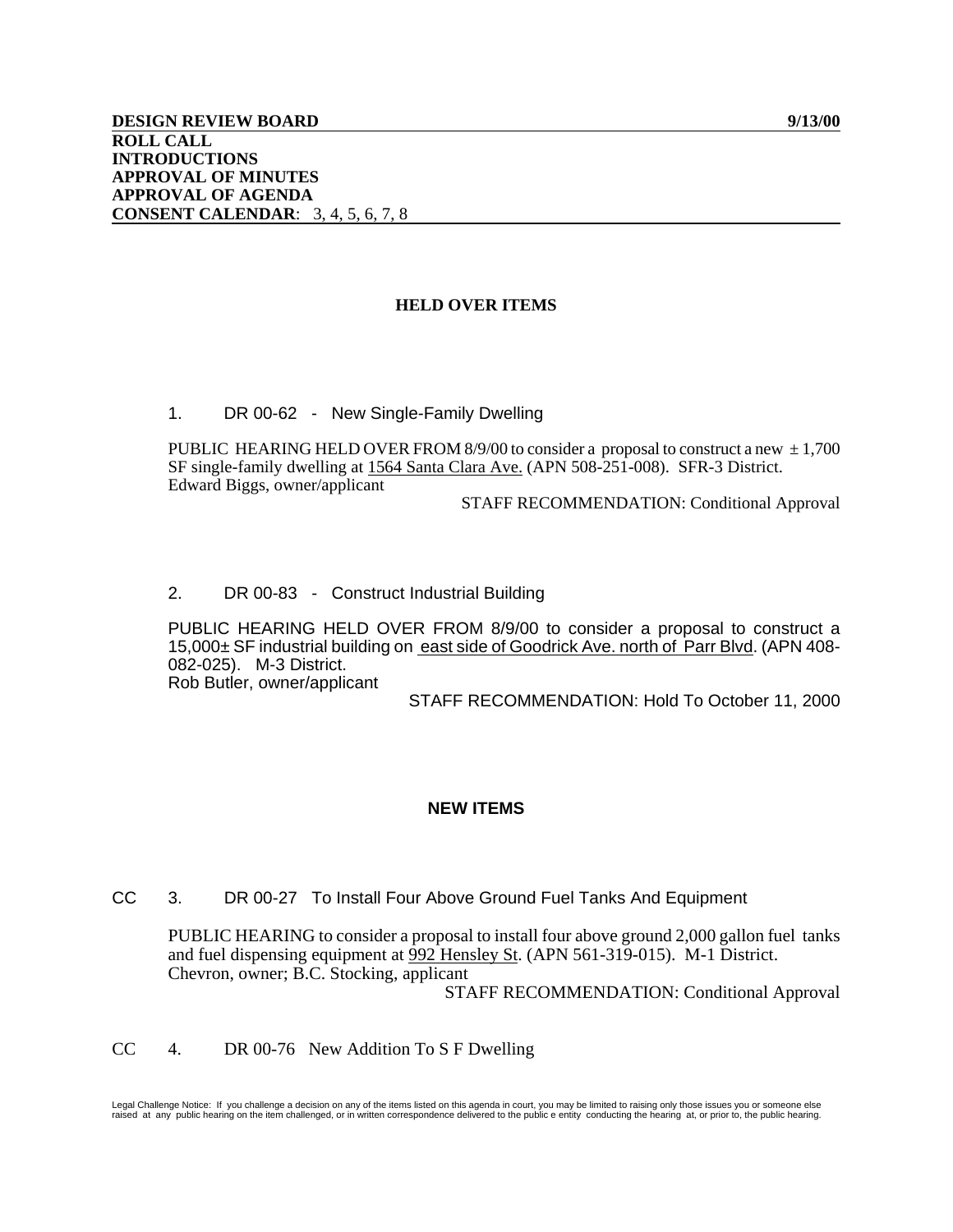**DESIGN REVIEW BOARD** **9/13/00**

**ROLL CALL**
**INTRODUCTIONS**
**APPROVAL OF MINUTES**
**APPROVAL OF AGENDA**
**CONSENT CALENDAR**: 3, 4, 5, 6, 7, 8

## HELD OVER ITEMS

1. DR 00-62 - New Single-Family Dwelling

PUBLIC HEARING HELD OVER FROM 8/9/00 to consider a proposal to construct a new ± 1,700 SF single-family dwelling at 1564 Santa Clara Ave. (APN 508-251-008). SFR-3 District.
Edward Biggs, owner/applicant

STAFF RECOMMENDATION: Conditional Approval

2. DR 00-83 - Construct Industrial Building

PUBLIC HEARING HELD OVER FROM 8/9/00 to consider a proposal to construct a 15,000± SF industrial building on east side of Goodrick Ave. north of Parr Blvd. (APN 408-082-025). M-3 District.
Rob Butler, owner/applicant

STAFF RECOMMENDATION: Hold To October 11, 2000

## NEW ITEMS

CC 3. DR 00-27 To Install Four Above Ground Fuel Tanks And Equipment

PUBLIC HEARING to consider a proposal to install four above ground 2,000 gallon fuel tanks and fuel dispensing equipment at 992 Hensley St. (APN 561-319-015). M-1 District.
Chevron, owner; B.C. Stocking, applicant

STAFF RECOMMENDATION: Conditional Approval

CC 4. DR 00-76 New Addition To S F Dwelling

Legal Challenge Notice: If you challenge a decision on any of the items listed on this agenda in court, you may be limited to raising only those issues you or someone else raised at any public hearing on the item challenged, or in written correspondence delivered to the public e entity conducting the hearing at, or prior to, the public hearing.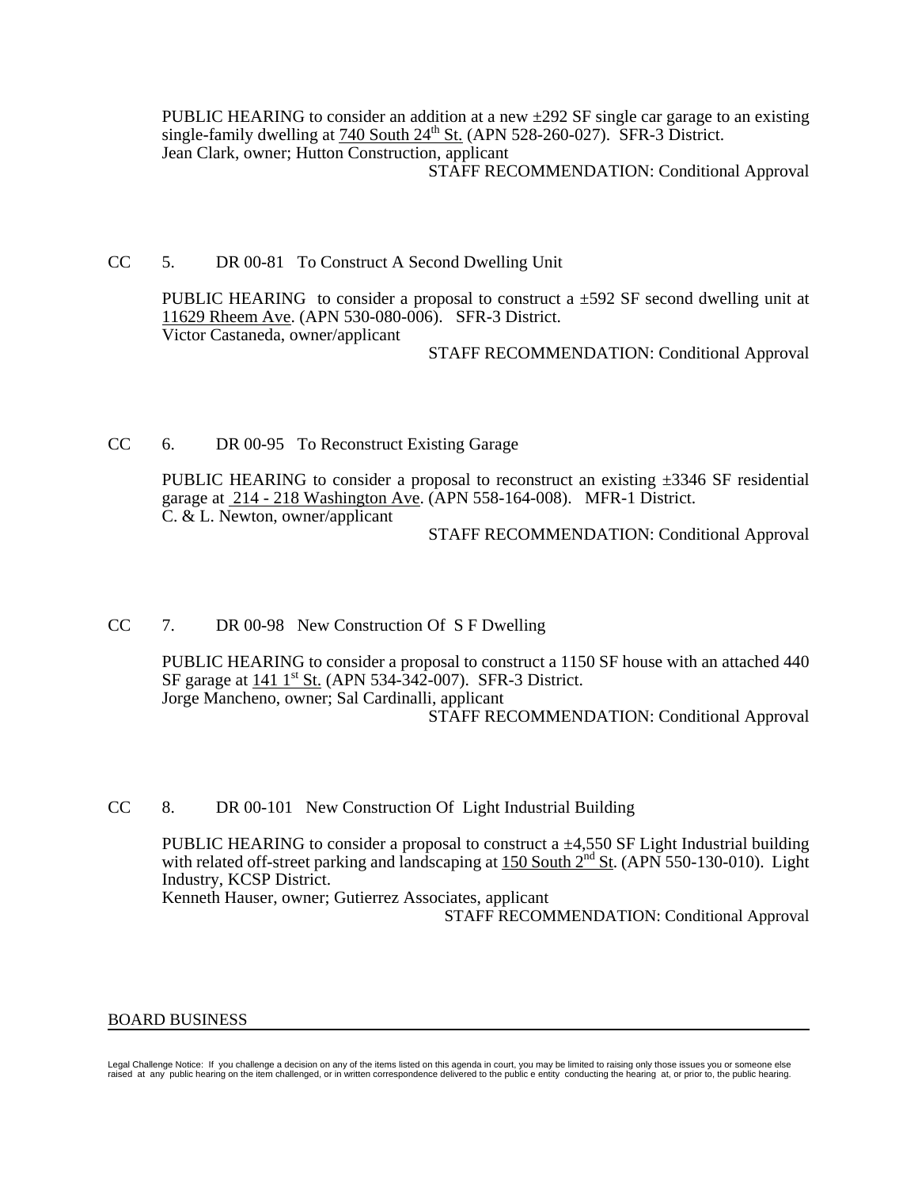PUBLIC HEARING to consider an addition at a new ±292 SF single car garage to an existing single-family dwelling at 740 South 24th St. (APN 528-260-027). SFR-3 District.
Jean Clark, owner; Hutton Construction, applicant

STAFF RECOMMENDATION: Conditional Approval

CC 5. DR 00-81 To Construct A Second Dwelling Unit

PUBLIC HEARING to consider a proposal to construct a ±592 SF second dwelling unit at 11629 Rheem Ave. (APN 530-080-006). SFR-3 District.
Victor Castaneda, owner/applicant

STAFF RECOMMENDATION: Conditional Approval

CC 6. DR 00-95 To Reconstruct Existing Garage

PUBLIC HEARING to consider a proposal to reconstruct an existing ±3346 SF residential garage at 214 - 218 Washington Ave. (APN 558-164-008). MFR-1 District.
C. & L. Newton, owner/applicant

STAFF RECOMMENDATION: Conditional Approval

CC 7. DR 00-98 New Construction Of S F Dwelling

PUBLIC HEARING to consider a proposal to construct a 1150 SF house with an attached 440 SF garage at 141 1st St. (APN 534-342-007). SFR-3 District.
Jorge Mancheno, owner; Sal Cardinalli, applicant

STAFF RECOMMENDATION: Conditional Approval

CC 8. DR 00-101 New Construction Of Light Industrial Building

PUBLIC HEARING to consider a proposal to construct a ±4,550 SF Light Industrial building with related off-street parking and landscaping at 150 South 2nd St. (APN 550-130-010). Light Industry, KCSP District.
Kenneth Hauser, owner; Gutierrez Associates, applicant

STAFF RECOMMENDATION: Conditional Approval

## BOARD BUSINESS

Legal Challenge Notice: If you challenge a decision on any of the items listed on this agenda in court, you may be limited to raising only those issues you or someone else raised at any public hearing on the item challenged, or in written correspondence delivered to the public e entity conducting the hearing at, or prior to, the public hearing.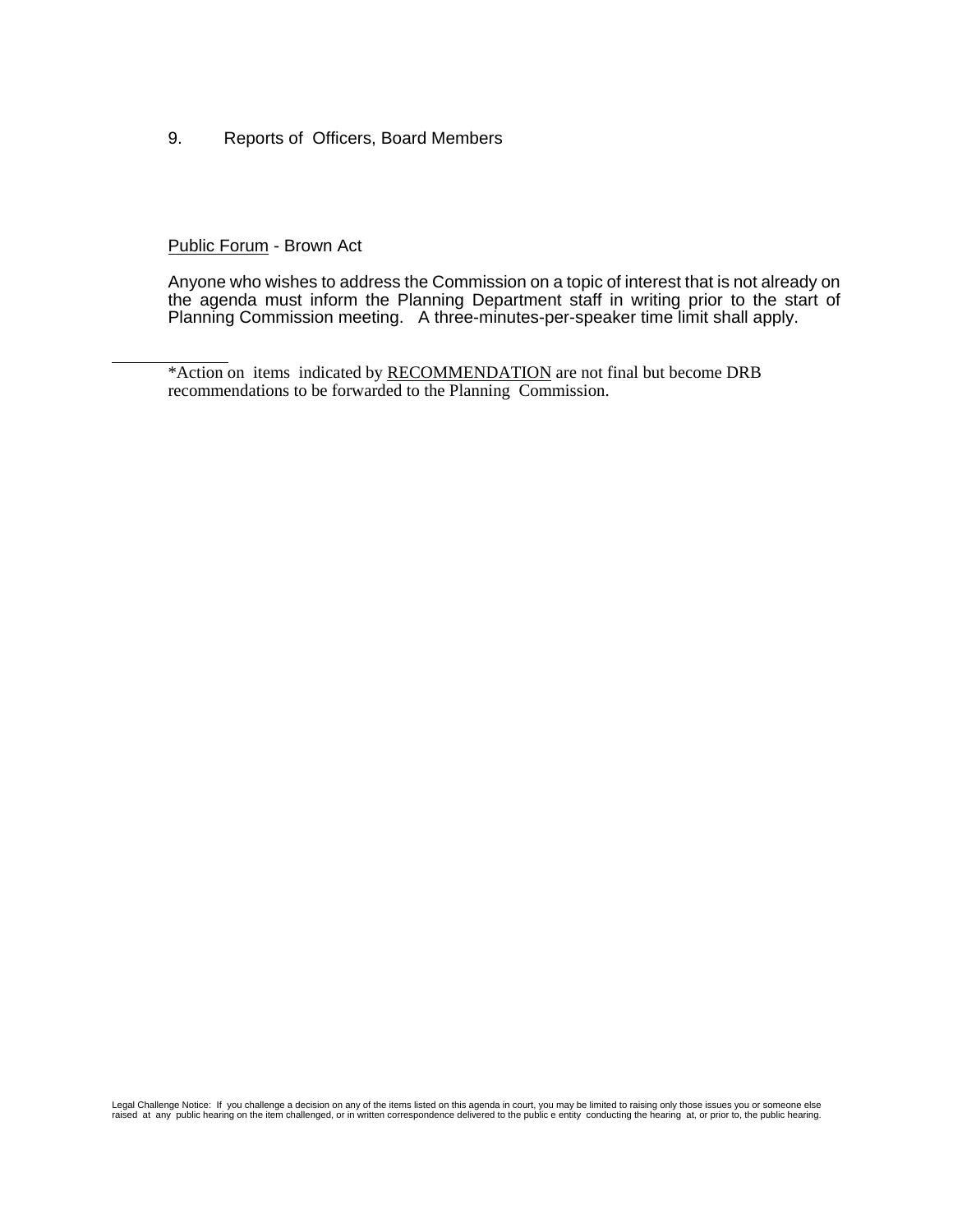9. Reports of Officers, Board Members

<u>Public Forum</u> - Brown Act

Anyone who wishes to address the Commission on a topic of interest that is not already on the agenda must inform the Planning Department staff in writing prior to the start of Planning Commission meeting. A three-minutes-per-speaker time limit shall apply.

---

*Action on items indicated by <u>RECOMMENDATION</u> are not final but become DRB recommendations to be forwarded to the Planning Commission.

Legal Challenge Notice: If you challenge a decision on any of the items listed on this agenda in court, you may be limited to raising only those issues you or someone else raised at any public hearing on the item challenged, or in written correspondence delivered to the public e entity conducting the hearing at, or prior to, the public hearing.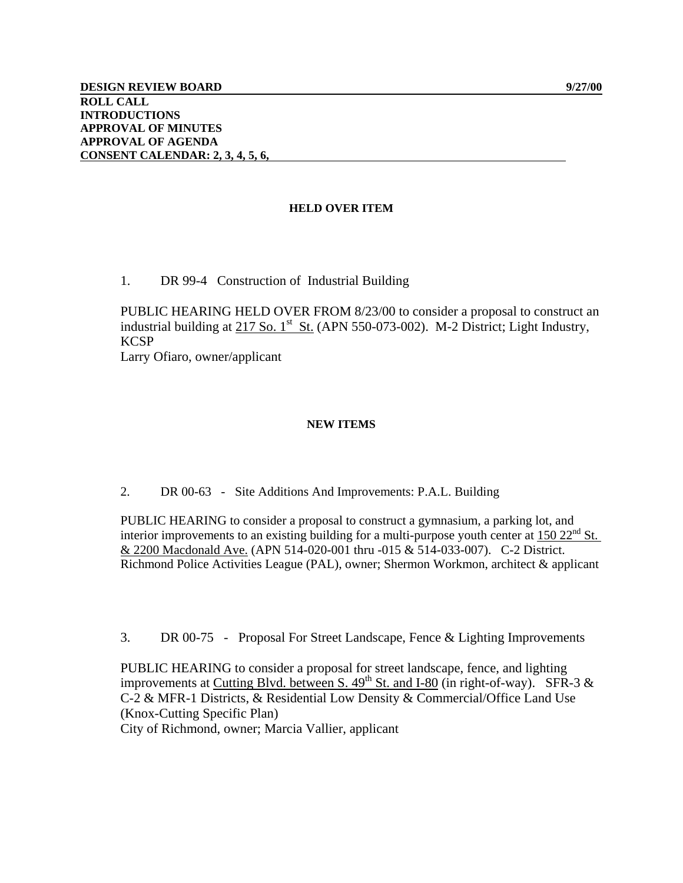**DESIGN REVIEW BOARD** **9/27/00**

**ROLL CALL**
**INTRODUCTIONS**
**APPROVAL OF MINUTES**
**APPROVAL OF AGENDA**
**CONSENT CALENDAR: 2, 3, 4, 5, 6,**

**HELD OVER ITEM**

1. DR 99-4 Construction of Industrial Building

PUBLIC HEARING HELD OVER FROM 8/23/00 to consider a proposal to construct an industrial building at 217 So. 1st St. (APN 550-073-002). M-2 District; Light Industry, KCSP
Larry Ofiaro, owner/applicant

**NEW ITEMS**

2. DR 00-63 - Site Additions And Improvements: P.A.L. Building

PUBLIC HEARING to consider a proposal to construct a gymnasium, a parking lot, and interior improvements to an existing building for a multi-purpose youth center at 150 22nd St. & 2200 Macdonald Ave. (APN 514-020-001 thru -015 & 514-033-007). C-2 District.
Richmond Police Activities League (PAL), owner; Shermon Workmon, architect & applicant

3. DR 00-75 - Proposal For Street Landscape, Fence & Lighting Improvements

PUBLIC HEARING to consider a proposal for street landscape, fence, and lighting improvements at Cutting Blvd. between S. 49th St. and I-80 (in right-of-way). SFR-3 & C-2 & MFR-1 Districts, & Residential Low Density & Commercial/Office Land Use (Knox-Cutting Specific Plan)
City of Richmond, owner; Marcia Vallier, applicant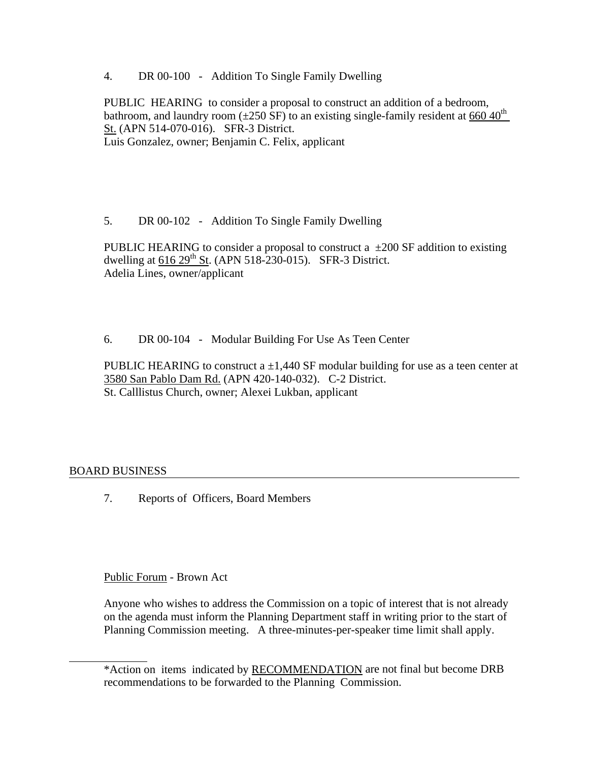4. DR 00-100 - Addition To Single Family Dwelling

PUBLIC HEARING to consider a proposal to construct an addition of a bedroom, bathroom, and laundry room (±250 SF) to an existing single-family resident at 660 40th St. (APN 514-070-016). SFR-3 District.
Luis Gonzalez, owner; Benjamin C. Felix, applicant

5. DR 00-102 - Addition To Single Family Dwelling

PUBLIC HEARING to consider a proposal to construct a ±200 SF addition to existing dwelling at 616 29th St. (APN 518-230-015). SFR-3 District.
Adelia Lines, owner/applicant

6. DR 00-104 - Modular Building For Use As Teen Center

PUBLIC HEARING to construct a ±1,440 SF modular building for use as a teen center at 3580 San Pablo Dam Rd. (APN 420-140-032). C-2 District.
St. Calllistus Church, owner; Alexei Lukban, applicant

## BOARD BUSINESS

7. Reports of Officers, Board Members

Public Forum - Brown Act

Anyone who wishes to address the Commission on a topic of interest that is not already on the agenda must inform the Planning Department staff in writing prior to the start of Planning Commission meeting. A three-minutes-per-speaker time limit shall apply.

---

*Action on items indicated by RECOMMENDATION are not final but become DRB recommendations to be forwarded to the Planning Commission.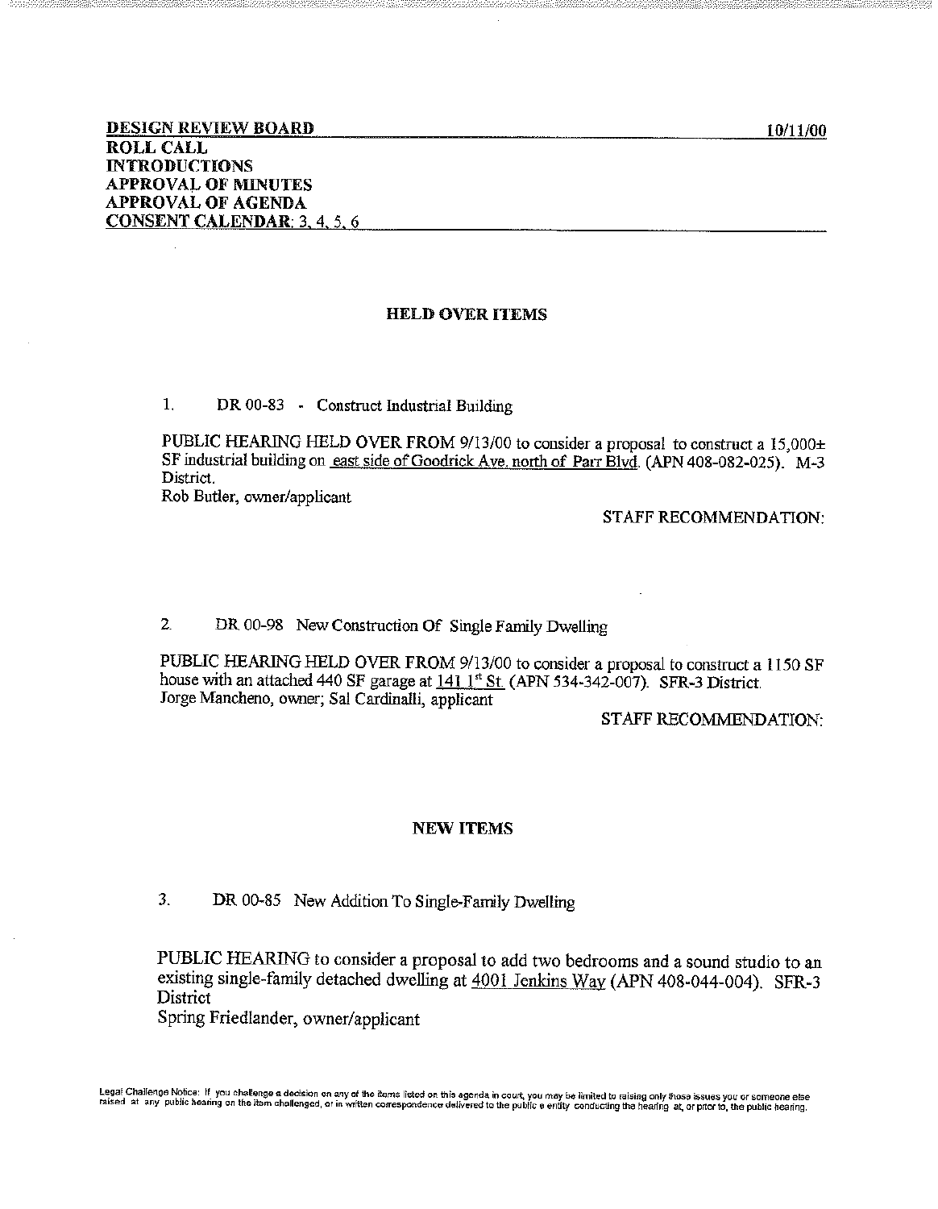**DESIGN REVIEW BOARD** **10/11/00**

**ROLL CALL**

**INTRODUCTIONS**

**APPROVAL OF MINUTES**

**APPROVAL OF AGENDA**

**CONSENT CALENDAR**: 3, 4, 5, 6

## HELD OVER ITEMS

1. DR 00-83 - Construct Industrial Building

PUBLIC HEARING HELD OVER FROM 9/13/00 to consider a proposal to construct a 15,000± SF industrial building on east side of Goodrick Ave. north of Parr Blvd. (APN 408-082-025). M-3 District.
Rob Butler, owner/applicant

STAFF RECOMMENDATION:

2. DR 00-98 New Construction Of Single Family Dwelling

PUBLIC HEARING HELD OVER FROM 9/13/00 to consider a proposal to construct a 1150 SF house with an attached 440 SF garage at 141 1st St. (APN 534-342-007). SFR-3 District.
Jorge Mancheno, owner; Sal Cardinalli, applicant

STAFF RECOMMENDATION:

## NEW ITEMS

3. DR 00-85 New Addition To Single-Family Dwelling

PUBLIC HEARING to consider a proposal to add two bedrooms and a sound studio to an existing single-family detached dwelling at 4001 Jenkins Way (APN 408-044-004). SFR-3 District
Spring Friedlander, owner/applicant

Legal Challenge Notice: If you challenge a decision on any of the items listed on this agenda in court, you may be limited to raising only those issues you or someone else raised at any public hearing on the item challenged, or in written correspondence delivered to the public entity conducting the hearing at, or prior to, the public hearing.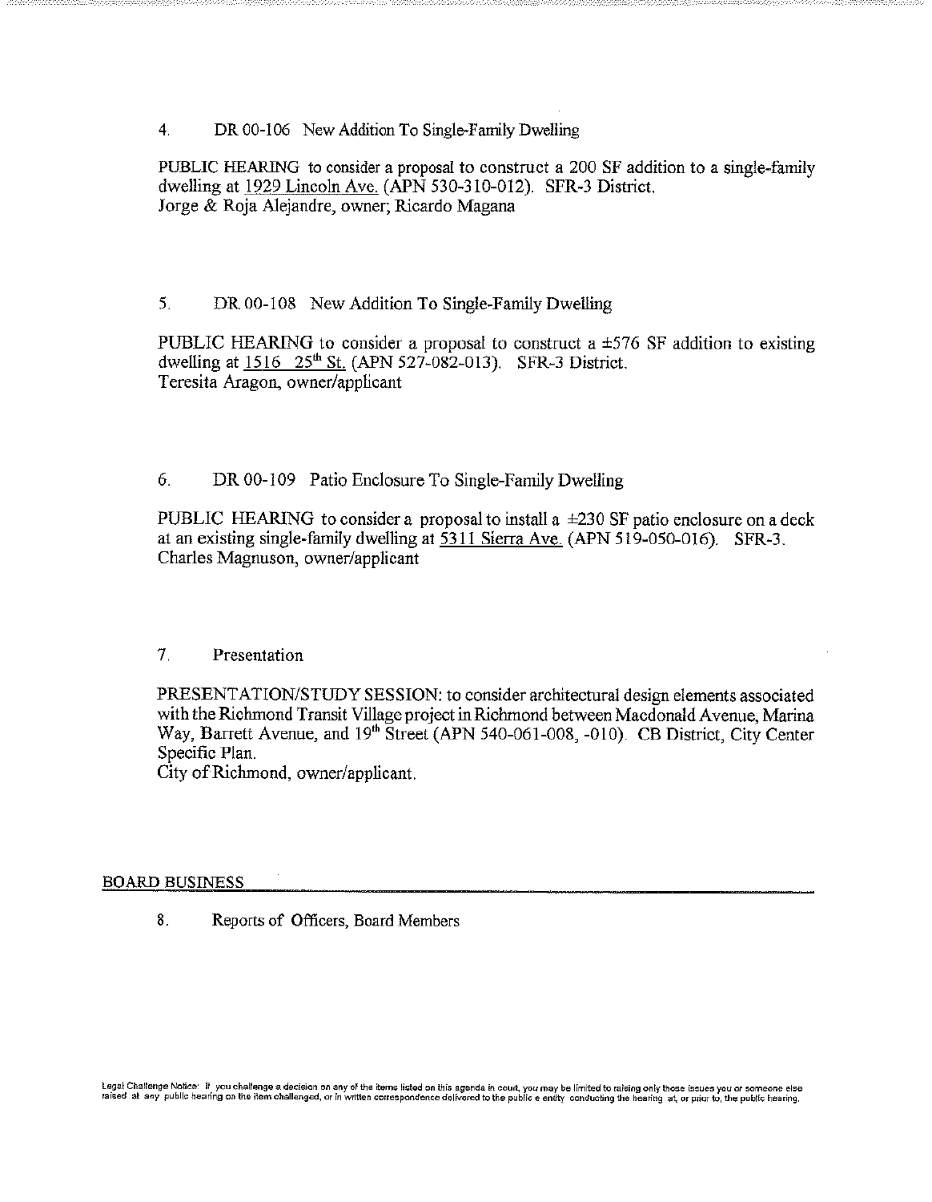4. DR 00-106 New Addition To Single-Family Dwelling

PUBLIC HEARING to consider a proposal to construct a 200 SF addition to a single-family dwelling at 1929 Lincoln Ave. (APN 530-310-012). SFR-3 District.
Jorge & Roja Alejandre, owner; Ricardo Magana

5. DR 00-108 New Addition To Single-Family Dwelling

PUBLIC HEARING to consider a proposal to construct a ±576 SF addition to existing dwelling at 1516 25th St. (APN 527-082-013). SFR-3 District.
Teresita Aragon, owner/applicant

6. DR 00-109 Patio Enclosure To Single-Family Dwelling

PUBLIC HEARING to consider a proposal to install a ±230 SF patio enclosure on a deck at an existing single-family dwelling at 5311 Sierra Ave. (APN 519-050-016). SFR-3.
Charles Magnuson, owner/applicant

7. Presentation

PRESENTATION/STUDY SESSION: to consider architectural design elements associated with the Richmond Transit Village project in Richmond between Macdonald Avenue, Marina Way, Barrett Avenue, and 19th Street (APN 540-061-008, -010). CB District, City Center Specific Plan.
City of Richmond, owner/applicant.

## BOARD BUSINESS

8. Reports of Officers, Board Members

Legal Challenge Notice: If you challenge a decision on any of the items listed on this agenda in court, you may be limited to raising only those issues you or someone else raised at any public hearing on the item challenged, or in written correspondence delivered to the public entity conducting the hearing at, or prior to, the public hearing.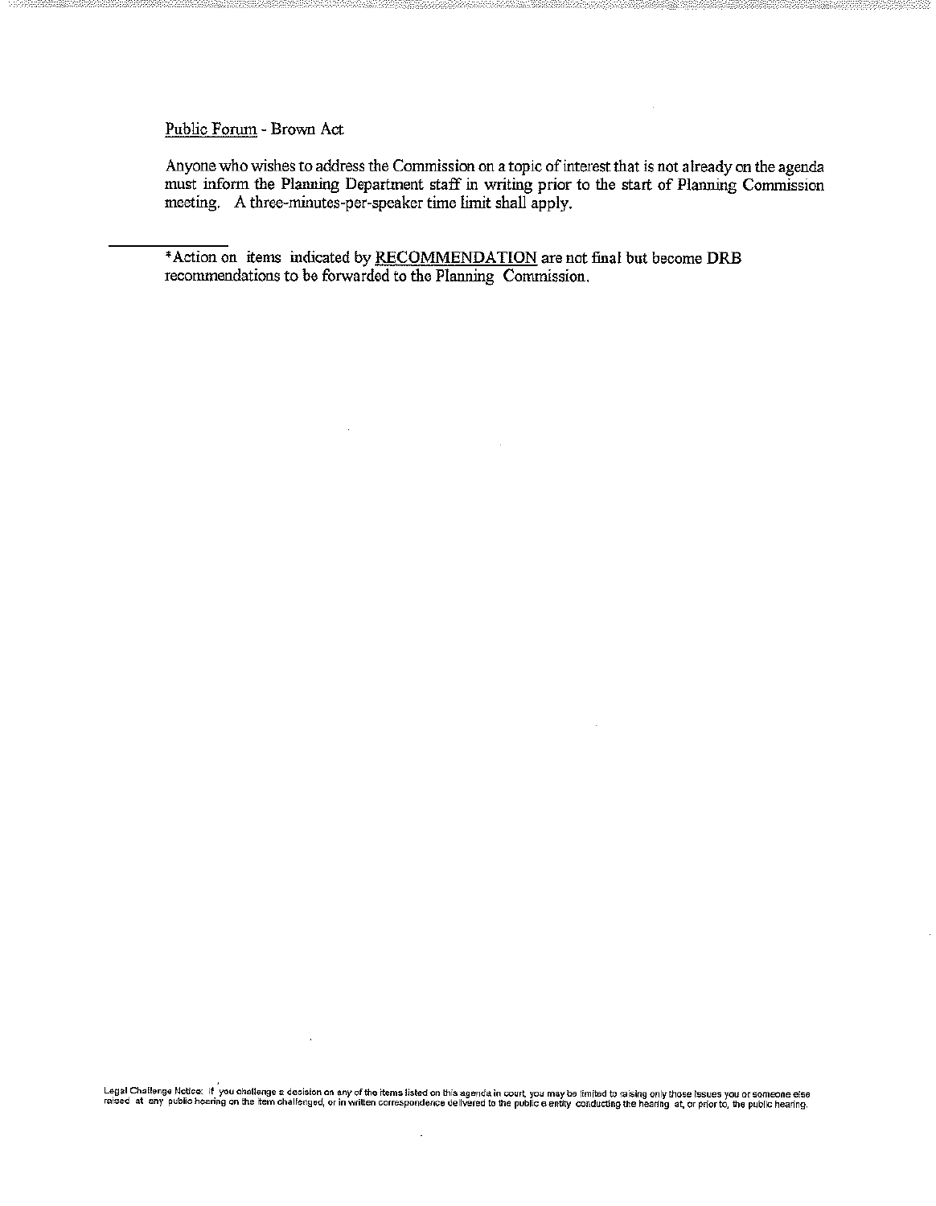Public Forum - Brown Act

Anyone who wishes to address the Commission on a topic of interest that is not already on the agenda must inform the Planning Department staff in writing prior to the start of Planning Commission meeting. A three-minutes-per-speaker time limit shall apply.

---

*Action on items indicated by RECOMMENDATION are not final but become DRB recommendations to be forwarded to the Planning Commission.

Legal Challenge Notice: If you challenge a decision on any of the items listed on this agenda in court, you may be limited to raising only those issues you or someone else raised at any public hearing on the item challenged, or in written correspondence delivered to the public entity conducting the hearing at, or prior to, the public hearing.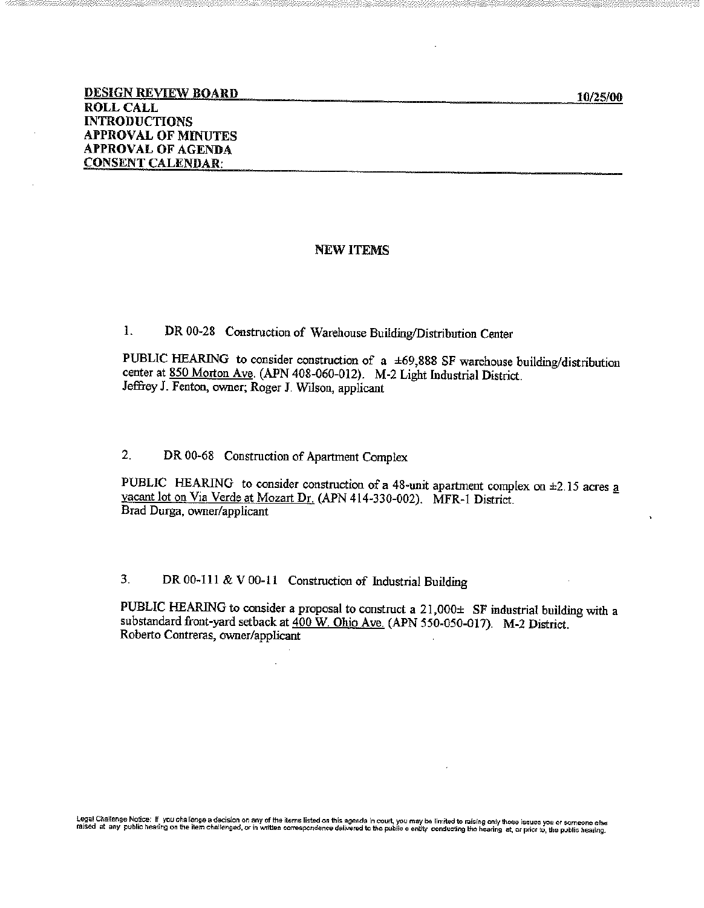**DESIGN REVIEW BOARD** **10/25/00**

**ROLL CALL**

**INTRODUCTIONS**

**APPROVAL OF MINUTES**

**APPROVAL OF AGENDA**

**CONSENT CALENDAR:**

## NEW ITEMS

1. DR 00-28 Construction of Warehouse Building/Distribution Center

PUBLIC HEARING to consider construction of a ±69,888 SF warehouse building/distribution center at 850 Morton Ave. (APN 408-060-012). M-2 Light Industrial District.
Jeffrey J. Fenton, owner; Roger J. Wilson, applicant

2. DR 00-68 Construction of Apartment Complex

PUBLIC HEARING to consider construction of a 48-unit apartment complex on ±2.15 acres a vacant lot on Via Verde at Mozart Dr. (APN 414-330-002). MFR-1 District.
Brad Durga, owner/applicant

3. DR 00-111 & V 00-11 Construction of Industrial Building

PUBLIC HEARING to consider a proposal to construct a 21,000± SF industrial building with a substandard front-yard setback at 400 W. Ohio Ave. (APN 550-050-017). M-2 District.
Roberto Contreras, owner/applicant

Legal Challenge Notice: If you challenge a decision on any of the items listed on this agenda in court, you may be limited to raising only those issues you or someone else raised at any public hearing on the item challenged, or in written correspondence delivered to the public e entity conducting the hearing at, or prior to, the public hearing.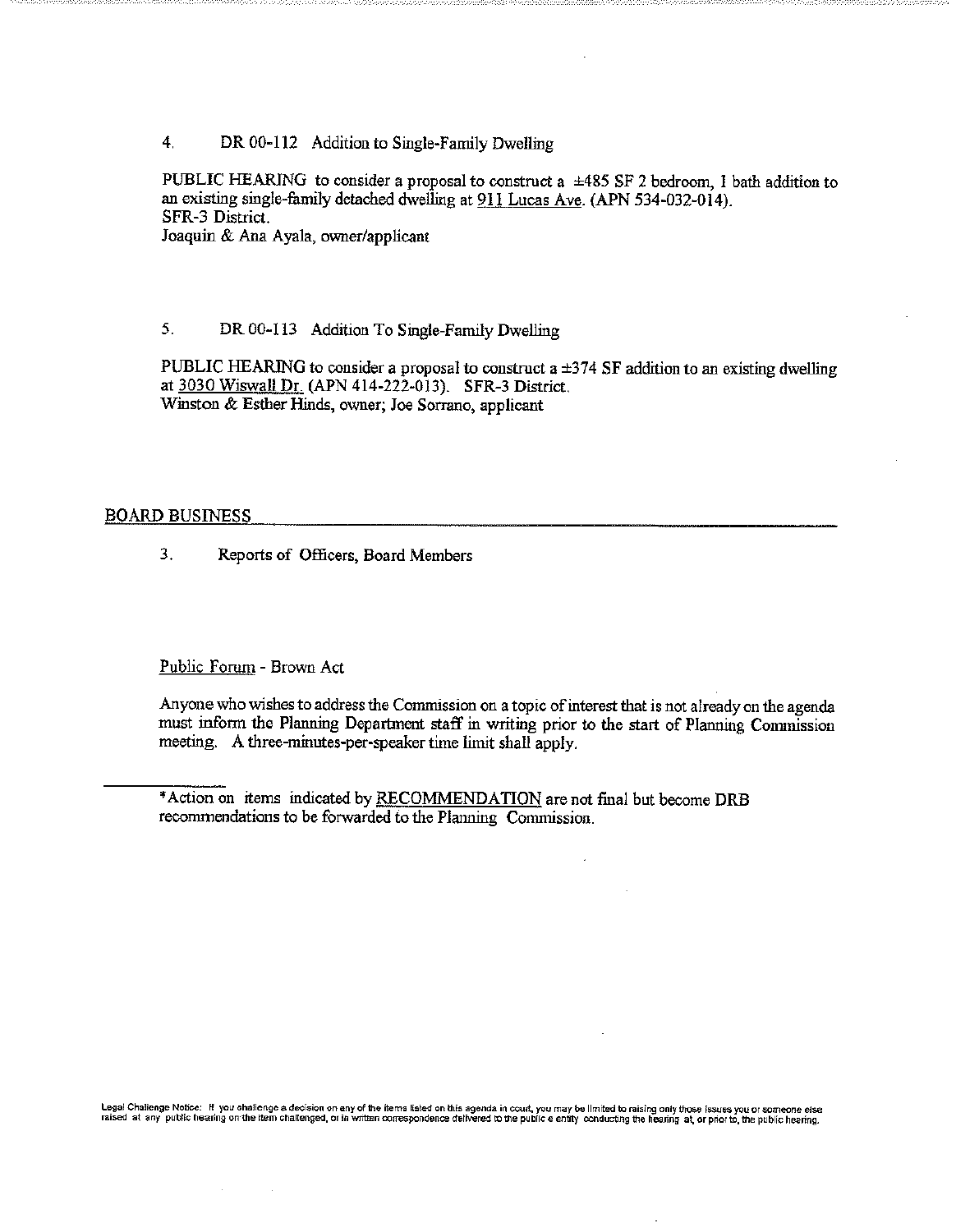4. DR 00-112 Addition to Single-Family Dwelling

PUBLIC HEARING to consider a proposal to construct a ±485 SF 2 bedroom, 1 bath addition to an existing single-family detached dwelling at 911 Lucas Ave. (APN 534-032-014).
SFR-3 District.
Joaquin & Ana Ayala, owner/applicant

5. DR 00-113 Addition To Single-Family Dwelling

PUBLIC HEARING to consider a proposal to construct a ±374 SF addition to an existing dwelling at 3030 Wiswall Dr. (APN 414-222-013). SFR-3 District.
Winston & Esther Hinds, owner; Joe Sorrano, applicant

## BOARD BUSINESS

3. Reports of Officers, Board Members

Public Forum - Brown Act

Anyone who wishes to address the Commission on a topic of interest that is not already on the agenda must inform the Planning Department staff in writing prior to the start of Planning Commission meeting. A three-minutes-per-speaker time limit shall apply.

---

*Action on items indicated by RECOMMENDATION are not final but become DRB recommendations to be forwarded to the Planning Commission.

Legal Challenge Notice: If you challenge a decision on any of the items listed on this agenda in court, you may be limited to raising only those issues you or someone else raised at any public hearing on the item challenged, or in written correspondence delivered to the public e entity conducting the hearing at, or prior to, the public hearing.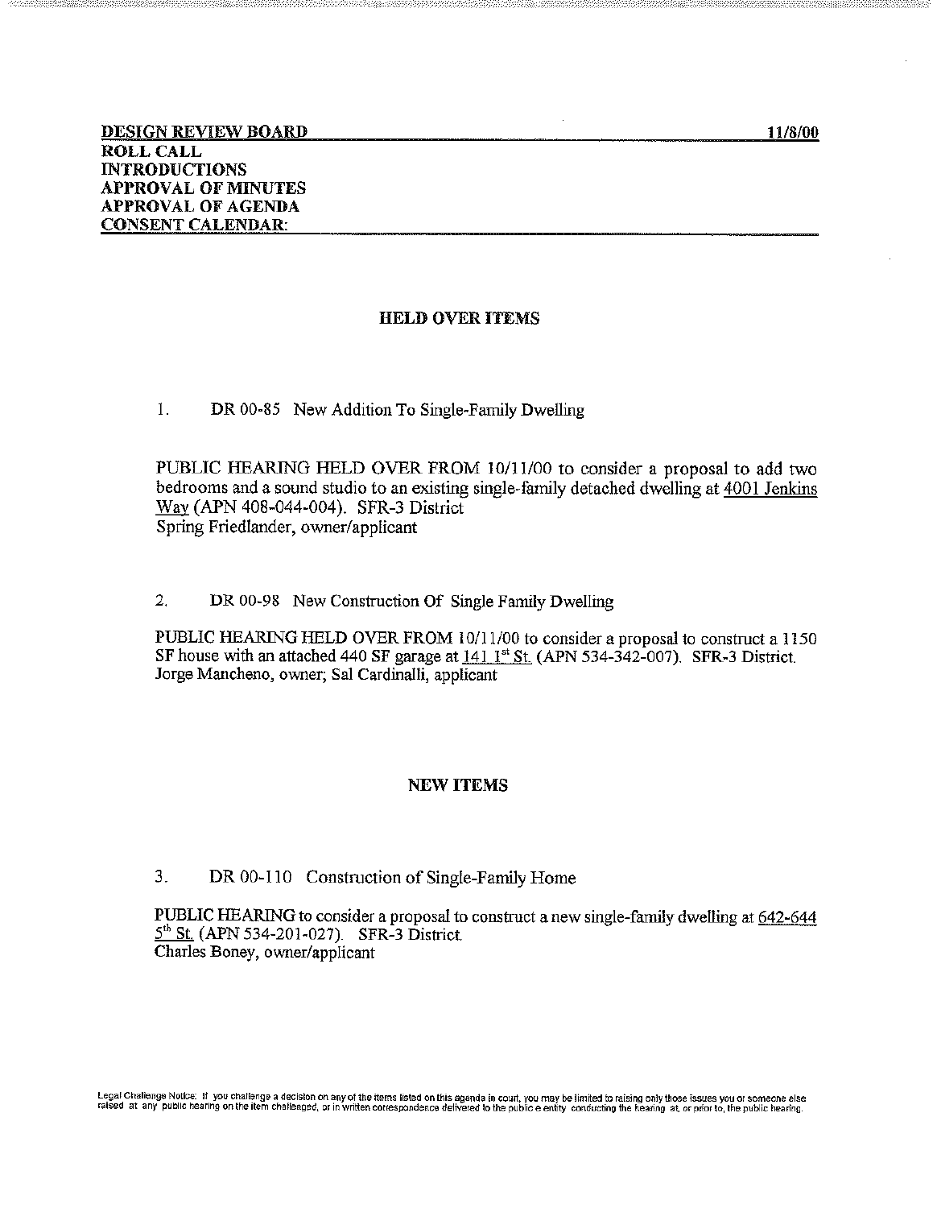**DESIGN REVIEW BOARD** **11/8/00**

**ROLL CALL**
**INTRODUCTIONS**
**APPROVAL OF MINUTES**
**APPROVAL OF AGENDA**
**CONSENT CALENDAR:**

## HELD OVER ITEMS

1. DR 00-85 New Addition To Single-Family Dwelling

PUBLIC HEARING HELD OVER FROM 10/11/00 to consider a proposal to add two bedrooms and a sound studio to an existing single-family detached dwelling at 4001 Jenkins Way (APN 408-044-004). SFR-3 District
Spring Friedlander, owner/applicant

2. DR 00-98 New Construction Of Single Family Dwelling

PUBLIC HEARING HELD OVER FROM 10/11/00 to consider a proposal to construct a 1150 SF house with an attached 440 SF garage at 141 1st St. (APN 534-342-007). SFR-3 District.
Jorge Mancheno, owner; Sal Cardinalli, applicant

## NEW ITEMS

3. DR 00-110 Construction of Single-Family Home

PUBLIC HEARING to consider a proposal to construct a new single-family dwelling at 642-644 5th St. (APN 534-201-027). SFR-3 District.
Charles Boney, owner/applicant

Legal Challenge Notice: If you challenge a decision on any of the items listed on this agenda in court, you may be limited to raising only those issues you or someone else raised at any public hearing on the item challenged, or in written correspondence delivered to the public entity conducting the hearing at, or prior to, the public hearing.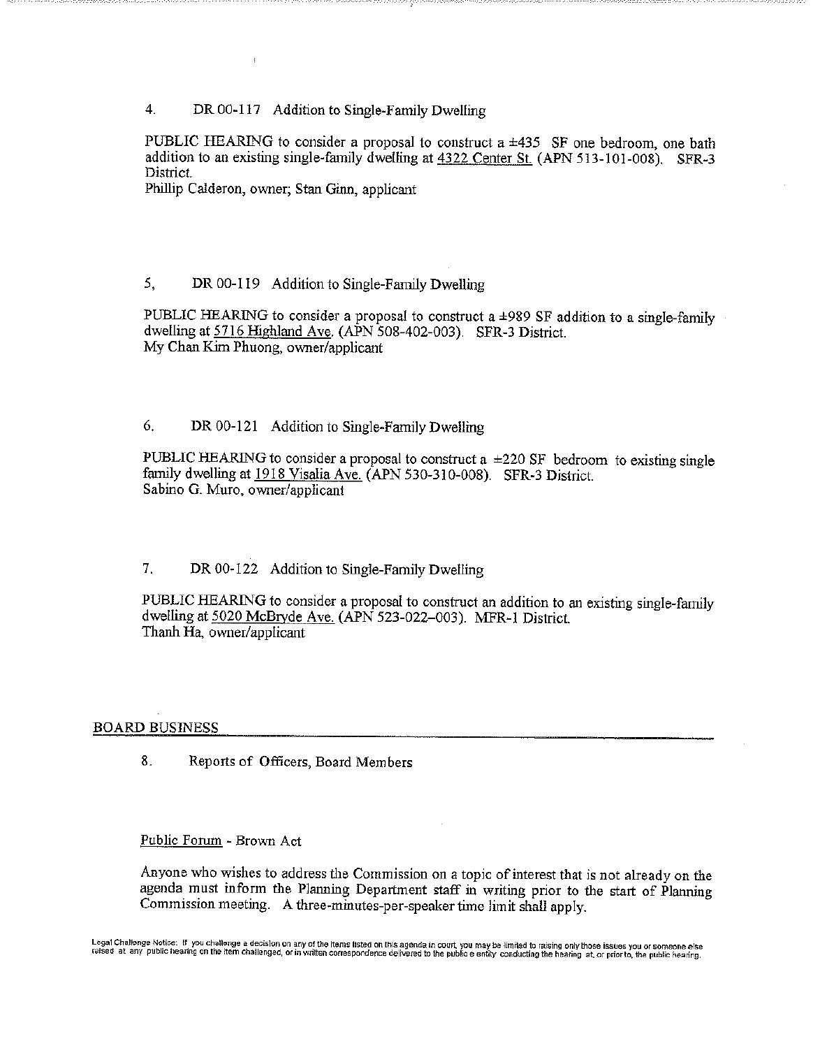4. DR 00-117 Addition to Single-Family Dwelling

PUBLIC HEARING to consider a proposal to construct a ±435 SF one bedroom, one bath addition to an existing single-family dwelling at 4322 Center St. (APN 513-101-008). SFR-3 District.
Phillip Calderon, owner; Stan Ginn, applicant

5, DR 00-119 Addition to Single-Family Dwelling

PUBLIC HEARING to consider a proposal to construct a ±989 SF addition to a single-family dwelling at 5716 Highland Ave. (APN 508-402-003). SFR-3 District.
My Chan Kim Phuong, owner/applicant

6. DR 00-121 Addition to Single-Family Dwelling

PUBLIC HEARING to consider a proposal to construct a ±220 SF bedroom to existing single family dwelling at 1918 Visalia Ave. (APN 530-310-008). SFR-3 District.
Sabino G. Muro, owner/applicant

7. DR 00-122 Addition to Single-Family Dwelling

PUBLIC HEARING to consider a proposal to construct an addition to an existing single-family dwelling at 5020 McBryde Ave. (APN 523-022-003). MFR-1 District.
Thanh Ha, owner/applicant

## BOARD BUSINESS

8. Reports of Officers, Board Members

Public Forum - Brown Act

Anyone who wishes to address the Commission on a topic of interest that is not already on the agenda must inform the Planning Department staff in writing prior to the start of Planning Commission meeting. A three-minutes-per-speaker time limit shall apply.

Legal Challenge Notice: If you challenge a decision on any of the items listed on this agenda in court, you may be limited to raising only those issues you or someone else raised at any public hearing on the item challenged, or in written correspondence delivered to the public e entity conducting the hearing at, or prior to, the public hearing.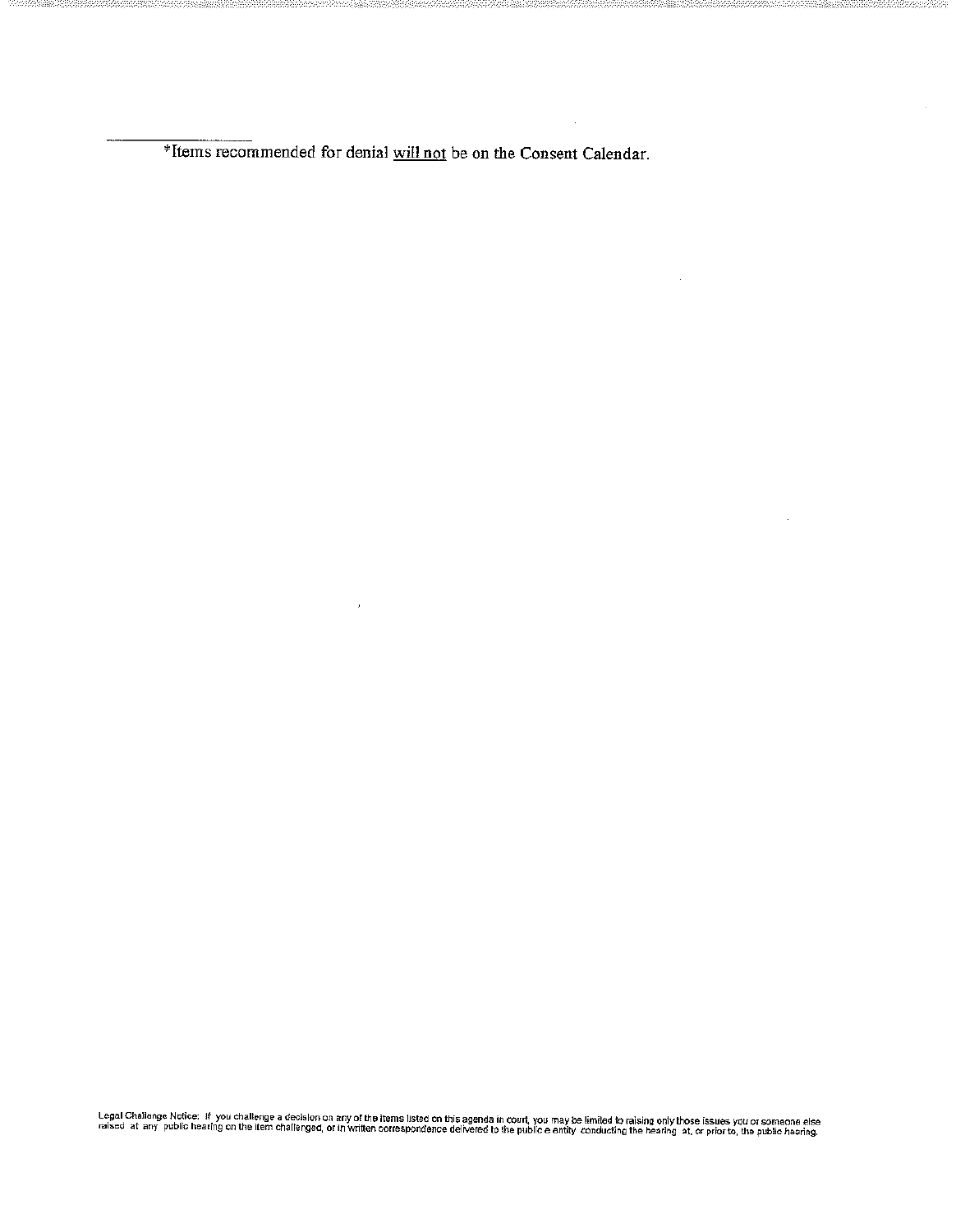*Items recommended for denial <u>will not</u> be on the Consent Calendar.

Legal Challenge Notice: If you challenge a decision on any of the items listed on this agenda in court, you may be limited to raising only those issues you or someone else raised at any public hearing on the item challenged, or in written correspondence delivered to the public e entity conducting the hearing at, or prior to, the public hearing.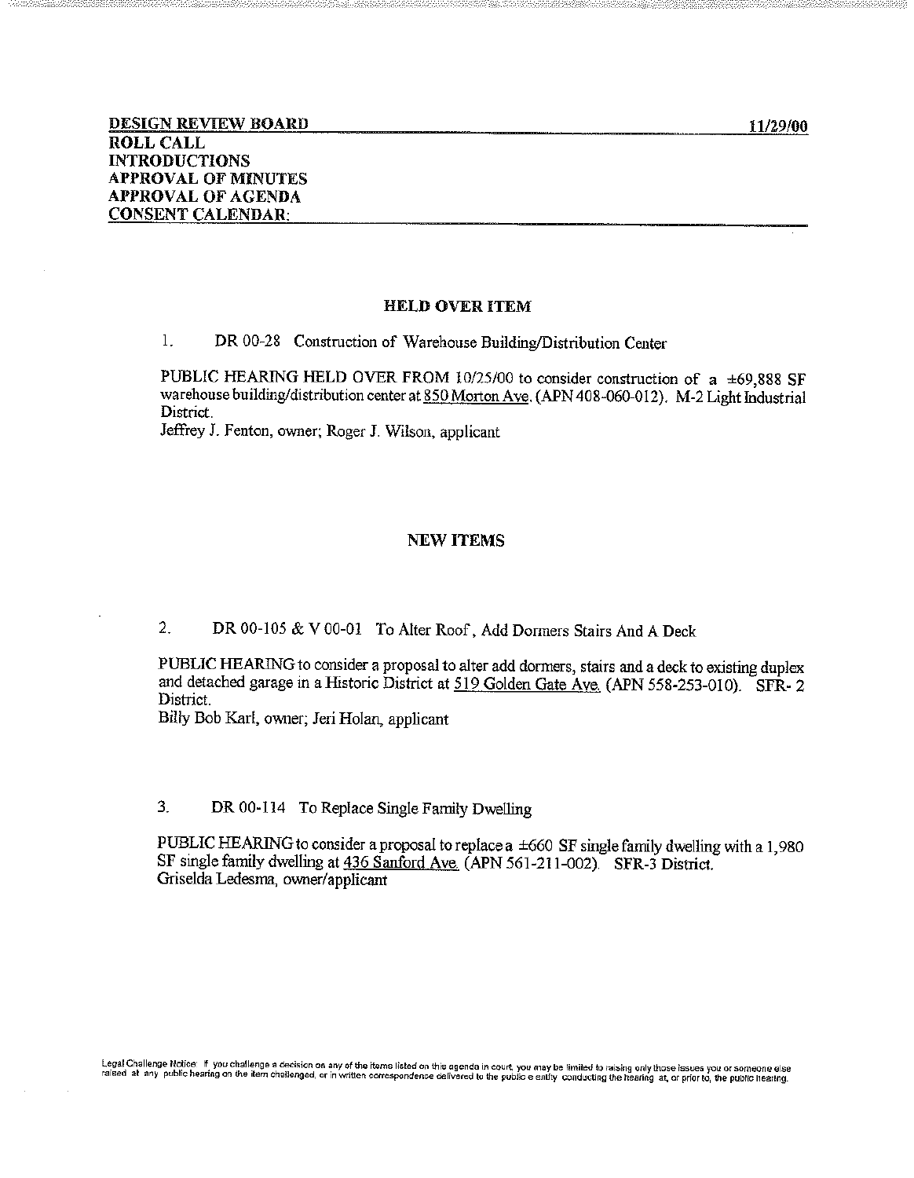**DESIGN REVIEW BOARD** **11/29/00**

**ROLL CALL**
**INTRODUCTIONS**
**APPROVAL OF MINUTES**
**APPROVAL OF AGENDA**
**CONSENT CALENDAR:**

## HELD OVER ITEM

1. DR 00-28 Construction of Warehouse Building/Distribution Center

PUBLIC HEARING HELD OVER FROM 10/25/00 to consider construction of a ±69,888 SF warehouse building/distribution center at 850 Morton Ave. (APN 408-060-012). M-2 Light Industrial District.
Jeffrey J. Fenton, owner; Roger J. Wilson, applicant

## NEW ITEMS

2. DR 00-105 & V 00-01 To Alter Roof, Add Dormers Stairs And A Deck

PUBLIC HEARING to consider a proposal to alter add dormers, stairs and a deck to existing duplex and detached garage in a Historic District at 519 Golden Gate Ave. (APN 558-253-010). SFR- 2 District.
Billy Bob Karl, owner; Jeri Holan, applicant

3. DR 00-114 To Replace Single Family Dwelling

PUBLIC HEARING to consider a proposal to replace a ±660 SF single family dwelling with a 1,980 SF single family dwelling at 436 Sanford Ave. (APN 561-211-002). SFR-3 District.
Griselda Ledesma, owner/applicant

Legal Challenge Notice: If you challenge a decision on any of the items listed on this agenda in court, you may be limited to raising only those issues you or someone else raised at any public hearing on the item challenged, or in written correspondence delivered to the public entity conducting the hearing at, or prior to, the public hearing.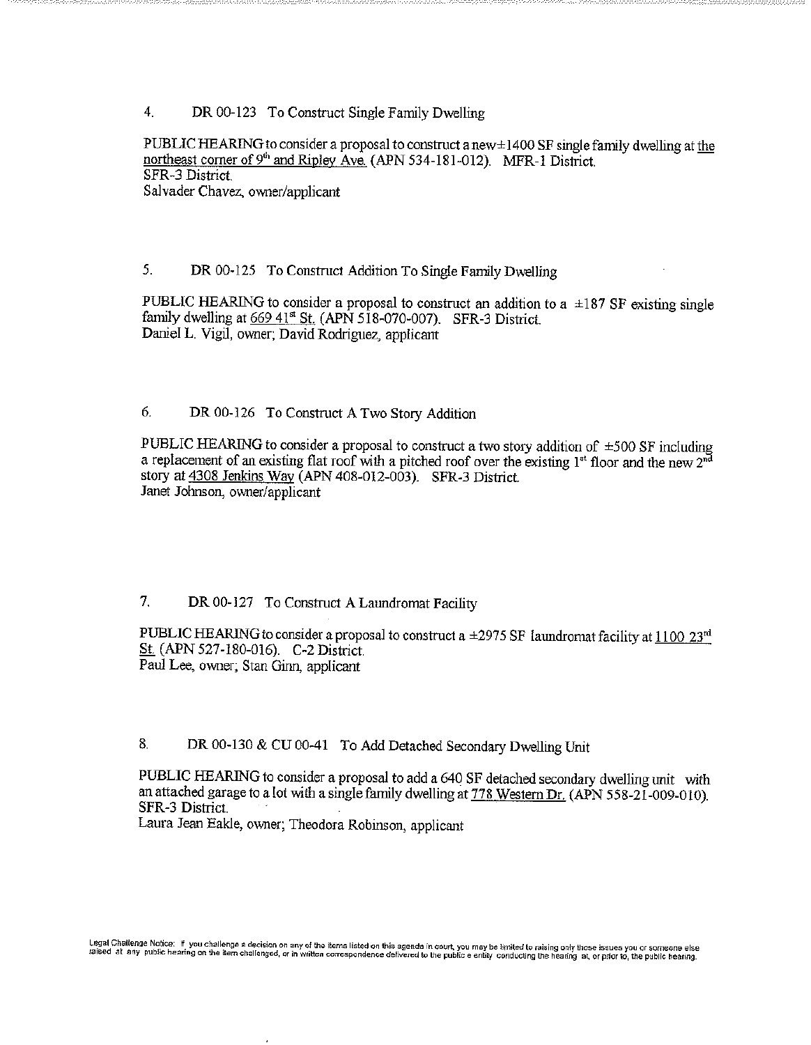4. DR 00-123 To Construct Single Family Dwelling

PUBLIC HEARING to consider a proposal to construct a new±1400 SF single family dwelling at the northeast corner of 9th and Ripley Ave. (APN 534-181-012). MFR-1 District.
SFR-3 District.
Salvader Chavez, owner/applicant

5. DR 00-125 To Construct Addition To Single Family Dwelling

PUBLIC HEARING to consider a proposal to construct an addition to a ±187 SF existing single family dwelling at 669 41st St. (APN 518-070-007). SFR-3 District.
Daniel L. Vigil, owner; David Rodriguez, applicant

6. DR 00-126 To Construct A Two Story Addition

PUBLIC HEARING to consider a proposal to construct a two story addition of ±500 SF including a replacement of an existing flat roof with a pitched roof over the existing 1st floor and the new 2nd story at 4308 Jenkins Way (APN 408-012-003). SFR-3 District.
Janet Johnson, owner/applicant

7. DR 00-127 To Construct A Laundromat Facility

PUBLIC HEARING to consider a proposal to construct a ±2975 SF laundromat facility at 1100 23rd St. (APN 527-180-016). C-2 District.
Paul Lee, owner; Stan Ginn, applicant

8. DR 00-130 & CU 00-41 To Add Detached Secondary Dwelling Unit

PUBLIC HEARING to consider a proposal to add a 640 SF detached secondary dwelling unit with an attached garage to a lot with a single family dwelling at 778 Western Dr. (APN 558-21-009-010). SFR-3 District.
Laura Jean Eakle, owner; Theodora Robinson, applicant

Legal Challenge Notice: If you challenge a decision on any of the items listed on this agenda in court, you may be limited to raising only those issues you or someone else raised at any public hearing on the item challenged, or in written correspondence delivered to the public entity conducting the hearing at, or prior to, the public hearing.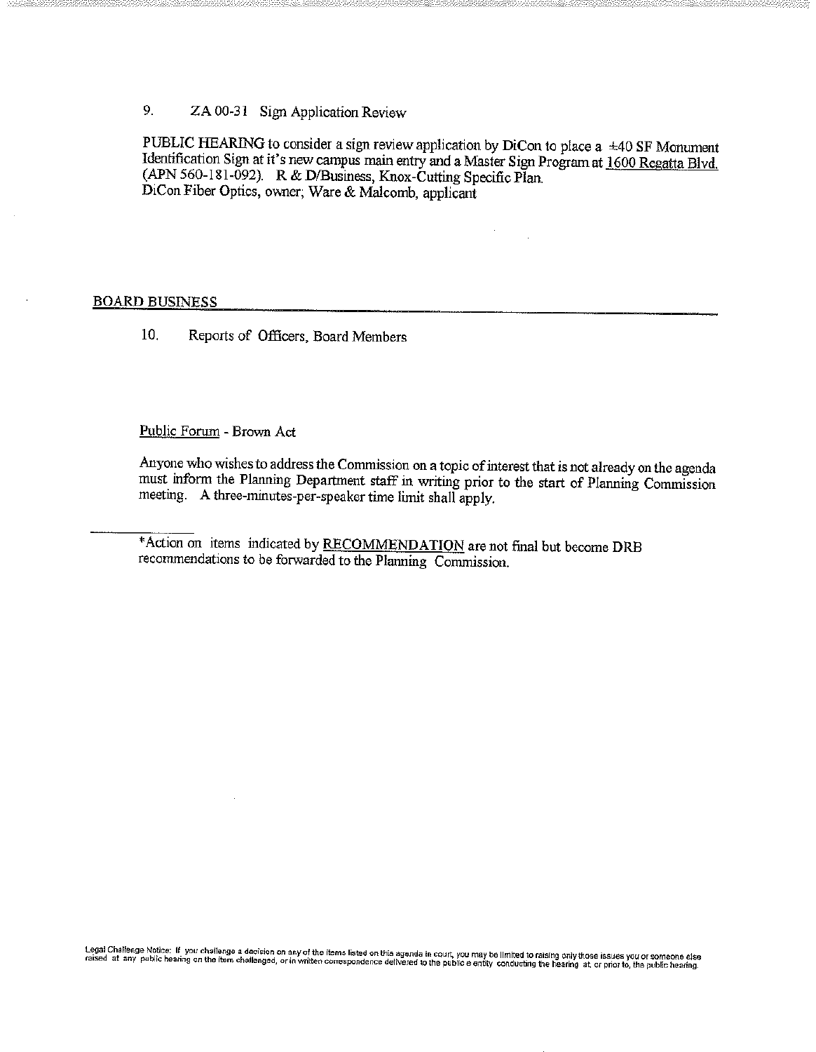9. ZA 00-31 Sign Application Review

PUBLIC HEARING to consider a sign review application by DiCon to place a ±40 SF Monument Identification Sign at it's new campus main entry and a Master Sign Program at 1600 Regatta Blvd. (APN 560-181-092). R & D/Business, Knox-Cutting Specific Plan.
DiCon Fiber Optics, owner; Ware & Malcomb, applicant

## BOARD BUSINESS

10. Reports of Officers, Board Members

Public Forum - Brown Act

Anyone who wishes to address the Commission on a topic of interest that is not already on the agenda must inform the Planning Department staff in writing prior to the start of Planning Commission meeting. A three-minutes-per-speaker time limit shall apply.

---

*Action on items indicated by RECOMMENDATION are not final but become DRB recommendations to be forwarded to the Planning Commission.

Legal Challenge Notice: If you challenge a decision on any of the items listed on this agenda in court, you may be limited to raising only those issues you or someone else raised at any public hearing on the item challenged, or in written correspondence delivered to the public entity conducting the hearing at, or prior to, the public hearing.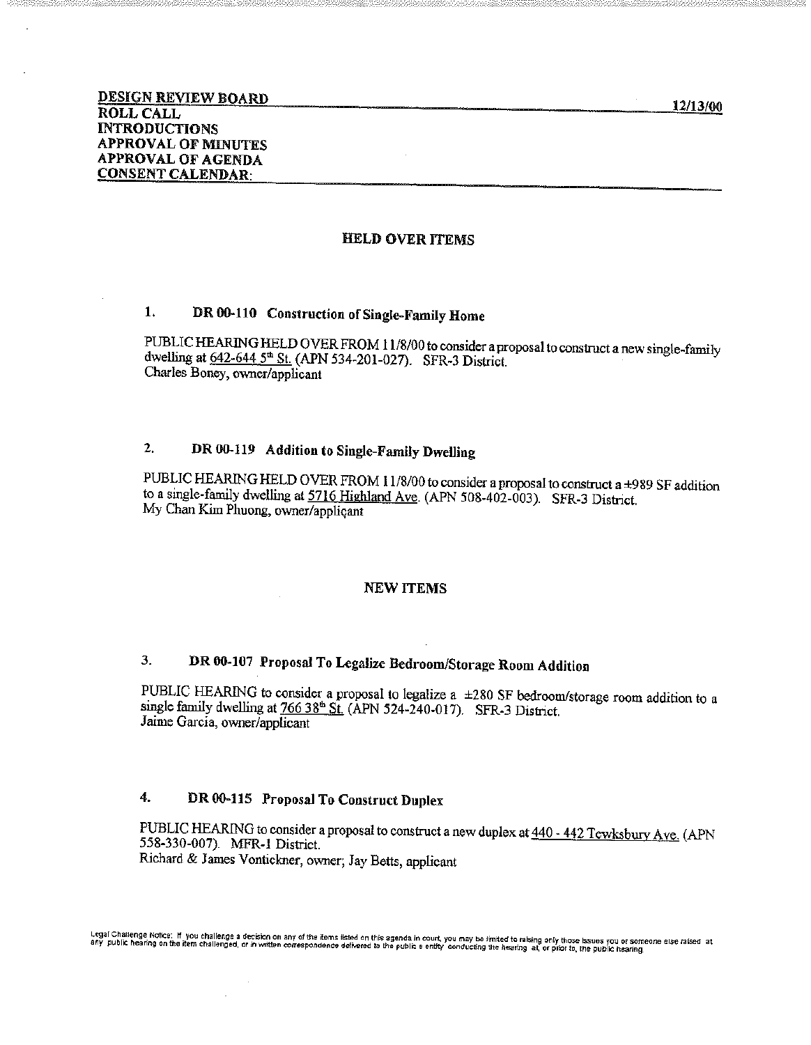**DESIGN REVIEW BOARD** **12/13/00**
**ROLL CALL**
**INTRODUCTIONS**
**APPROVAL OF MINUTES**
**APPROVAL OF AGENDA**
**CONSENT CALENDAR:**

## HELD OVER ITEMS

### 1. DR 00-110 Construction of Single-Family Home

PUBLIC HEARING HELD OVER FROM 11/8/00 to consider a proposal to construct a new single-family dwelling at 642-644 5th St. (APN 534-201-027). SFR-3 District.
Charles Boney, owner/applicant

### 2. DR 00-119 Addition to Single-Family Dwelling

PUBLIC HEARING HELD OVER FROM 11/8/00 to consider a proposal to construct a ±989 SF addition to a single-family dwelling at 5716 Highland Ave. (APN 508-402-003). SFR-3 District.
My Chan Kim Phuong, owner/applicant

## NEW ITEMS

### 3. DR 00-107 Proposal To Legalize Bedroom/Storage Room Addition

PUBLIC HEARING to consider a proposal to legalize a ±280 SF bedroom/storage room addition to a single family dwelling at 766 38th St. (APN 524-240-017). SFR-3 District.
Jaime Garcia, owner/applicant

### 4. DR 00-115 Proposal To Construct Duplex

PUBLIC HEARING to consider a proposal to construct a new duplex at 440 - 442 Tewksbury Ave. (APN 558-330-007). MFR-1 District.
Richard & James Vontickner, owner; Jay Betts, applicant

Legal Challenge Notice: If you challenge a decision on any of the items listed on this agenda in court, you may be limited to raising only those issues you or someone else raised at any public hearing on the item challenged, or in written correspondence delivered to the public entity conducting the hearing at, or prior to, the public hearing.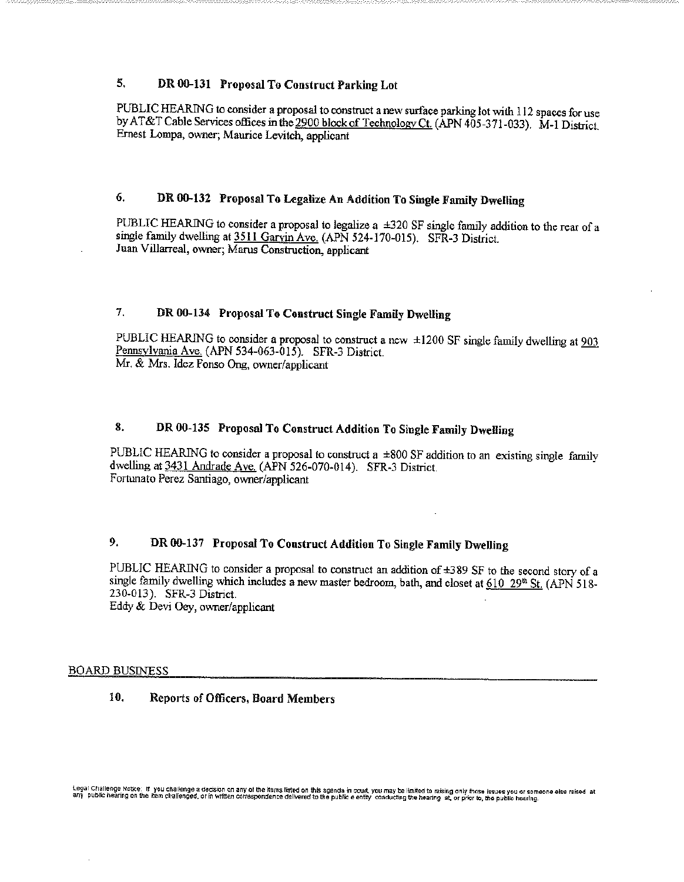### 5. DR 00-131 Proposal To Construct Parking Lot

PUBLIC HEARING to consider a proposal to construct a new surface parking lot with 112 spaces for use by AT&T Cable Services offices in the 2900 block of Technology Ct. (APN 405-371-033). M-1 District.
Ernest Lompa, owner; Maurice Levitch, applicant

### 6. DR 00-132 Proposal To Legalize An Addition To Single Family Dwelling

PUBLIC HEARING to consider a proposal to legalize a ±320 SF single family addition to the rear of a single family dwelling at 3511 Garvin Ave. (APN 524-170-015). SFR-3 District.
Juan Villarreal, owner; Marus Construction, applicant

### 7. DR 00-134 Proposal To Construct Single Family Dwelling

PUBLIC HEARING to consider a proposal to construct a new ±1200 SF single family dwelling at 903 Pennsylvania Ave. (APN 534-063-015). SFR-3 District.
Mr. & Mrs. Idez Fonso Ong, owner/applicant

### 8. DR 00-135 Proposal To Construct Addition To Single Family Dwelling

PUBLIC HEARING to consider a proposal to construct a ±800 SF addition to an existing single family dwelling at 3431 Andrade Ave. (APN 526-070-014). SFR-3 District.
Fortunato Perez Santiago, owner/applicant

### 9. DR 00-137 Proposal To Construct Addition To Single Family Dwelling

PUBLIC HEARING to consider a proposal to construct an addition of ±389 SF to the second story of a single family dwelling which includes a new master bedroom, bath, and closet at 610 29th St. (APN 518-230-013). SFR-3 District.
Eddy & Devi Oey, owner/applicant

## BOARD BUSINESS

### 10. Reports of Officers, Board Members

Legal Challenge Notice: If you challenge a decision on any of the items listed on this agenda in court, you may be limited to raising only those issues you or someone else raised at any public hearing on the item challenged, or in written correspondence delivered to the public e entity conducting the hearing at, or prior to, the public hearing.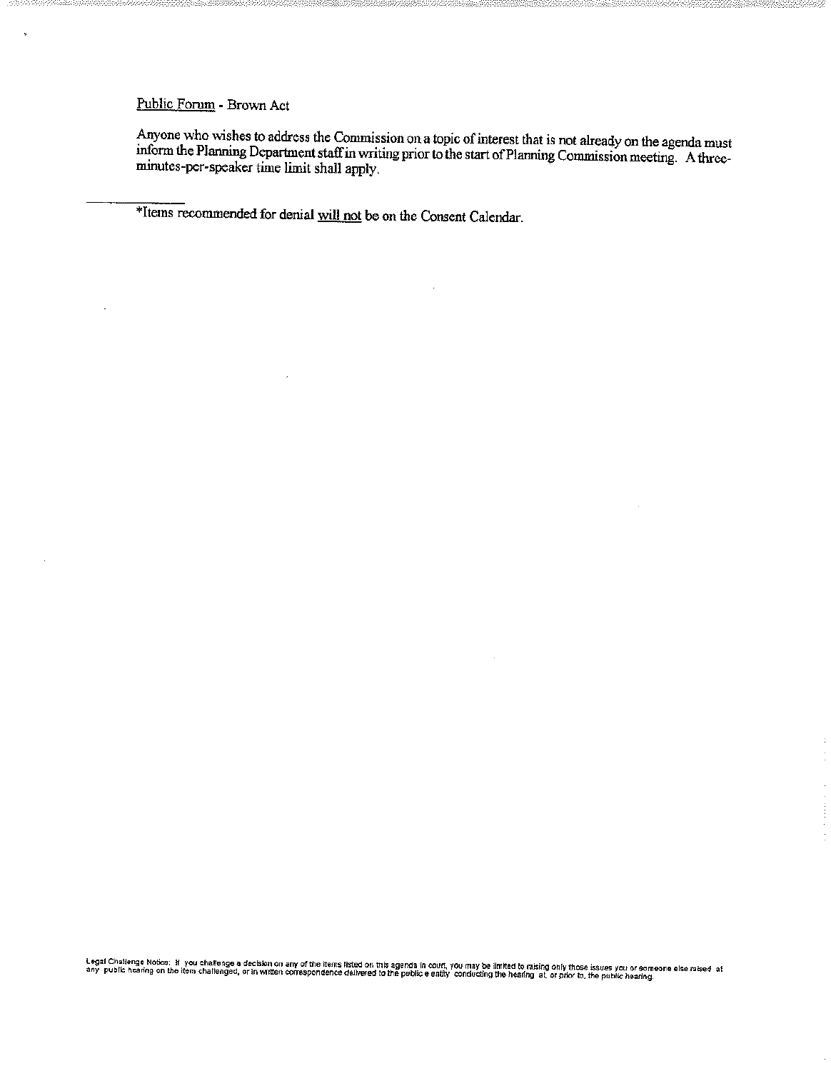Public Forum - Brown Act

Anyone who wishes to address the Commission on a topic of interest that is not already on the agenda must inform the Planning Department staff in writing prior to the start of Planning Commission meeting. A three-minutes-per-speaker time limit shall apply.

---

*Items recommended for denial will not be on the Consent Calendar.

Legal Challenge Notice: If you challenge a decision on any of the items listed on this agenda in court, you may be limited to raising only those issues you or someone else raised at any public hearing on the item challenged, or in written correspondence delivered to the public e entity conducting the hearing at, or prior to, the public hearing.